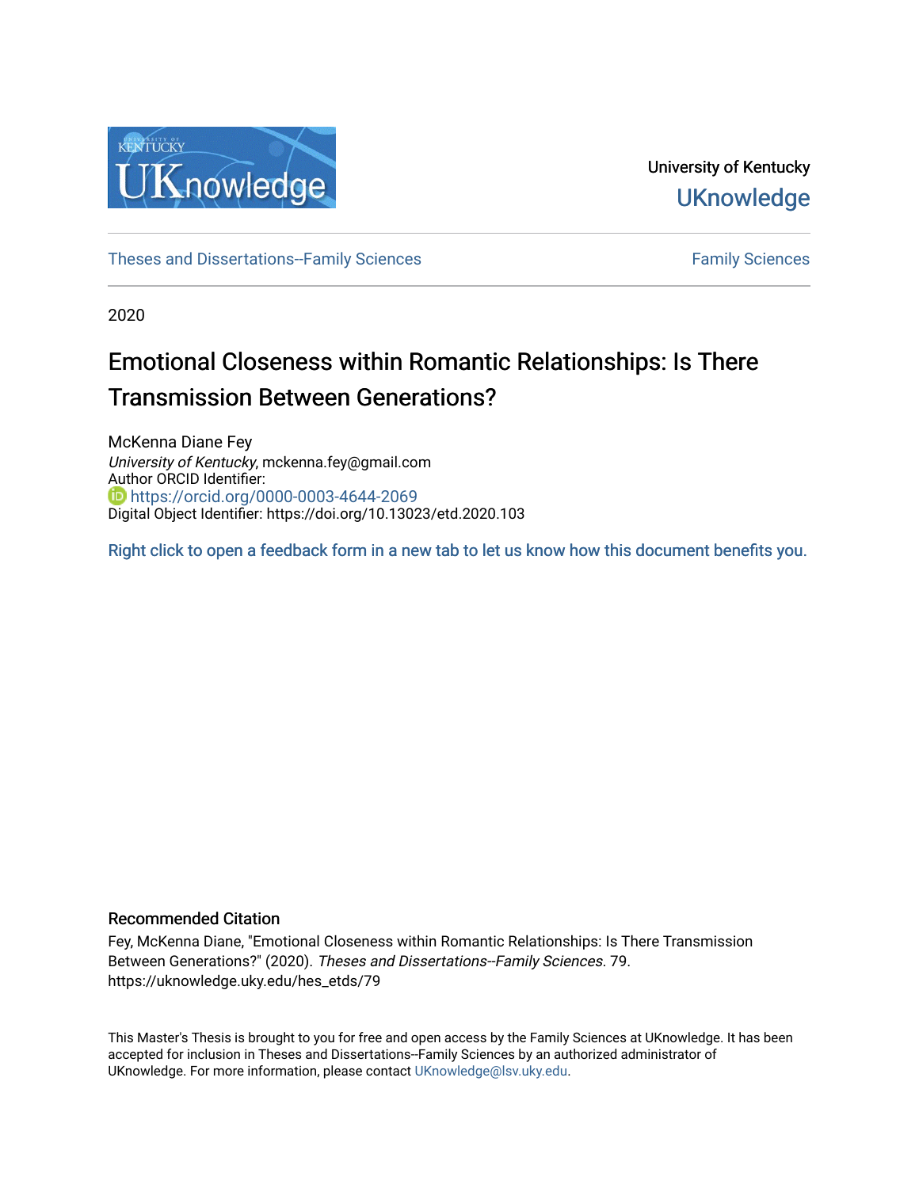University of Kentucky

UKnowledge

Theses and Dissertations--Family Sciences

Family Sciences

2020

# Emotional Closeness within Romantic Relationships: Is There Transmission Between Generations?

McKenna Diane Fey
*University of Kentucky*, mckenna.fey@gmail.com
Author ORCID Identifier:
https://orcid.org/0000-0003-4644-2069
Digital Object Identifier: https://doi.org/10.13023/etd.2020.103

Right click to open a feedback form in a new tab to let us know how this document benefits you.

## Recommended Citation

Fey, McKenna Diane, "Emotional Closeness within Romantic Relationships: Is There Transmission Between Generations?" (2020). *Theses and Dissertations--Family Sciences*. 79.
https://uknowledge.uky.edu/hes_etds/79

This Master's Thesis is brought to you for free and open access by the Family Sciences at UKnowledge. It has been accepted for inclusion in Theses and Dissertations--Family Sciences by an authorized administrator of UKnowledge. For more information, please contact UKnowledge@lsv.uky.edu.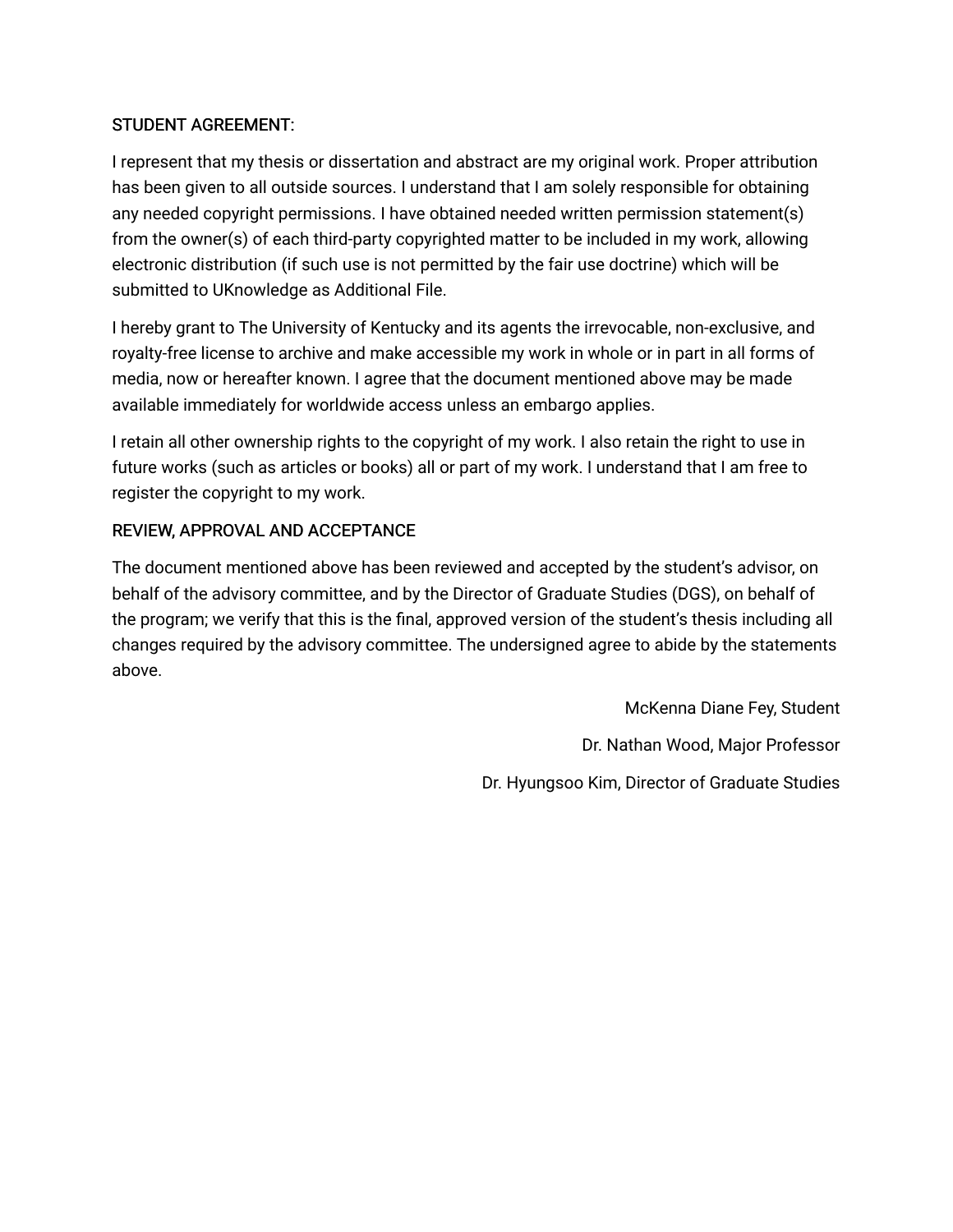## STUDENT AGREEMENT:

I represent that my thesis or dissertation and abstract are my original work. Proper attribution has been given to all outside sources. I understand that I am solely responsible for obtaining any needed copyright permissions. I have obtained needed written permission statement(s) from the owner(s) of each third-party copyrighted matter to be included in my work, allowing electronic distribution (if such use is not permitted by the fair use doctrine) which will be submitted to UKnowledge as Additional File.

I hereby grant to The University of Kentucky and its agents the irrevocable, non-exclusive, and royalty-free license to archive and make accessible my work in whole or in part in all forms of media, now or hereafter known. I agree that the document mentioned above may be made available immediately for worldwide access unless an embargo applies.

I retain all other ownership rights to the copyright of my work. I also retain the right to use in future works (such as articles or books) all or part of my work. I understand that I am free to register the copyright to my work.

## REVIEW, APPROVAL AND ACCEPTANCE

The document mentioned above has been reviewed and accepted by the student's advisor, on behalf of the advisory committee, and by the Director of Graduate Studies (DGS), on behalf of the program; we verify that this is the final, approved version of the student's thesis including all changes required by the advisory committee. The undersigned agree to abide by the statements above.

McKenna Diane Fey, Student

Dr. Nathan Wood, Major Professor

Dr. Hyungsoo Kim, Director of Graduate Studies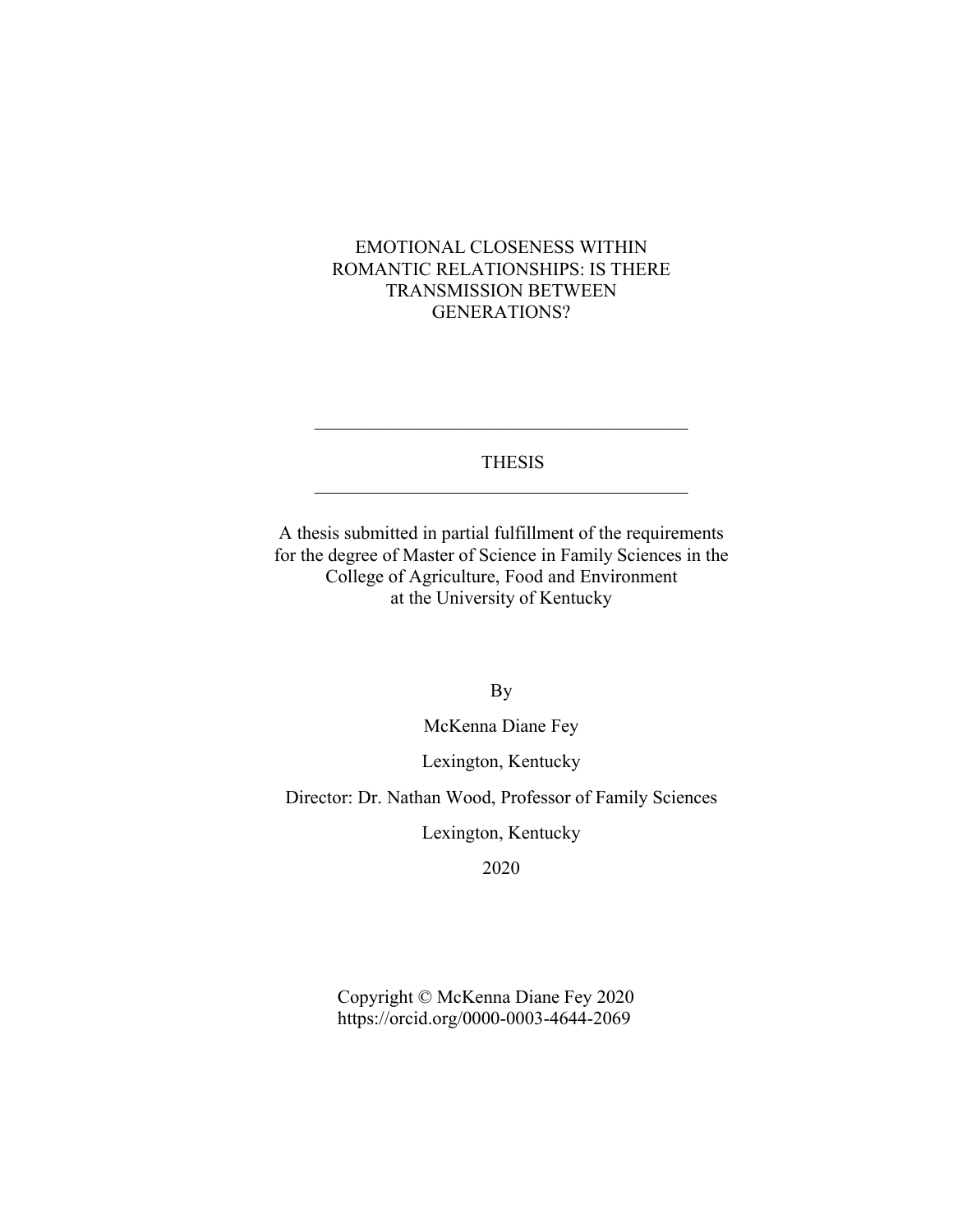# EMOTIONAL CLOSENESS WITHIN ROMANTIC RELATIONSHIPS: IS THERE TRANSMISSION BETWEEN GENERATIONS?

---

THESIS

---

A thesis submitted in partial fulfillment of the requirements for the degree of Master of Science in Family Sciences in the College of Agriculture, Food and Environment at the University of Kentucky

By

McKenna Diane Fey

Lexington, Kentucky

Director: Dr. Nathan Wood, Professor of Family Sciences

Lexington, Kentucky

2020

Copyright © McKenna Diane Fey 2020
https://orcid.org/0000-0003-4644-2069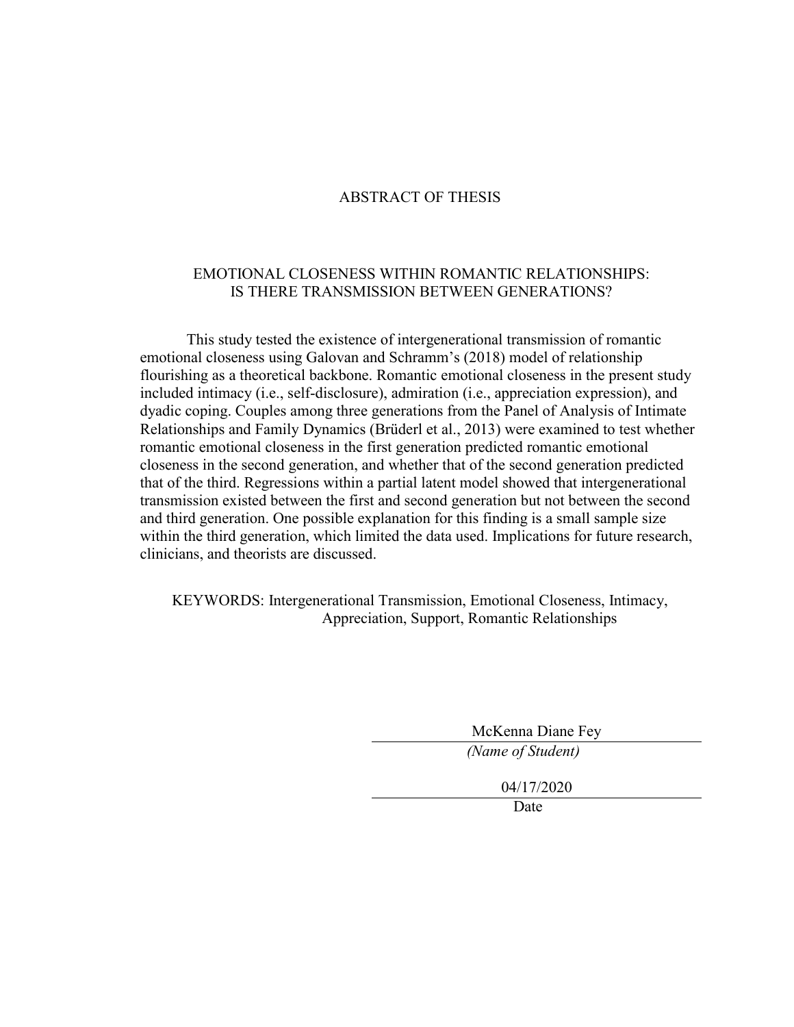# ABSTRACT OF THESIS

## EMOTIONAL CLOSENESS WITHIN ROMANTIC RELATIONSHIPS: IS THERE TRANSMISSION BETWEEN GENERATIONS?

This study tested the existence of intergenerational transmission of romantic emotional closeness using Galovan and Schramm's (2018) model of relationship flourishing as a theoretical backbone. Romantic emotional closeness in the present study included intimacy (i.e., self-disclosure), admiration (i.e., appreciation expression), and dyadic coping. Couples among three generations from the Panel of Analysis of Intimate Relationships and Family Dynamics (Brüderl et al., 2013) were examined to test whether romantic emotional closeness in the first generation predicted romantic emotional closeness in the second generation, and whether that of the second generation predicted that of the third. Regressions within a partial latent model showed that intergenerational transmission existed between the first and second generation but not between the second and third generation. One possible explanation for this finding is a small sample size within the third generation, which limited the data used. Implications for future research, clinicians, and theorists are discussed.

KEYWORDS: Intergenerational Transmission, Emotional Closeness, Intimacy, Appreciation, Support, Romantic Relationships

McKenna Diane Fey
*(Name of Student)*

04/17/2020
Date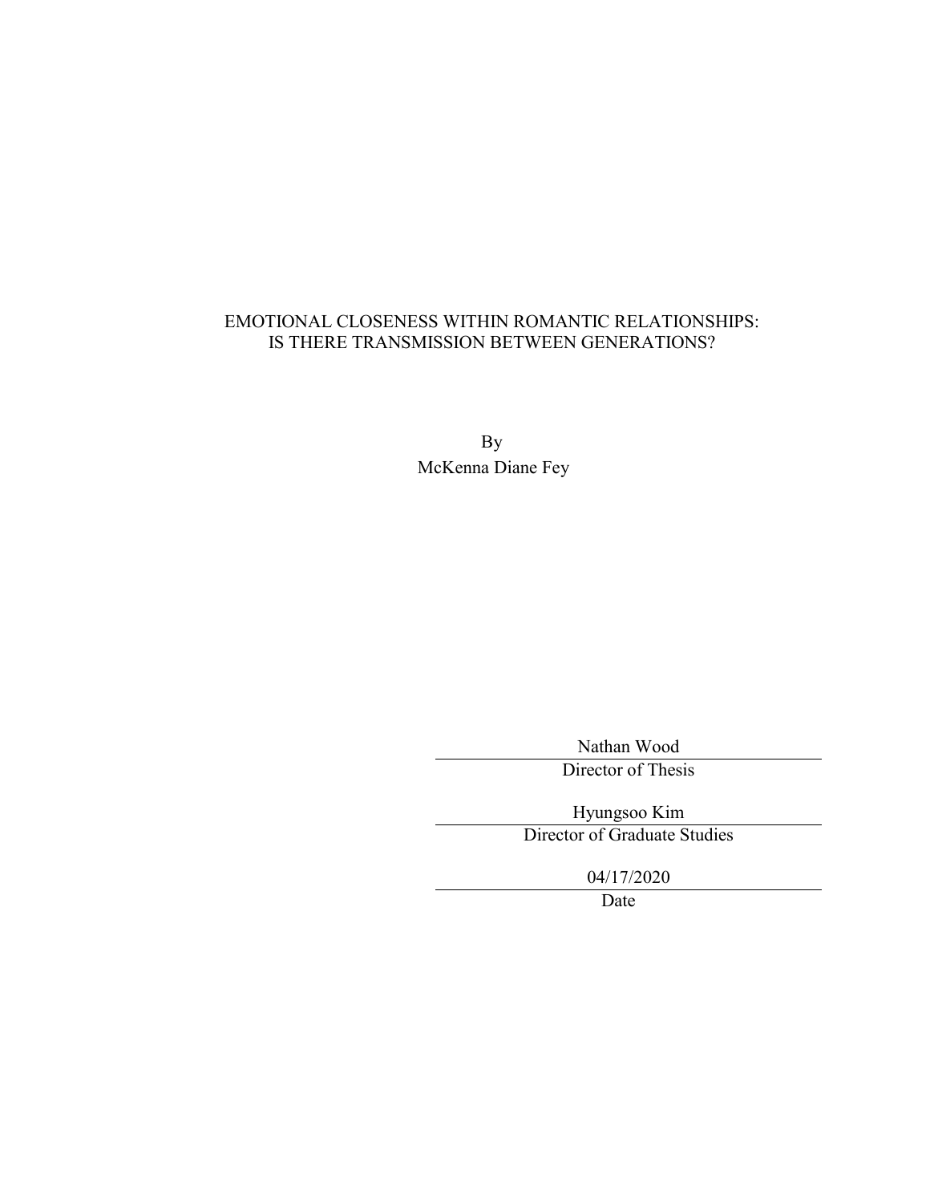EMOTIONAL CLOSENESS WITHIN ROMANTIC RELATIONSHIPS:
IS THERE TRANSMISSION BETWEEN GENERATIONS?

By
McKenna Diane Fey

Nathan Wood
Director of Thesis

Hyungsoo Kim
Director of Graduate Studies

04/17/2020
Date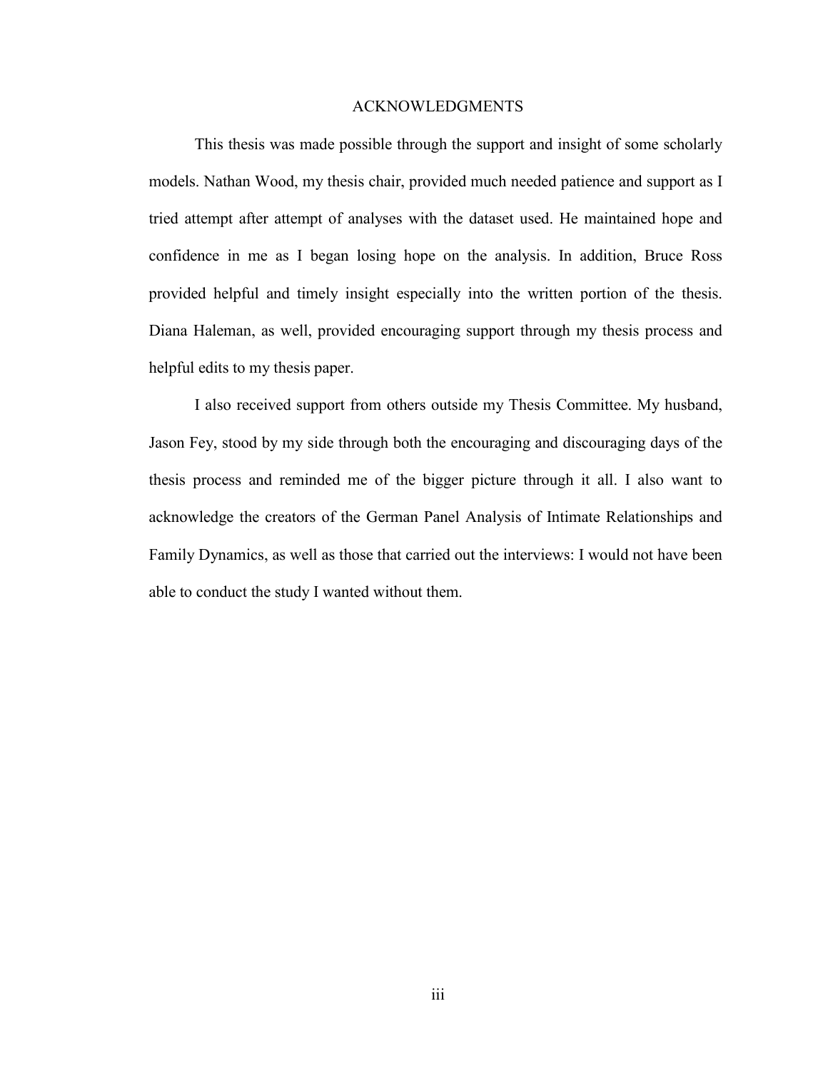# ACKNOWLEDGMENTS

This thesis was made possible through the support and insight of some scholarly models. Nathan Wood, my thesis chair, provided much needed patience and support as I tried attempt after attempt of analyses with the dataset used. He maintained hope and confidence in me as I began losing hope on the analysis. In addition, Bruce Ross provided helpful and timely insight especially into the written portion of the thesis. Diana Haleman, as well, provided encouraging support through my thesis process and helpful edits to my thesis paper.

I also received support from others outside my Thesis Committee. My husband, Jason Fey, stood by my side through both the encouraging and discouraging days of the thesis process and reminded me of the bigger picture through it all. I also want to acknowledge the creators of the German Panel Analysis of Intimate Relationships and Family Dynamics, as well as those that carried out the interviews: I would not have been able to conduct the study I wanted without them.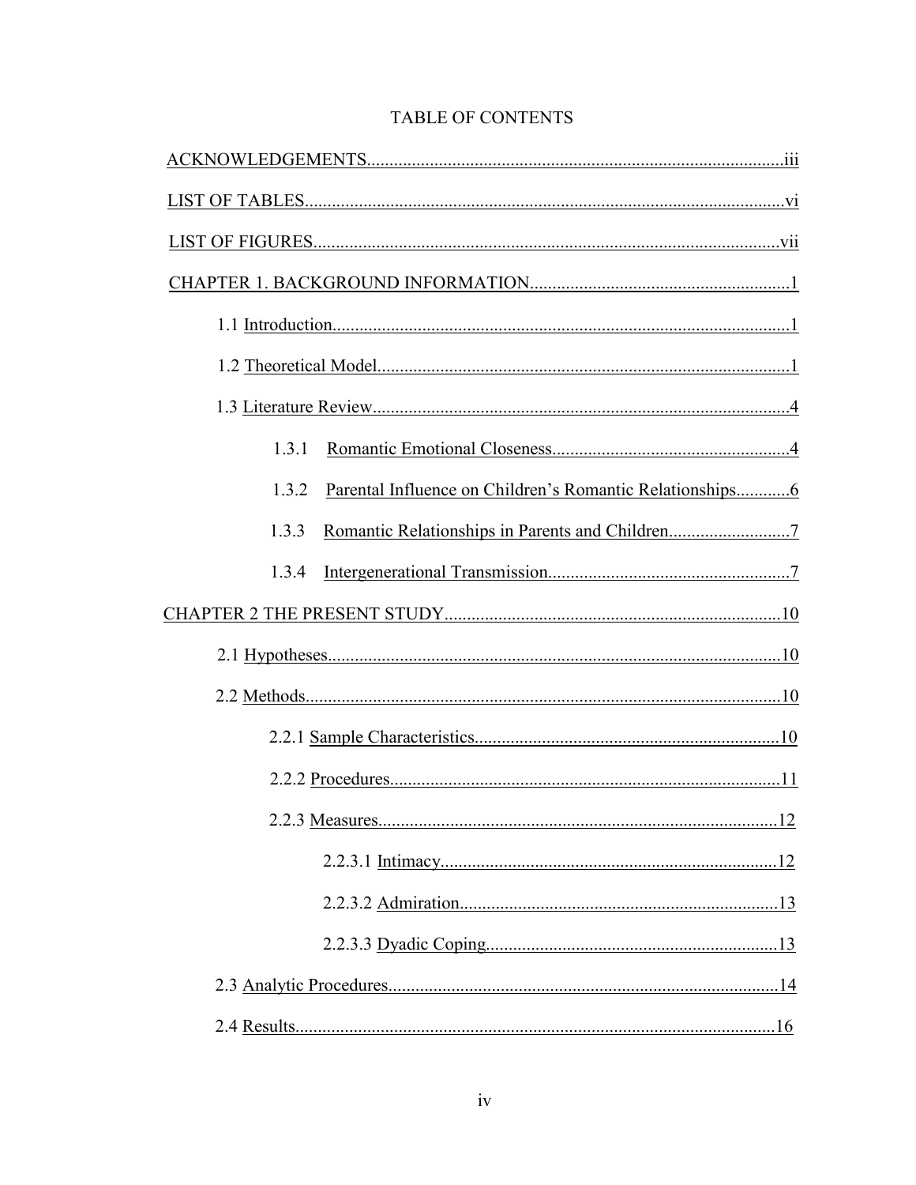# TABLE OF CONTENTS

ACKNOWLEDGEMENTS....................................................................................iii

LIST OF TABLES..........................................................................................vi

LIST OF FIGURES........................................................................................vii

CHAPTER 1. BACKGROUND INFORMATION..................................................1

- 1.1 Introduction..........................................................................................1
- 1.2 Theoretical Model..................................................................................1
- 1.3 Literature Review...................................................................................4
  - 1.3.1 Romantic Emotional Closeness.....................................................4
  - 1.3.2 Parental Influence on Children's Romantic Relationships............6
  - 1.3.3 Romantic Relationships in Parents and Children...........................7
  - 1.3.4 Intergenerational Transmission......................................................7

CHAPTER 2 THE PRESENT STUDY.................................................................10

- 2.1 Hypotheses...........................................................................................10
- 2.2 Methods................................................................................................10
  - 2.2.1 Sample Characteristics....................................................................10
  - 2.2.2 Procedures.......................................................................................11
  - 2.2.3 Measures.........................................................................................12
    - 2.2.3.1 Intimacy.................................................................................12
    - 2.2.3.2 Admiration.............................................................................13
    - 2.2.3.3 Dyadic Coping.......................................................................13
- 2.3 Analytic Procedures...............................................................................14
- 2.4 Results...................................................................................................16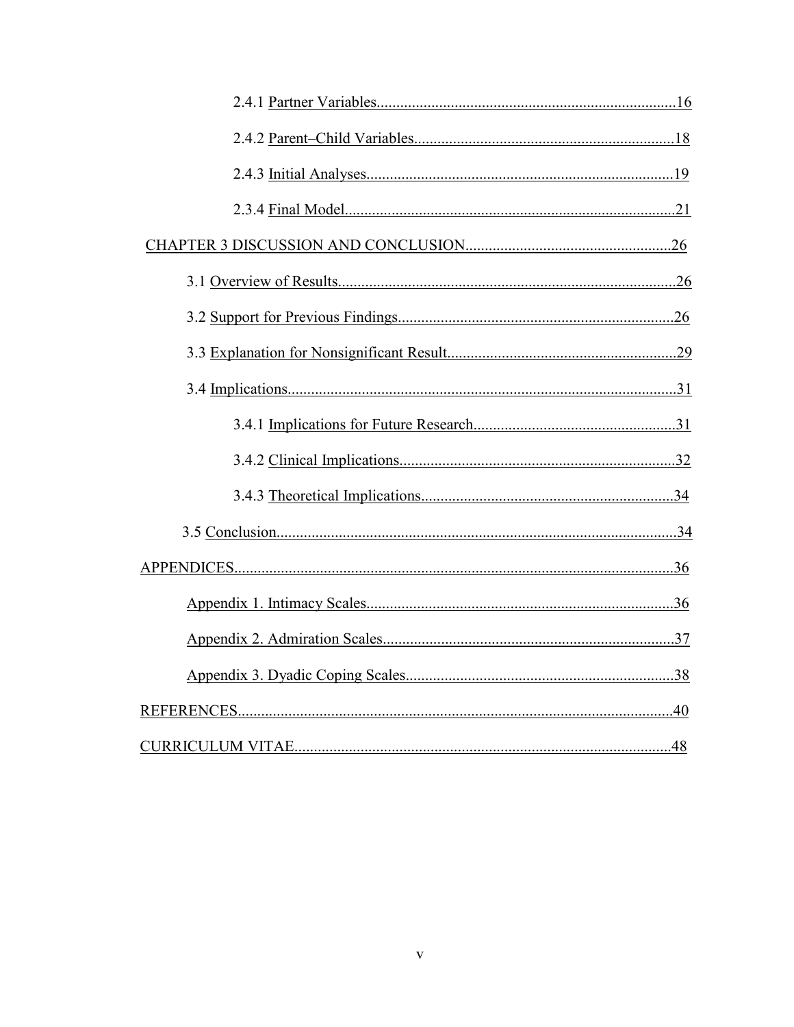2.4.1 Partner Variables.............................................................................16

2.4.2 Parent–Child Variables...................................................................18

2.4.3 Initial Analyses...............................................................................19

2.3.4 Final Model.....................................................................................21

CHAPTER 3 DISCUSSION AND CONCLUSION.....................................................26

3.1 Overview of Results.......................................................................................26

3.2 Support for Previous Findings.......................................................................26

3.3 Explanation for Nonsignificant Result...........................................................29

3.4 Implications....................................................................................................31

3.4.1 Implications for Future Research....................................................31

3.4.2 Clinical Implications........................................................................32

3.4.3 Theoretical Implications..................................................................34

3.5 Conclusion.......................................................................................................34

APPENDICES..................................................................................................................36

Appendix 1. Intimacy Scales...............................................................................36

Appendix 2. Admiration Scales...........................................................................37

Appendix 3. Dyadic Coping Scales.....................................................................38

REFERENCES.................................................................................................................40

CURRICULUM VITAE..................................................................................................48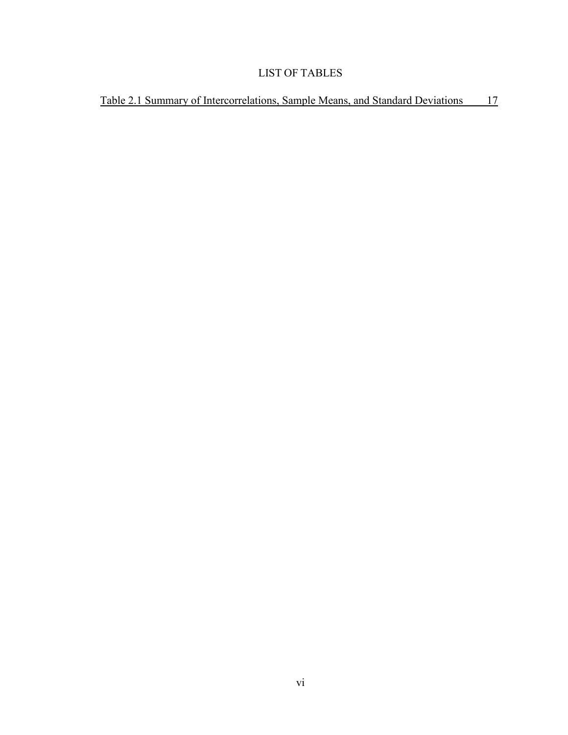# LIST OF TABLES

Table 2.1 Summary of Intercorrelations, Sample Means, and Standard Deviations 17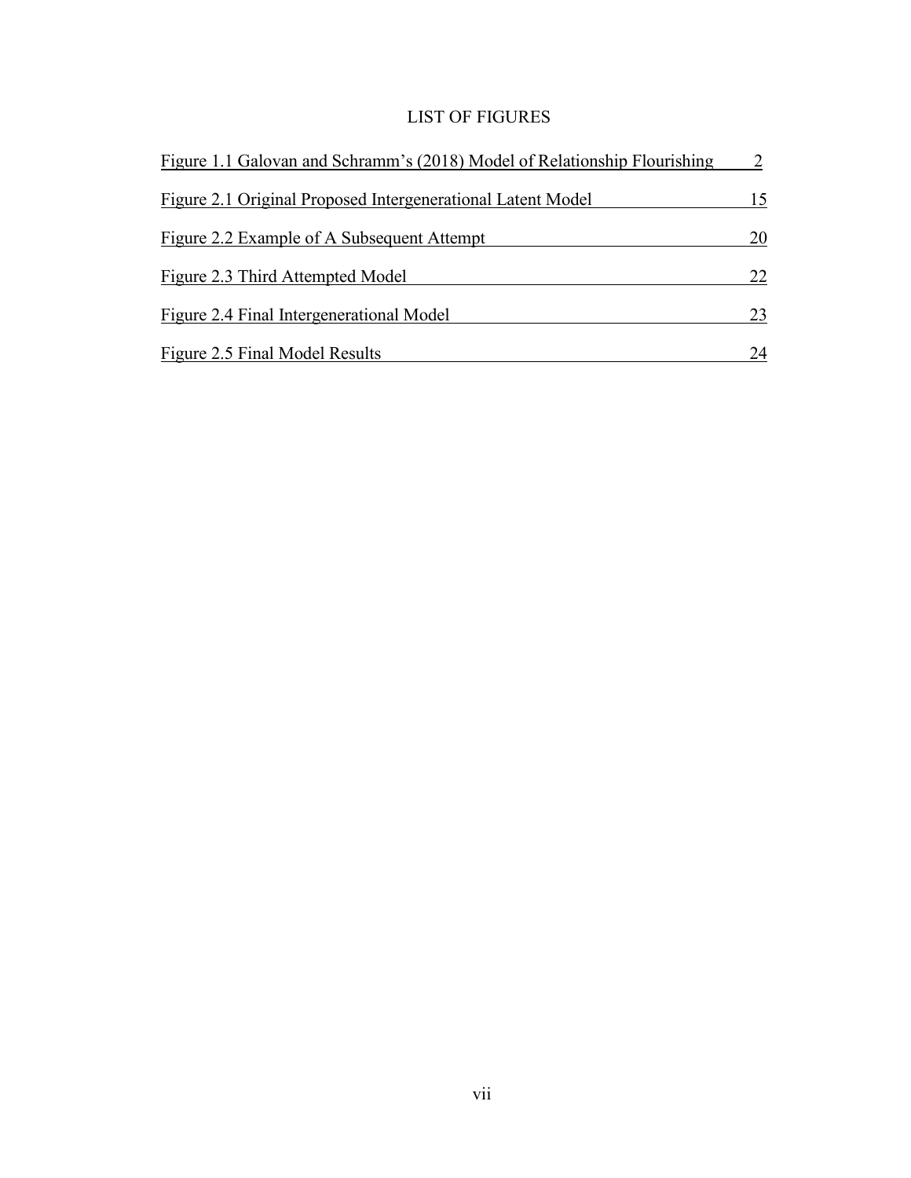# LIST OF FIGURES

| | |
|---|---|
| Figure 1.1 Galovan and Schramm's (2018) Model of Relationship Flourishing | 2 |
| Figure 2.1 Original Proposed Intergenerational Latent Model | 15 |
| Figure 2.2 Example of A Subsequent Attempt | 20 |
| Figure 2.3 Third Attempted Model | 22 |
| Figure 2.4 Final Intergenerational Model | 23 |
| Figure 2.5 Final Model Results | 24 |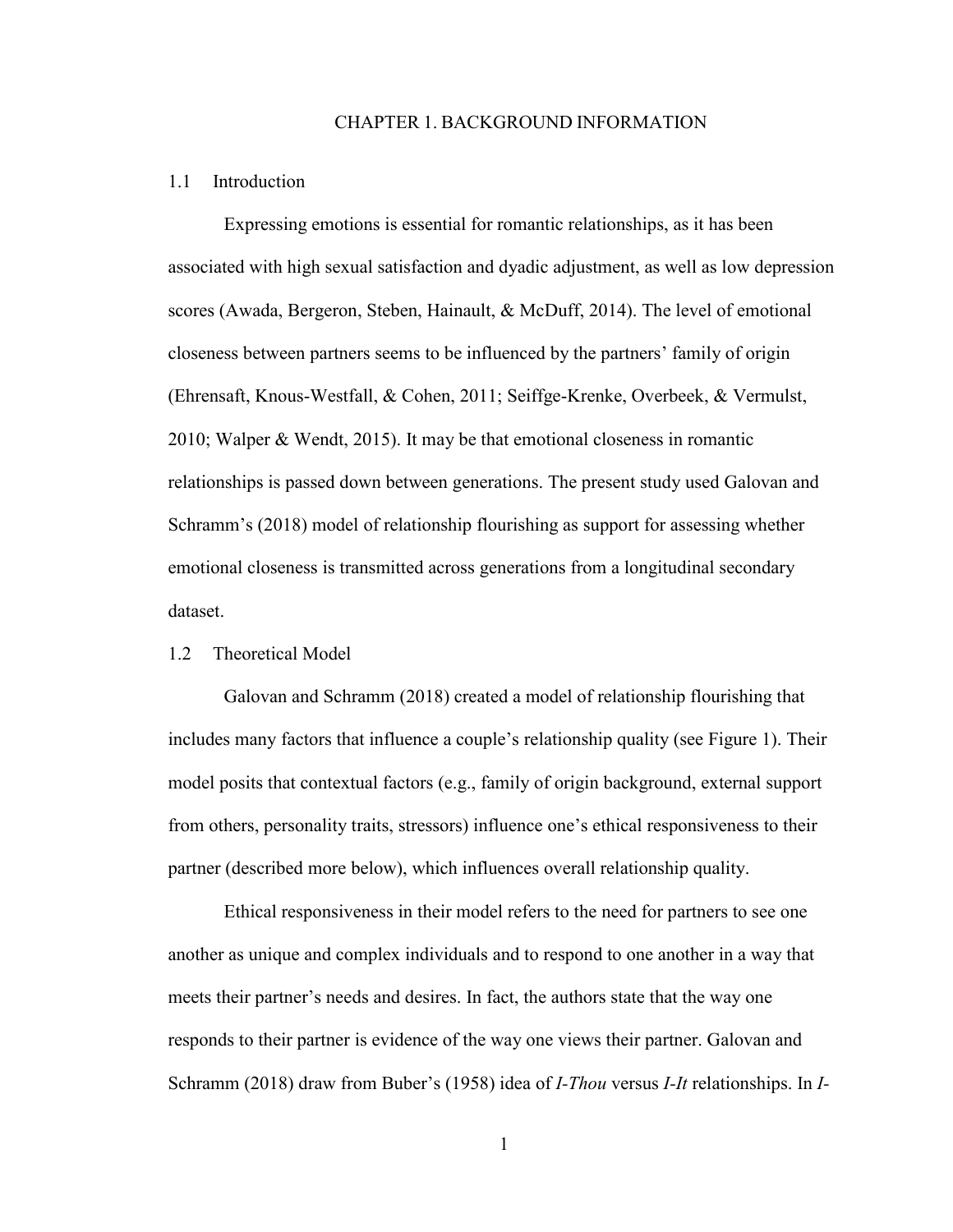# CHAPTER 1. BACKGROUND INFORMATION

## 1.1 Introduction

Expressing emotions is essential for romantic relationships, as it has been associated with high sexual satisfaction and dyadic adjustment, as well as low depression scores (Awada, Bergeron, Steben, Hainault, & McDuff, 2014). The level of emotional closeness between partners seems to be influenced by the partners' family of origin (Ehrensaft, Knous-Westfall, & Cohen, 2011; Seiffge-Krenke, Overbeek, & Vermulst, 2010; Walper & Wendt, 2015). It may be that emotional closeness in romantic relationships is passed down between generations. The present study used Galovan and Schramm's (2018) model of relationship flourishing as support for assessing whether emotional closeness is transmitted across generations from a longitudinal secondary dataset.

## 1.2 Theoretical Model

Galovan and Schramm (2018) created a model of relationship flourishing that includes many factors that influence a couple's relationship quality (see Figure 1). Their model posits that contextual factors (e.g., family of origin background, external support from others, personality traits, stressors) influence one's ethical responsiveness to their partner (described more below), which influences overall relationship quality.

Ethical responsiveness in their model refers to the need for partners to see one another as unique and complex individuals and to respond to one another in a way that meets their partner's needs and desires. In fact, the authors state that the way one responds to their partner is evidence of the way one views their partner. Galovan and Schramm (2018) draw from Buber's (1958) idea of *I-Thou* versus *I-It* relationships. In *I-*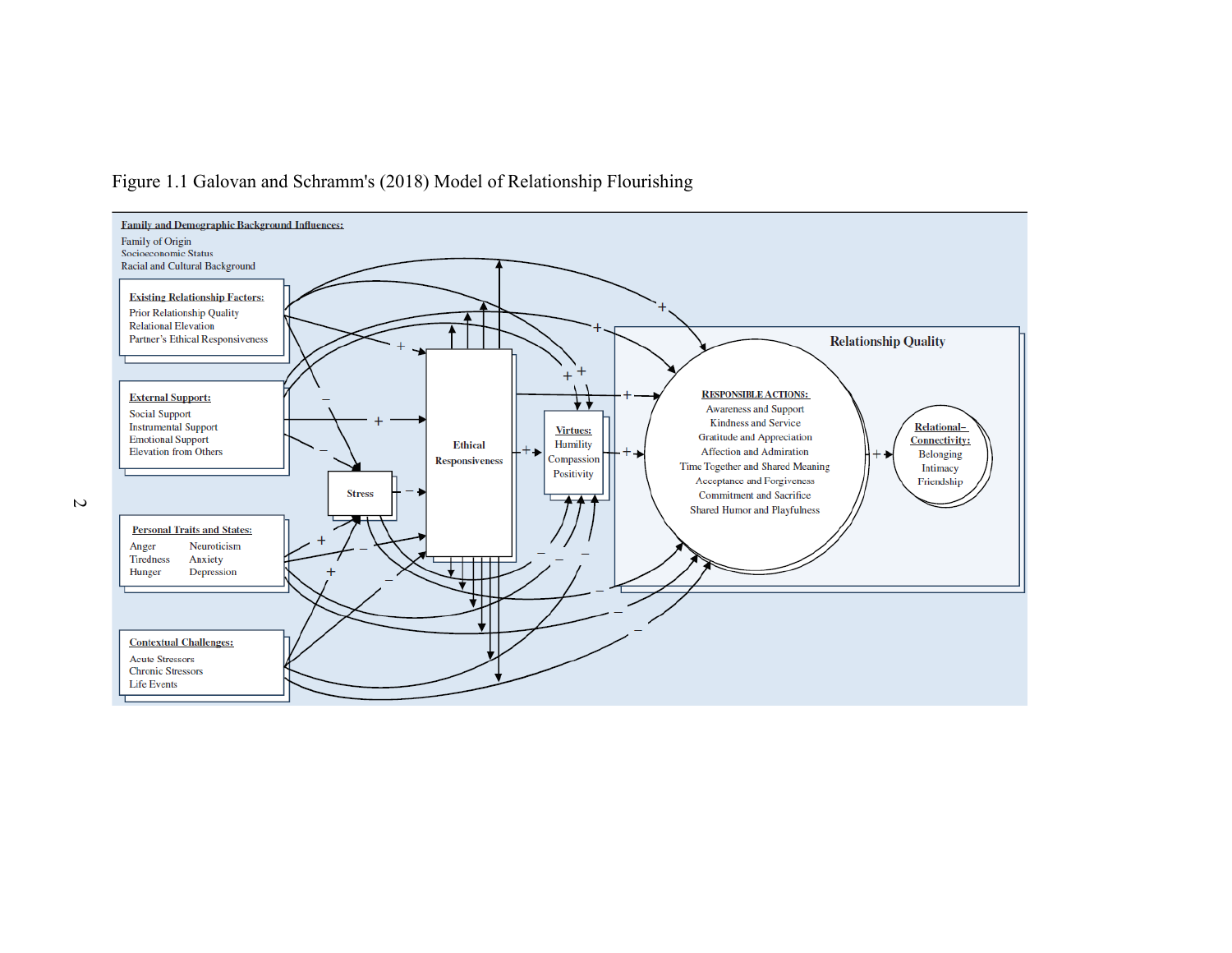Figure 1.1 Galovan and Schramm's (2018) Model of Relationship Flourishing

**Family and Demographic Background Influences:**
Family of Origin
Socioeconomic Status
Racial and Cultural Background

**Existing Relationship Factors:**
Prior Relationship Quality
Relational Elevation
Partner's Ethical Responsiveness

**External Support:**
Social Support
Instrumental Support
Emotional Support
Elevation from Others

**Personal Traits and States:**
Anger
Tiredness
Hunger
Neuroticism
Anxiety
Depression

**Contextual Challenges:**
Acute Stressors
Chronic Stressors
Life Events

Stress

Ethical Responsiveness

**Virtues:**
Humility
Compassion
Positivity

Relationship Quality

**RESPONSIBLE ACTIONS:**
Awareness and Support
Kindness and Service
Gratitude and Appreciation
Affection and Admiration
Time Together and Shared Meaning
Acceptance and Forgiveness
Commitment and Sacrifice
Shared Humor and Playfulness

**Relational–Connectivity:**
Belonging
Intimacy
Friendship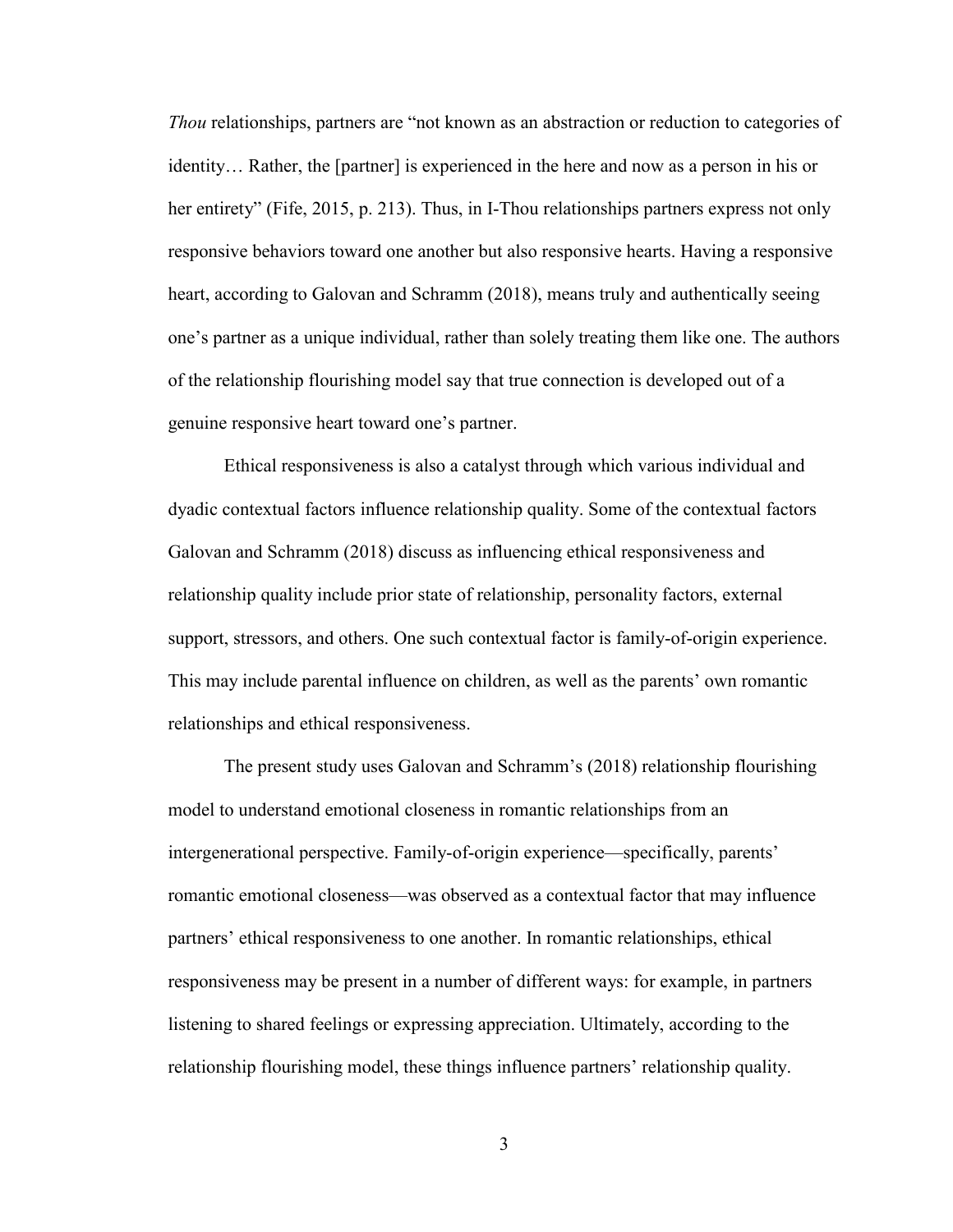*Thou* relationships, partners are "not known as an abstraction or reduction to categories of identity… Rather, the [partner] is experienced in the here and now as a person in his or her entirety" (Fife, 2015, p. 213). Thus, in I-Thou relationships partners express not only responsive behaviors toward one another but also responsive hearts. Having a responsive heart, according to Galovan and Schramm (2018), means truly and authentically seeing one's partner as a unique individual, rather than solely treating them like one. The authors of the relationship flourishing model say that true connection is developed out of a genuine responsive heart toward one's partner.

Ethical responsiveness is also a catalyst through which various individual and dyadic contextual factors influence relationship quality. Some of the contextual factors Galovan and Schramm (2018) discuss as influencing ethical responsiveness and relationship quality include prior state of relationship, personality factors, external support, stressors, and others. One such contextual factor is family-of-origin experience. This may include parental influence on children, as well as the parents' own romantic relationships and ethical responsiveness.

The present study uses Galovan and Schramm's (2018) relationship flourishing model to understand emotional closeness in romantic relationships from an intergenerational perspective. Family-of-origin experience—specifically, parents' romantic emotional closeness—was observed as a contextual factor that may influence partners' ethical responsiveness to one another. In romantic relationships, ethical responsiveness may be present in a number of different ways: for example, in partners listening to shared feelings or expressing appreciation. Ultimately, according to the relationship flourishing model, these things influence partners' relationship quality.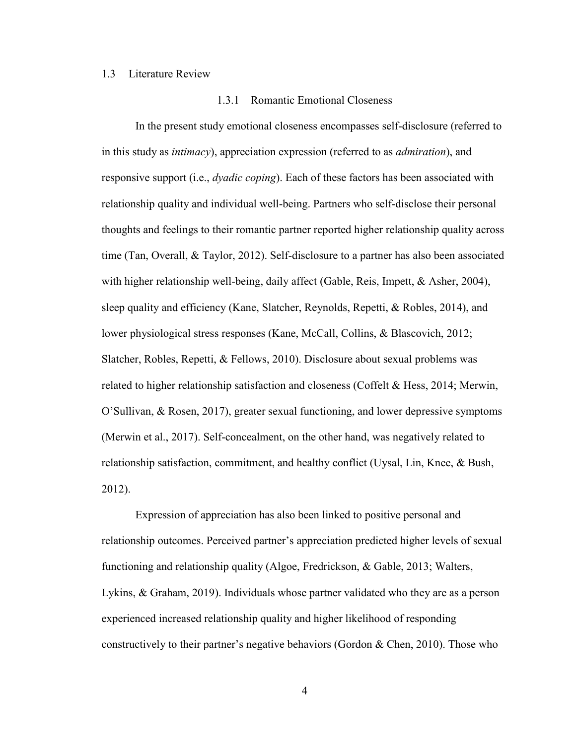## 1.3 Literature Review

### 1.3.1 Romantic Emotional Closeness

In the present study emotional closeness encompasses self-disclosure (referred to in this study as *intimacy*), appreciation expression (referred to as *admiration*), and responsive support (i.e., *dyadic coping*). Each of these factors has been associated with relationship quality and individual well-being. Partners who self-disclose their personal thoughts and feelings to their romantic partner reported higher relationship quality across time (Tan, Overall, & Taylor, 2012). Self-disclosure to a partner has also been associated with higher relationship well-being, daily affect (Gable, Reis, Impett, & Asher, 2004), sleep quality and efficiency (Kane, Slatcher, Reynolds, Repetti, & Robles, 2014), and lower physiological stress responses (Kane, McCall, Collins, & Blascovich, 2012; Slatcher, Robles, Repetti, & Fellows, 2010). Disclosure about sexual problems was related to higher relationship satisfaction and closeness (Coffelt & Hess, 2014; Merwin, O'Sullivan, & Rosen, 2017), greater sexual functioning, and lower depressive symptoms (Merwin et al., 2017). Self-concealment, on the other hand, was negatively related to relationship satisfaction, commitment, and healthy conflict (Uysal, Lin, Knee, & Bush, 2012).

Expression of appreciation has also been linked to positive personal and relationship outcomes. Perceived partner's appreciation predicted higher levels of sexual functioning and relationship quality (Algoe, Fredrickson, & Gable, 2013; Walters, Lykins, & Graham, 2019). Individuals whose partner validated who they are as a person experienced increased relationship quality and higher likelihood of responding constructively to their partner's negative behaviors (Gordon & Chen, 2010). Those who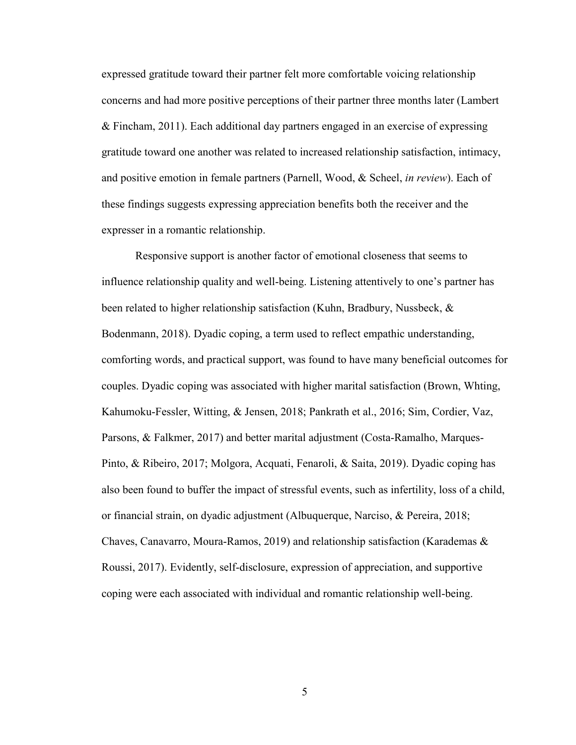expressed gratitude toward their partner felt more comfortable voicing relationship concerns and had more positive perceptions of their partner three months later (Lambert & Fincham, 2011). Each additional day partners engaged in an exercise of expressing gratitude toward one another was related to increased relationship satisfaction, intimacy, and positive emotion in female partners (Parnell, Wood, & Scheel, *in review*). Each of these findings suggests expressing appreciation benefits both the receiver and the expresser in a romantic relationship.

Responsive support is another factor of emotional closeness that seems to influence relationship quality and well-being. Listening attentively to one's partner has been related to higher relationship satisfaction (Kuhn, Bradbury, Nussbeck, & Bodenmann, 2018). Dyadic coping, a term used to reflect empathic understanding, comforting words, and practical support, was found to have many beneficial outcomes for couples. Dyadic coping was associated with higher marital satisfaction (Brown, Whting, Kahumoku-Fessler, Witting, & Jensen, 2018; Pankrath et al., 2016; Sim, Cordier, Vaz, Parsons, & Falkmer, 2017) and better marital adjustment (Costa-Ramalho, Marques-Pinto, & Ribeiro, 2017; Molgora, Acquati, Fenaroli, & Saita, 2019). Dyadic coping has also been found to buffer the impact of stressful events, such as infertility, loss of a child, or financial strain, on dyadic adjustment (Albuquerque, Narciso, & Pereira, 2018; Chaves, Canavarro, Moura-Ramos, 2019) and relationship satisfaction (Karademas & Roussi, 2017). Evidently, self-disclosure, expression of appreciation, and supportive coping were each associated with individual and romantic relationship well-being.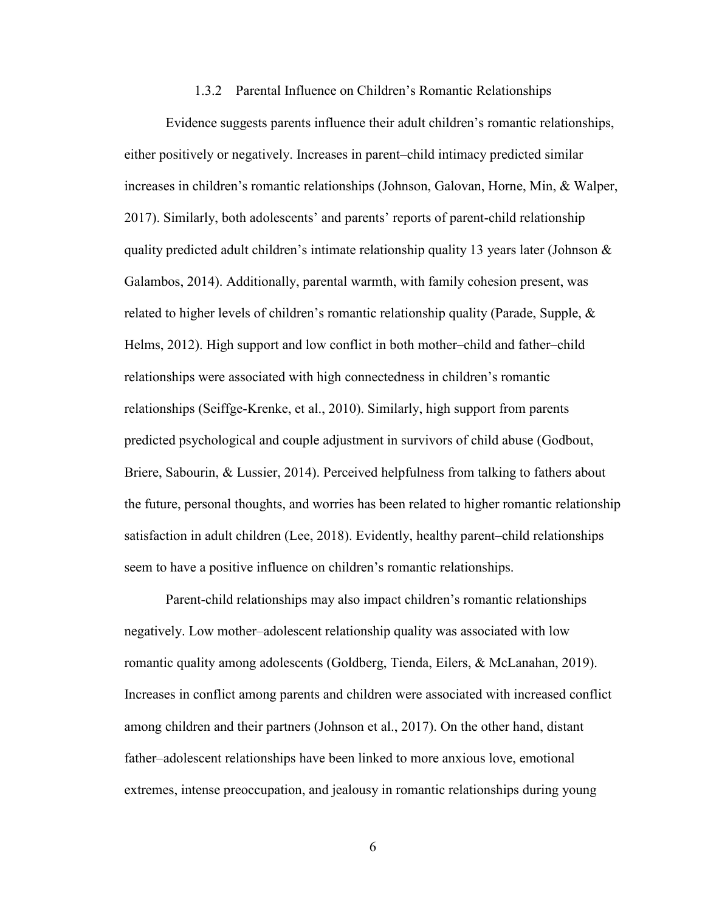### 1.3.2 Parental Influence on Children's Romantic Relationships

Evidence suggests parents influence their adult children's romantic relationships, either positively or negatively. Increases in parent–child intimacy predicted similar increases in children's romantic relationships (Johnson, Galovan, Horne, Min, & Walper, 2017). Similarly, both adolescents' and parents' reports of parent-child relationship quality predicted adult children's intimate relationship quality 13 years later (Johnson & Galambos, 2014). Additionally, parental warmth, with family cohesion present, was related to higher levels of children's romantic relationship quality (Parade, Supple, & Helms, 2012). High support and low conflict in both mother–child and father–child relationships were associated with high connectedness in children's romantic relationships (Seiffge-Krenke, et al., 2010). Similarly, high support from parents predicted psychological and couple adjustment in survivors of child abuse (Godbout, Briere, Sabourin, & Lussier, 2014). Perceived helpfulness from talking to fathers about the future, personal thoughts, and worries has been related to higher romantic relationship satisfaction in adult children (Lee, 2018). Evidently, healthy parent–child relationships seem to have a positive influence on children's romantic relationships.

Parent-child relationships may also impact children's romantic relationships negatively. Low mother–adolescent relationship quality was associated with low romantic quality among adolescents (Goldberg, Tienda, Eilers, & McLanahan, 2019). Increases in conflict among parents and children were associated with increased conflict among children and their partners (Johnson et al., 2017). On the other hand, distant father–adolescent relationships have been linked to more anxious love, emotional extremes, intense preoccupation, and jealousy in romantic relationships during young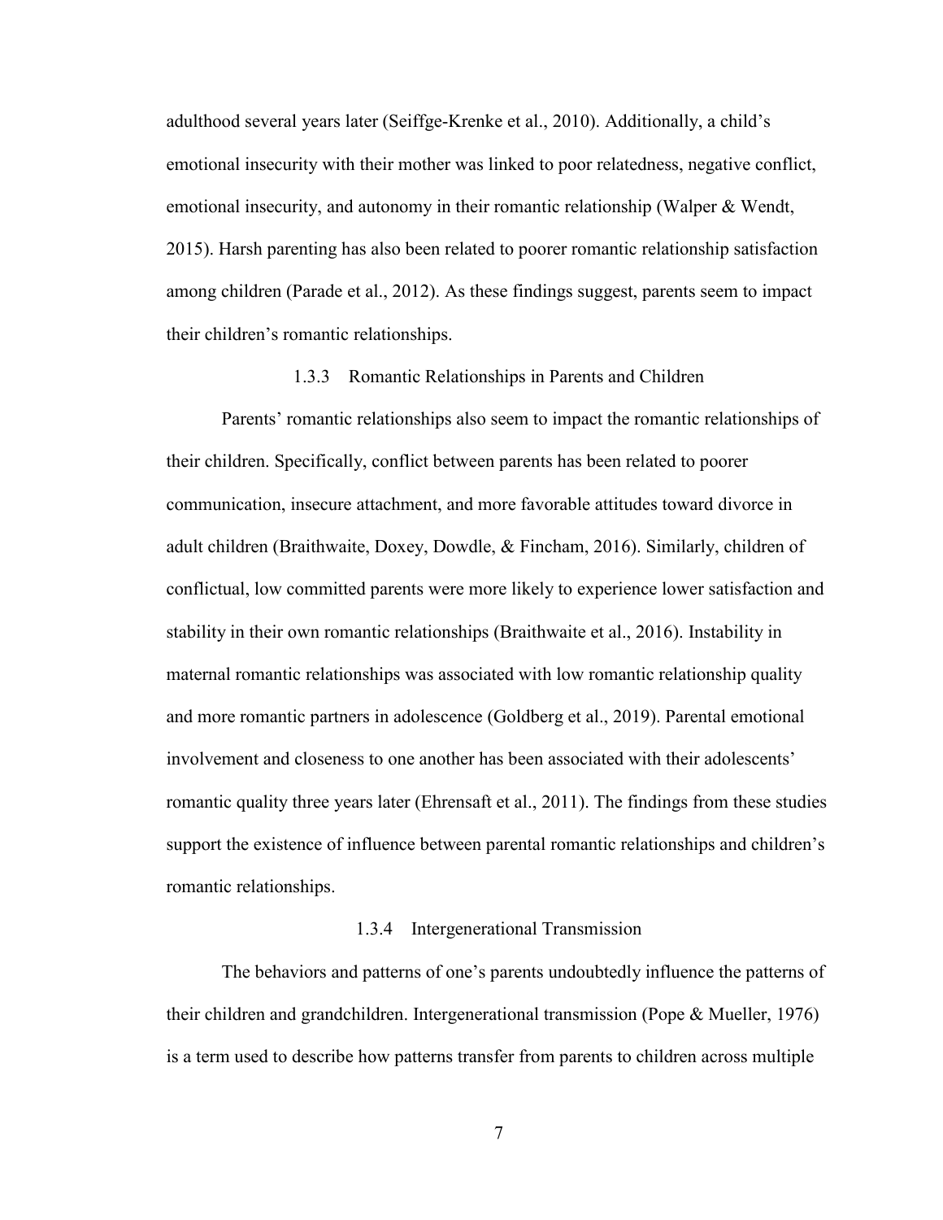adulthood several years later (Seiffge-Krenke et al., 2010). Additionally, a child's emotional insecurity with their mother was linked to poor relatedness, negative conflict, emotional insecurity, and autonomy in their romantic relationship (Walper & Wendt, 2015). Harsh parenting has also been related to poorer romantic relationship satisfaction among children (Parade et al., 2012). As these findings suggest, parents seem to impact their children's romantic relationships.

### 1.3.3 Romantic Relationships in Parents and Children

Parents' romantic relationships also seem to impact the romantic relationships of their children. Specifically, conflict between parents has been related to poorer communication, insecure attachment, and more favorable attitudes toward divorce in adult children (Braithwaite, Doxey, Dowdle, & Fincham, 2016). Similarly, children of conflictual, low committed parents were more likely to experience lower satisfaction and stability in their own romantic relationships (Braithwaite et al., 2016). Instability in maternal romantic relationships was associated with low romantic relationship quality and more romantic partners in adolescence (Goldberg et al., 2019). Parental emotional involvement and closeness to one another has been associated with their adolescents' romantic quality three years later (Ehrensaft et al., 2011). The findings from these studies support the existence of influence between parental romantic relationships and children's romantic relationships.

### 1.3.4 Intergenerational Transmission

The behaviors and patterns of one's parents undoubtedly influence the patterns of their children and grandchildren. Intergenerational transmission (Pope & Mueller, 1976) is a term used to describe how patterns transfer from parents to children across multiple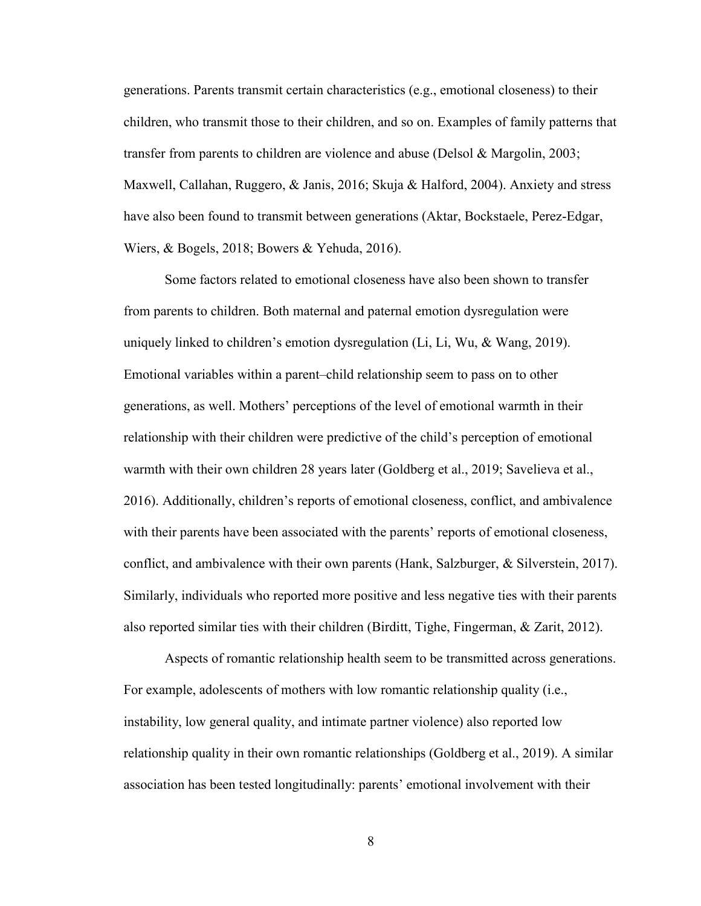generations. Parents transmit certain characteristics (e.g., emotional closeness) to their children, who transmit those to their children, and so on. Examples of family patterns that transfer from parents to children are violence and abuse (Delsol & Margolin, 2003; Maxwell, Callahan, Ruggero, & Janis, 2016; Skuja & Halford, 2004). Anxiety and stress have also been found to transmit between generations (Aktar, Bockstaele, Perez-Edgar, Wiers, & Bogels, 2018; Bowers & Yehuda, 2016).

Some factors related to emotional closeness have also been shown to transfer from parents to children. Both maternal and paternal emotion dysregulation were uniquely linked to children's emotion dysregulation (Li, Li, Wu, & Wang, 2019). Emotional variables within a parent–child relationship seem to pass on to other generations, as well. Mothers' perceptions of the level of emotional warmth in their relationship with their children were predictive of the child's perception of emotional warmth with their own children 28 years later (Goldberg et al., 2019; Savelieva et al., 2016). Additionally, children's reports of emotional closeness, conflict, and ambivalence with their parents have been associated with the parents' reports of emotional closeness, conflict, and ambivalence with their own parents (Hank, Salzburger, & Silverstein, 2017). Similarly, individuals who reported more positive and less negative ties with their parents also reported similar ties with their children (Birditt, Tighe, Fingerman, & Zarit, 2012).

Aspects of romantic relationship health seem to be transmitted across generations. For example, adolescents of mothers with low romantic relationship quality (i.e., instability, low general quality, and intimate partner violence) also reported low relationship quality in their own romantic relationships (Goldberg et al., 2019). A similar association has been tested longitudinally: parents' emotional involvement with their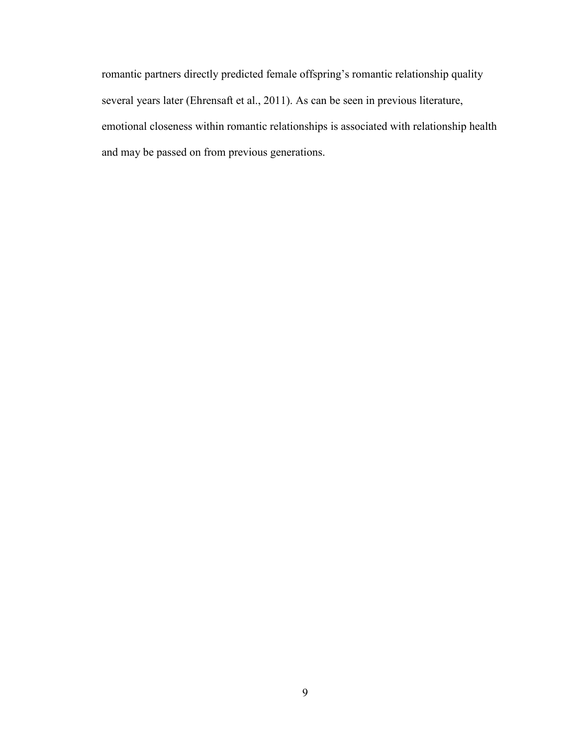romantic partners directly predicted female offspring's romantic relationship quality several years later (Ehrensaft et al., 2011). As can be seen in previous literature, emotional closeness within romantic relationships is associated with relationship health and may be passed on from previous generations.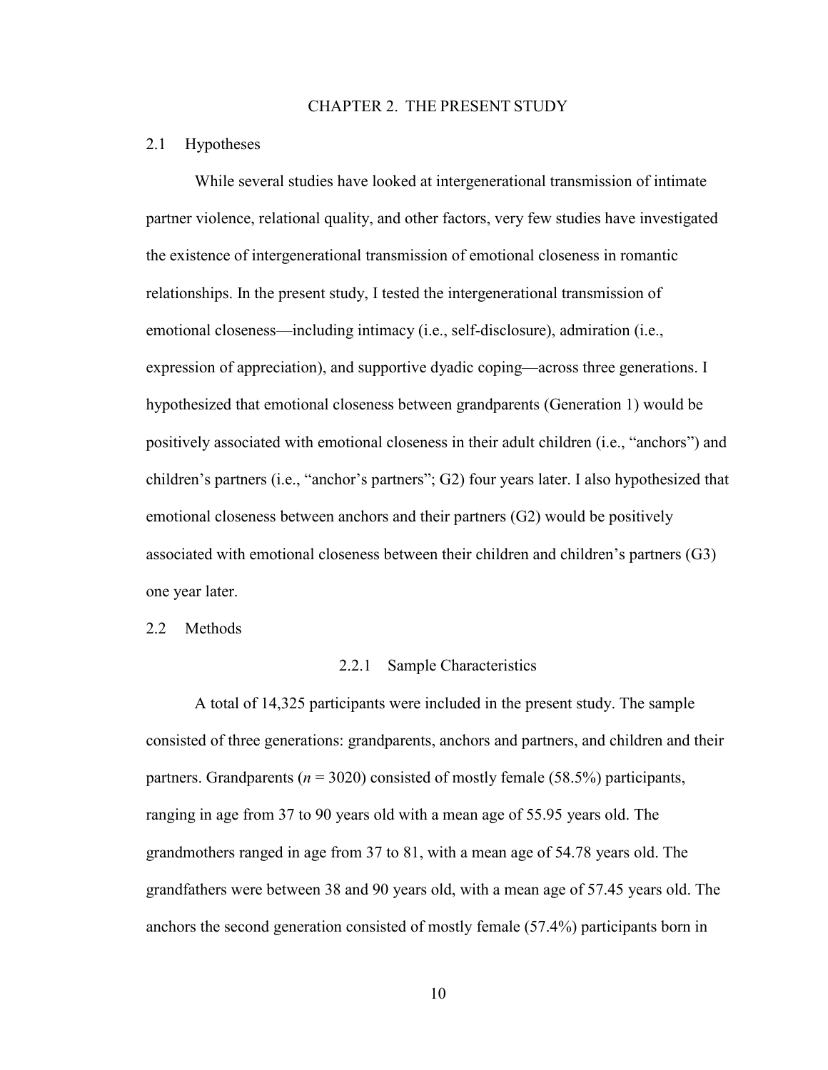# CHAPTER 2. THE PRESENT STUDY

## 2.1 Hypotheses

While several studies have looked at intergenerational transmission of intimate partner violence, relational quality, and other factors, very few studies have investigated the existence of intergenerational transmission of emotional closeness in romantic relationships. In the present study, I tested the intergenerational transmission of emotional closeness—including intimacy (i.e., self-disclosure), admiration (i.e., expression of appreciation), and supportive dyadic coping—across three generations. I hypothesized that emotional closeness between grandparents (Generation 1) would be positively associated with emotional closeness in their adult children (i.e., "anchors") and children's partners (i.e., "anchor's partners"; G2) four years later. I also hypothesized that emotional closeness between anchors and their partners (G2) would be positively associated with emotional closeness between their children and children's partners (G3) one year later.

## 2.2 Methods

### 2.2.1 Sample Characteristics

A total of 14,325 participants were included in the present study. The sample consisted of three generations: grandparents, anchors and partners, and children and their partners. Grandparents (*n* = 3020) consisted of mostly female (58.5%) participants, ranging in age from 37 to 90 years old with a mean age of 55.95 years old. The grandmothers ranged in age from 37 to 81, with a mean age of 54.78 years old. The grandfathers were between 38 and 90 years old, with a mean age of 57.45 years old. The anchors the second generation consisted of mostly female (57.4%) participants born in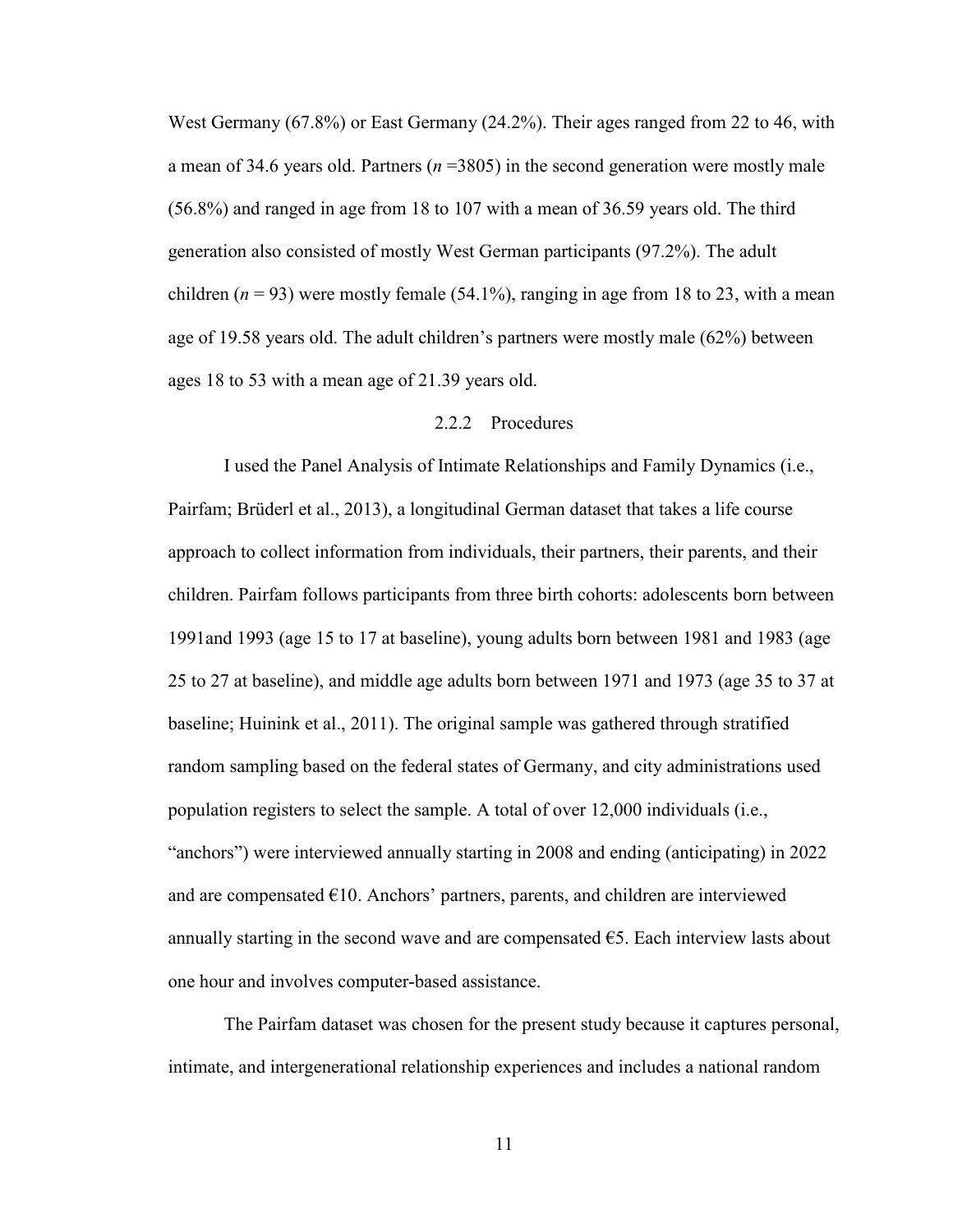West Germany (67.8%) or East Germany (24.2%). Their ages ranged from 22 to 46, with a mean of 34.6 years old. Partners (*n* =3805) in the second generation were mostly male (56.8%) and ranged in age from 18 to 107 with a mean of 36.59 years old. The third generation also consisted of mostly West German participants (97.2%). The adult children (*n* = 93) were mostly female (54.1%), ranging in age from 18 to 23, with a mean age of 19.58 years old. The adult children's partners were mostly male (62%) between ages 18 to 53 with a mean age of 21.39 years old.

### 2.2.2 Procedures

I used the Panel Analysis of Intimate Relationships and Family Dynamics (i.e., Pairfam; Brüderl et al., 2013), a longitudinal German dataset that takes a life course approach to collect information from individuals, their partners, their parents, and their children. Pairfam follows participants from three birth cohorts: adolescents born between 1991and 1993 (age 15 to 17 at baseline), young adults born between 1981 and 1983 (age 25 to 27 at baseline), and middle age adults born between 1971 and 1973 (age 35 to 37 at baseline; Huinink et al., 2011). The original sample was gathered through stratified random sampling based on the federal states of Germany, and city administrations used population registers to select the sample. A total of over 12,000 individuals (i.e., "anchors") were interviewed annually starting in 2008 and ending (anticipating) in 2022 and are compensated €10. Anchors' partners, parents, and children are interviewed annually starting in the second wave and are compensated €5. Each interview lasts about one hour and involves computer-based assistance.

The Pairfam dataset was chosen for the present study because it captures personal, intimate, and intergenerational relationship experiences and includes a national random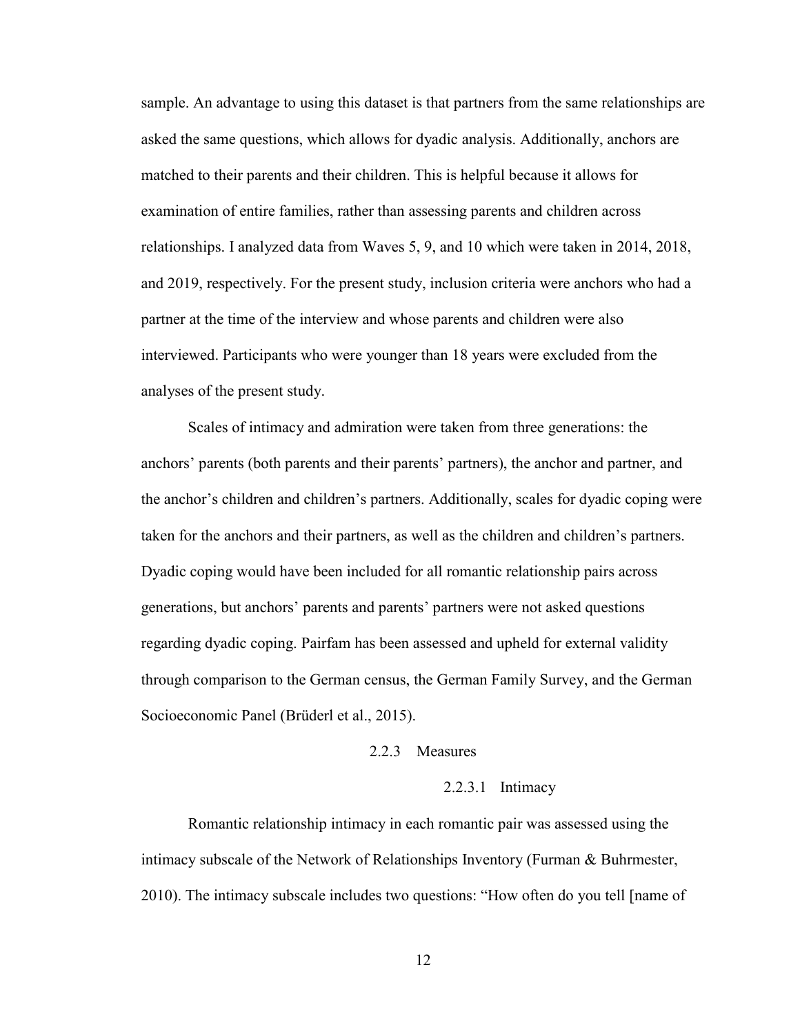sample. An advantage to using this dataset is that partners from the same relationships are asked the same questions, which allows for dyadic analysis. Additionally, anchors are matched to their parents and their children. This is helpful because it allows for examination of entire families, rather than assessing parents and children across relationships. I analyzed data from Waves 5, 9, and 10 which were taken in 2014, 2018, and 2019, respectively. For the present study, inclusion criteria were anchors who had a partner at the time of the interview and whose parents and children were also interviewed. Participants who were younger than 18 years were excluded from the analyses of the present study.

Scales of intimacy and admiration were taken from three generations: the anchors' parents (both parents and their parents' partners), the anchor and partner, and the anchor's children and children's partners. Additionally, scales for dyadic coping were taken for the anchors and their partners, as well as the children and children's partners. Dyadic coping would have been included for all romantic relationship pairs across generations, but anchors' parents and parents' partners were not asked questions regarding dyadic coping. Pairfam has been assessed and upheld for external validity through comparison to the German census, the German Family Survey, and the German Socioeconomic Panel (Brüderl et al., 2015).

### 2.2.3 Measures

#### 2.2.3.1 Intimacy

Romantic relationship intimacy in each romantic pair was assessed using the intimacy subscale of the Network of Relationships Inventory (Furman & Buhrmester, 2010). The intimacy subscale includes two questions: "How often do you tell [name of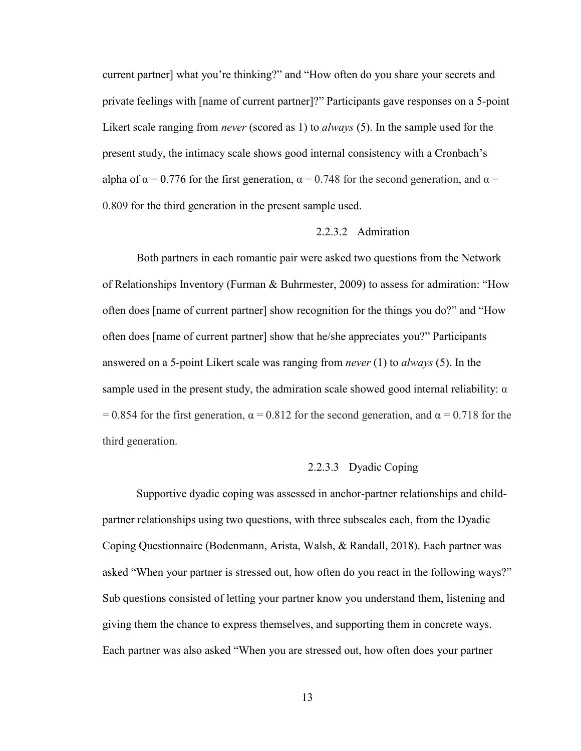current partner] what you're thinking?" and "How often do you share your secrets and private feelings with [name of current partner]?" Participants gave responses on a 5-point Likert scale ranging from *never* (scored as 1) to *always* (5). In the sample used for the present study, the intimacy scale shows good internal consistency with a Cronbach's alpha of $\alpha = 0.776$ for the first generation, $\alpha = 0.748$ for the second generation, and $\alpha = 0.809$ for the third generation in the present sample used.

#### 2.2.3.2 Admiration

Both partners in each romantic pair were asked two questions from the Network of Relationships Inventory (Furman & Buhrmester, 2009) to assess for admiration: "How often does [name of current partner] show recognition for the things you do?" and "How often does [name of current partner] show that he/she appreciates you?" Participants answered on a 5-point Likert scale was ranging from *never* (1) to *always* (5). In the sample used in the present study, the admiration scale showed good internal reliability: $\alpha = 0.854$ for the first generation, $\alpha = 0.812$ for the second generation, and $\alpha = 0.718$ for the third generation.

#### 2.2.3.3 Dyadic Coping

Supportive dyadic coping was assessed in anchor-partner relationships and child-partner relationships using two questions, with three subscales each, from the Dyadic Coping Questionnaire (Bodenmann, Arista, Walsh, & Randall, 2018). Each partner was asked "When your partner is stressed out, how often do you react in the following ways?" Sub questions consisted of letting your partner know you understand them, listening and giving them the chance to express themselves, and supporting them in concrete ways. Each partner was also asked "When you are stressed out, how often does your partner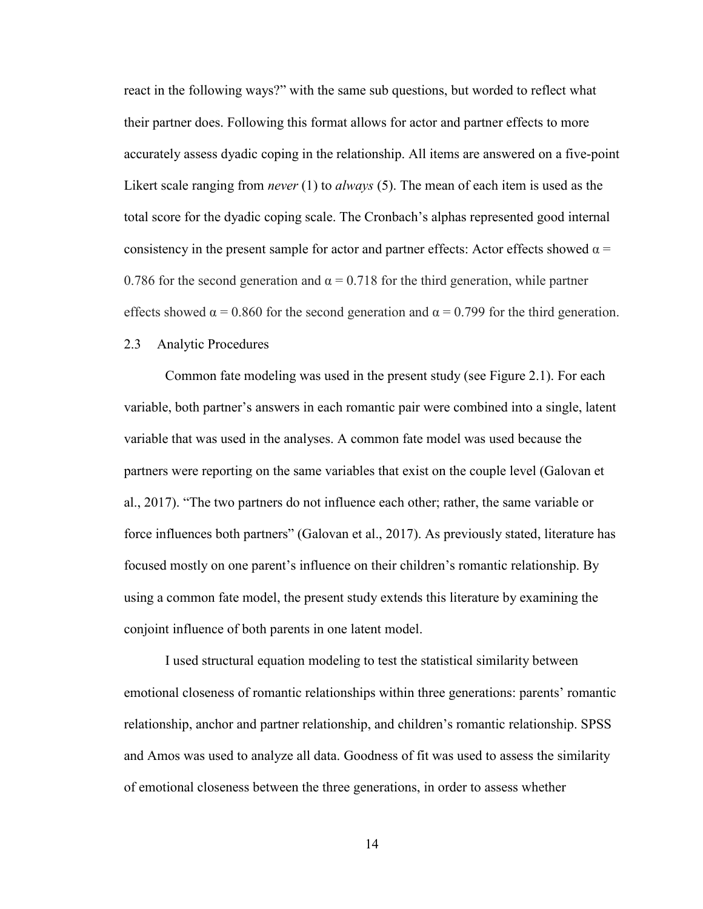react in the following ways?" with the same sub questions, but worded to reflect what their partner does. Following this format allows for actor and partner effects to more accurately assess dyadic coping in the relationship. All items are answered on a five-point Likert scale ranging from *never* (1) to *always* (5). The mean of each item is used as the total score for the dyadic coping scale. The Cronbach's alphas represented good internal consistency in the present sample for actor and partner effects: Actor effects showed $\alpha = 0.786$ for the second generation and $\alpha = 0.718$ for the third generation, while partner effects showed $\alpha = 0.860$ for the second generation and $\alpha = 0.799$ for the third generation.

## 2.3 Analytic Procedures

Common fate modeling was used in the present study (see Figure 2.1). For each variable, both partner's answers in each romantic pair were combined into a single, latent variable that was used in the analyses. A common fate model was used because the partners were reporting on the same variables that exist on the couple level (Galovan et al., 2017). "The two partners do not influence each other; rather, the same variable or force influences both partners" (Galovan et al., 2017). As previously stated, literature has focused mostly on one parent's influence on their children's romantic relationship. By using a common fate model, the present study extends this literature by examining the conjoint influence of both parents in one latent model.

I used structural equation modeling to test the statistical similarity between emotional closeness of romantic relationships within three generations: parents' romantic relationship, anchor and partner relationship, and children's romantic relationship. SPSS and Amos was used to analyze all data. Goodness of fit was used to assess the similarity of emotional closeness between the three generations, in order to assess whether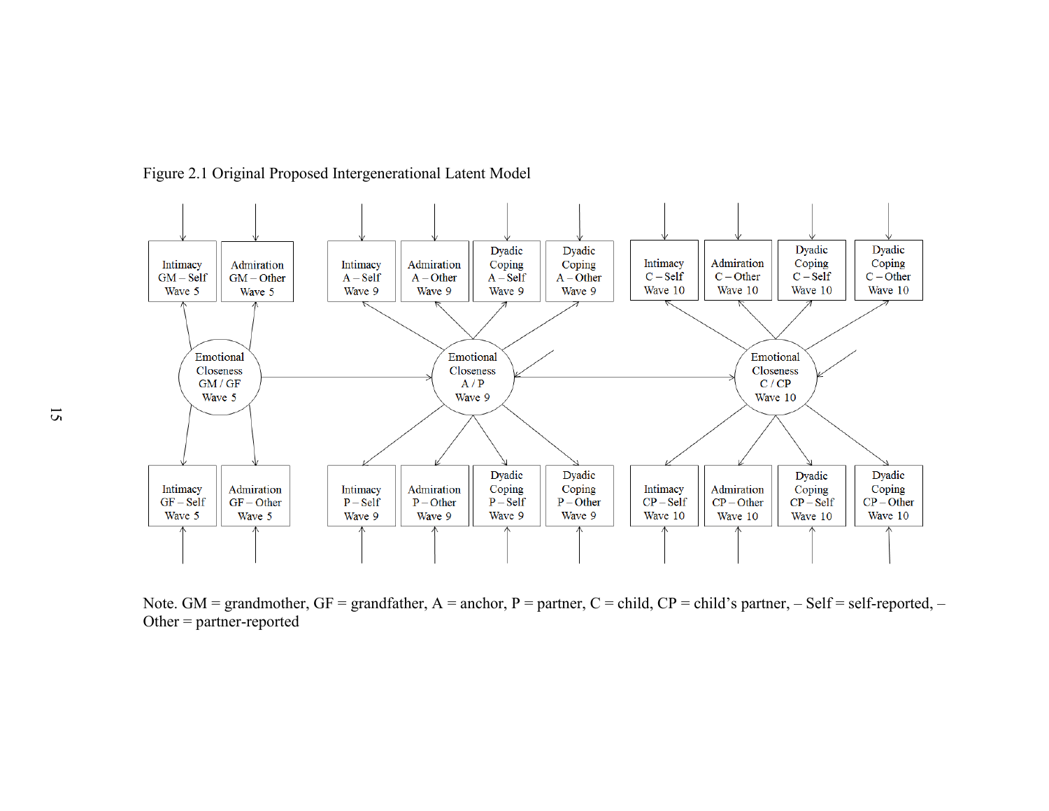Figure 2.1 Original Proposed Intergenerational Latent Model

Note. GM = grandmother, GF = grandfather, A = anchor, P = partner, C = child, CP = child's partner, – Self = self-reported, – Other = partner-reported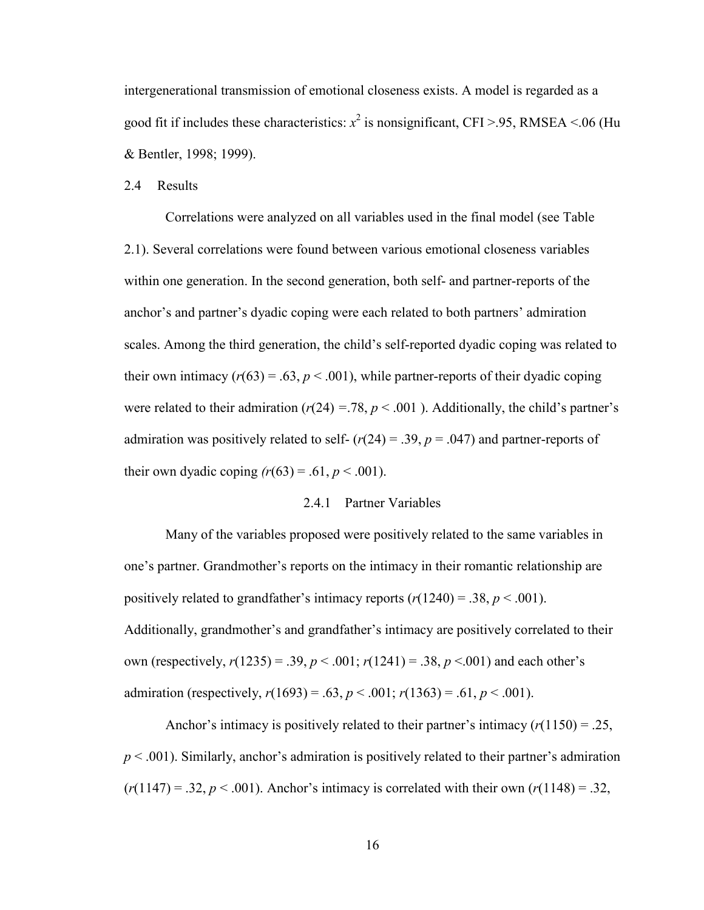intergenerational transmission of emotional closeness exists. A model is regarded as a good fit if includes these characteristics: $x^2$ is nonsignificant, CFI >.95, RMSEA <.06 (Hu & Bentler, 1998; 1999).

## 2.4 Results

Correlations were analyzed on all variables used in the final model (see Table 2.1). Several correlations were found between various emotional closeness variables within one generation. In the second generation, both self- and partner-reports of the anchor's and partner's dyadic coping were each related to both partners' admiration scales. Among the third generation, the child's self-reported dyadic coping was related to their own intimacy ($r(63) = .63$, $p < .001$), while partner-reports of their dyadic coping were related to their admiration ($r(24) = .78$, $p < .001$ ). Additionally, the child's partner's admiration was positively related to self- ($r(24) = .39$, $p = .047$) and partner-reports of their own dyadic coping ($r(63) = .61$, $p < .001$).

### 2.4.1 Partner Variables

Many of the variables proposed were positively related to the same variables in one's partner. Grandmother's reports on the intimacy in their romantic relationship are positively related to grandfather's intimacy reports ($r(1240) = .38$, $p < .001$). Additionally, grandmother's and grandfather's intimacy are positively correlated to their own (respectively, $r(1235) = .39$, $p < .001$; $r(1241) = .38$, $p < .001$) and each other's admiration (respectively, $r(1693) = .63$, $p < .001$; $r(1363) = .61$, $p < .001$).

Anchor's intimacy is positively related to their partner's intimacy ($r(1150) = .25$, $p < .001$). Similarly, anchor's admiration is positively related to their partner's admiration ($r(1147) = .32$, $p < .001$). Anchor's intimacy is correlated with their own ($r(1148) = .32$,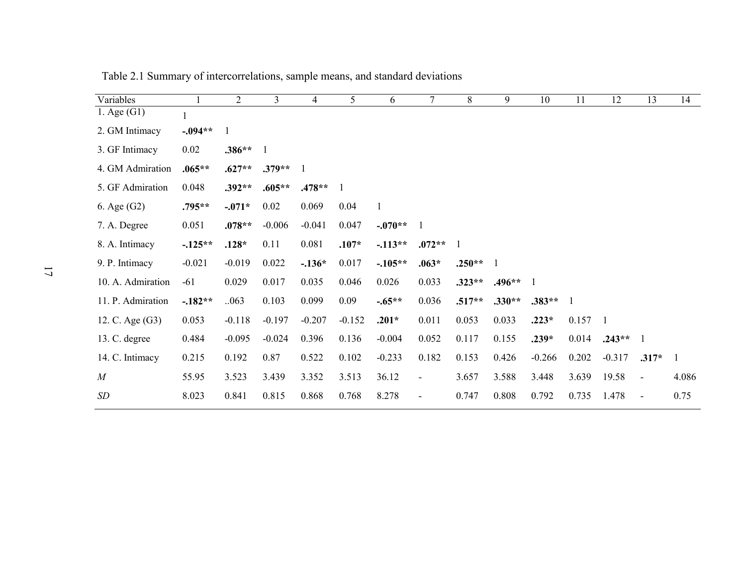Table 2.1 Summary of intercorrelations, sample means, and standard deviations

| Variables | 1 | 2 | 3 | 4 | 5 | 6 | 7 | 8 | 9 | 10 | 11 | 12 | 13 | 14 |
|---|---|---|---|---|---|---|---|---|---|---|---|---|---|---|
| 1. Age (G1) | 1 | | | | | | | | | | | | | |
| 2. GM Intimacy | **-.094\*\*** | 1 | | | | | | | | | | | | |
| 3. GF Intimacy | 0.02 | **.386\*\*** | 1 | | | | | | | | | | | |
| 4. GM Admiration | **.065\*\*** | **.627\*\*** | **.379\*\*** | 1 | | | | | | | | | | |
| 5. GF Admiration | 0.048 | **.392\*\*** | **.605\*\*** | **.478\*\*** | 1 | | | | | | | | | |
| 6. Age (G2) | **.795\*\*** | **-.071\*** | 0.02 | 0.069 | 0.04 | 1 | | | | | | | | |
| 7. A. Degree | 0.051 | **.078\*\*** | -0.006 | -0.041 | 0.047 | **-.070\*\*** | 1 | | | | | | | |
| 8. A. Intimacy | **-.125\*\*** | **.128\*** | 0.11 | 0.081 | **.107\*** | **-.113\*\*** | **.072\*\*** | 1 | | | | | | |
| 9. P. Intimacy | -0.021 | -0.019 | 0.022 | **-.136\*** | 0.017 | **-.105\*\*** | **.063\*** | **.250\*\*** | 1 | | | | | |
| 10. A. Admiration | -61 | 0.029 | 0.017 | 0.035 | 0.046 | 0.026 | 0.033 | **.323\*\*** | **.496\*\*** | 1 | | | | |
| 11. P. Admiration | **-.182\*\*** | ..063 | 0.103 | 0.099 | 0.09 | **-.65\*\*** | 0.036 | **.517\*\*** | **.330\*\*** | **.383\*\*** | 1 | | | |
| 12. C. Age (G3) | 0.053 | -0.118 | -0.197 | -0.207 | -0.152 | **.201\*** | 0.011 | 0.053 | 0.033 | **.223\*** | 0.157 | 1 | | |
| 13. C. degree | 0.484 | -0.095 | -0.024 | 0.396 | 0.136 | -0.004 | 0.052 | 0.117 | 0.155 | **.239\*** | 0.014 | **.243\*\*** | 1 | |
| 14. C. Intimacy | 0.215 | 0.192 | 0.87 | 0.522 | 0.102 | -0.233 | 0.182 | 0.153 | 0.426 | -0.266 | 0.202 | -0.317 | **.317\*** | 1 |
| *M* | 55.95 | 3.523 | 3.439 | 3.352 | 3.513 | 36.12 | - | 3.657 | 3.588 | 3.448 | 3.639 | 19.58 | - | 4.086 |
| *SD* | 8.023 | 0.841 | 0.815 | 0.868 | 0.768 | 8.278 | - | 0.747 | 0.808 | 0.792 | 0.735 | 1.478 | - | 0.75 |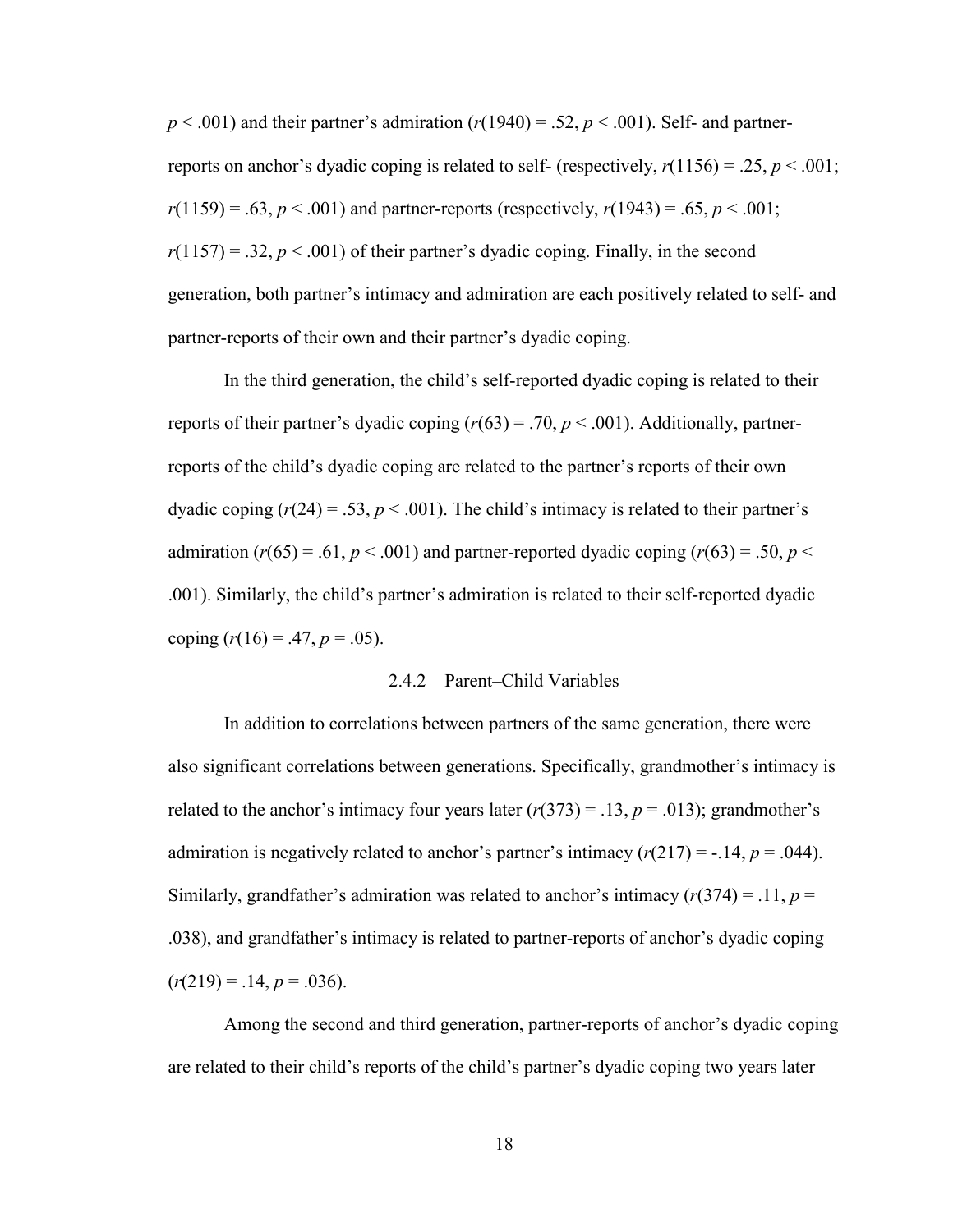$p < .001$) and their partner's admiration ($r(1940) = .52$, $p < .001$). Self- and partner-reports on anchor's dyadic coping is related to self- (respectively, $r(1156) = .25$, $p < .001$; $r(1159) = .63$, $p < .001$) and partner-reports (respectively, $r(1943) = .65$, $p < .001$; $r(1157) = .32$, $p < .001$) of their partner's dyadic coping. Finally, in the second generation, both partner's intimacy and admiration are each positively related to self- and partner-reports of their own and their partner's dyadic coping.

In the third generation, the child's self-reported dyadic coping is related to their reports of their partner's dyadic coping ($r(63) = .70$, $p < .001$). Additionally, partner-reports of the child's dyadic coping are related to the partner's reports of their own dyadic coping ($r(24) = .53$, $p < .001$). The child's intimacy is related to their partner's admiration ($r(65) = .61$, $p < .001$) and partner-reported dyadic coping ($r(63) = .50$, $p < .001$). Similarly, the child's partner's admiration is related to their self-reported dyadic coping ($r(16) = .47$, $p = .05$).

### 2.4.2 Parent–Child Variables

In addition to correlations between partners of the same generation, there were also significant correlations between generations. Specifically, grandmother's intimacy is related to the anchor's intimacy four years later ($r(373) = .13$, $p = .013$); grandmother's admiration is negatively related to anchor's partner's intimacy ($r(217) = -.14$, $p = .044$). Similarly, grandfather's admiration was related to anchor's intimacy ($r(374) = .11$, $p = .038$), and grandfather's intimacy is related to partner-reports of anchor's dyadic coping ($r(219) = .14$, $p = .036$).

Among the second and third generation, partner-reports of anchor's dyadic coping are related to their child's reports of the child's partner's dyadic coping two years later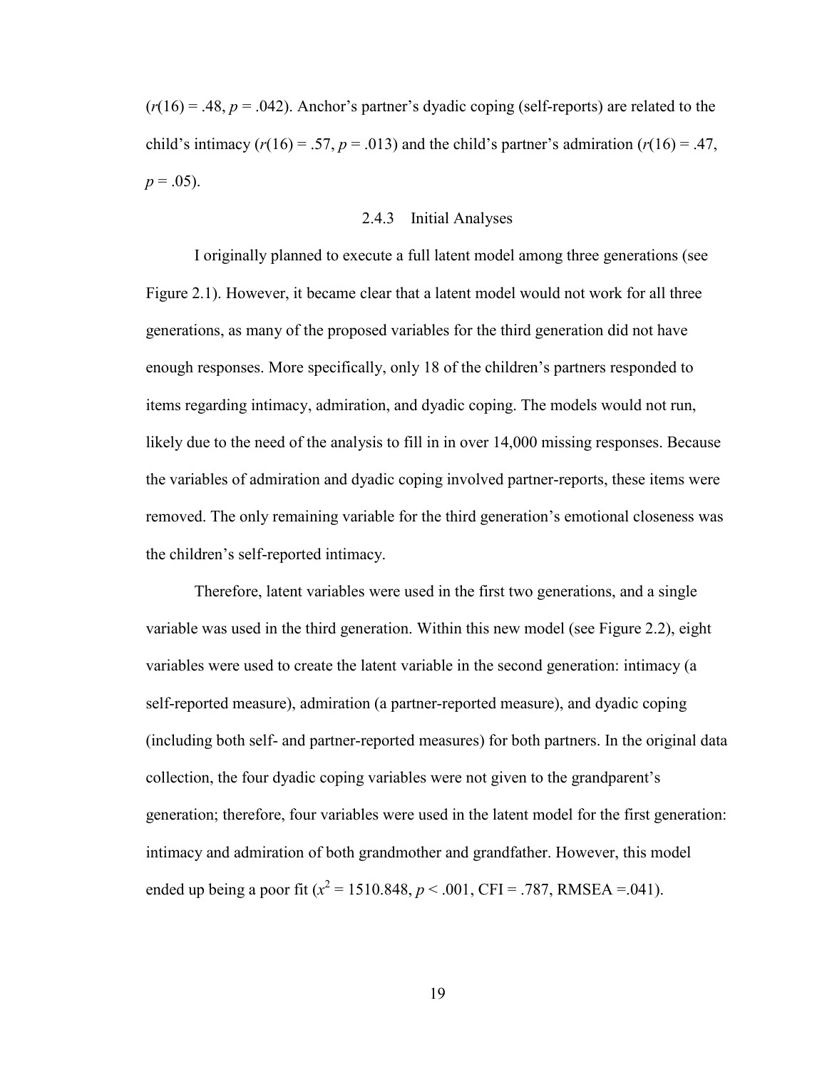($r(16) = .48$, $p = .042$). Anchor's partner's dyadic coping (self-reports) are related to the child's intimacy ($r(16) = .57$, $p = .013$) and the child's partner's admiration ($r(16) = .47$, $p = .05$).

### 2.4.3 Initial Analyses

I originally planned to execute a full latent model among three generations (see Figure 2.1). However, it became clear that a latent model would not work for all three generations, as many of the proposed variables for the third generation did not have enough responses. More specifically, only 18 of the children's partners responded to items regarding intimacy, admiration, and dyadic coping. The models would not run, likely due to the need of the analysis to fill in in over 14,000 missing responses. Because the variables of admiration and dyadic coping involved partner-reports, these items were removed. The only remaining variable for the third generation's emotional closeness was the children's self-reported intimacy.

Therefore, latent variables were used in the first two generations, and a single variable was used in the third generation. Within this new model (see Figure 2.2), eight variables were used to create the latent variable in the second generation: intimacy (a self-reported measure), admiration (a partner-reported measure), and dyadic coping (including both self- and partner-reported measures) for both partners. In the original data collection, the four dyadic coping variables were not given to the grandparent's generation; therefore, four variables were used in the latent model for the first generation: intimacy and admiration of both grandmother and grandfather. However, this model ended up being a poor fit ($x^2 = 1510.848$, $p < .001$, CFI = .787, RMSEA =.041).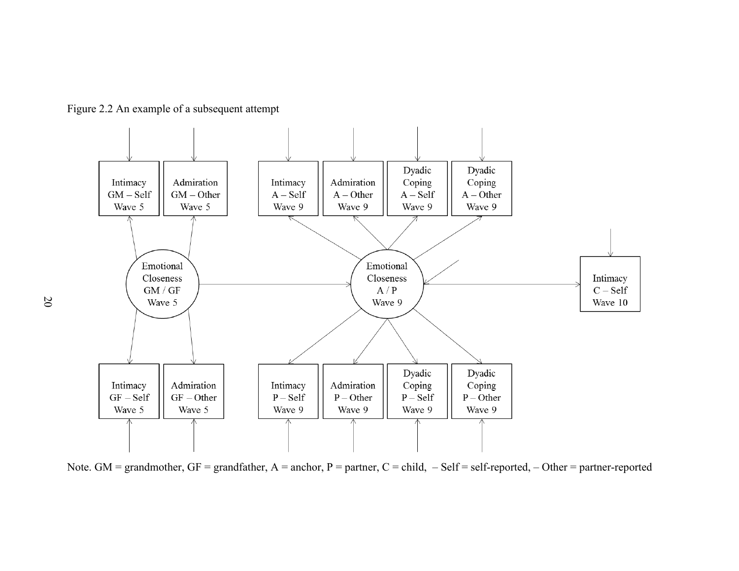Figure 2.2 An example of a subsequent attempt

Note. GM = grandmother, GF = grandfather, A = anchor, P = partner, C = child, – Self = self-reported, – Other = partner-reported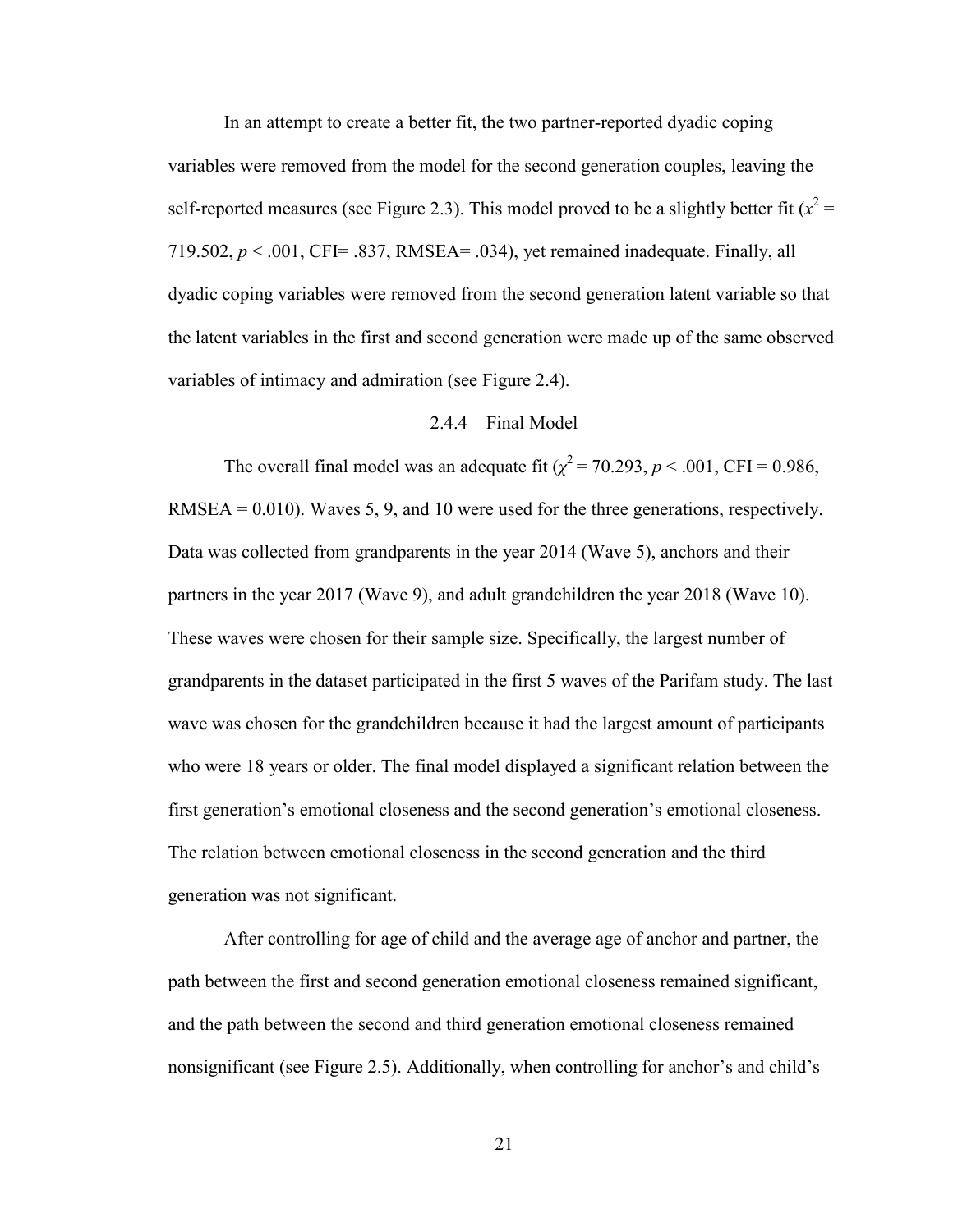In an attempt to create a better fit, the two partner-reported dyadic coping variables were removed from the model for the second generation couples, leaving the self-reported measures (see Figure 2.3). This model proved to be a slightly better fit ($x^2$ = 719.502, $p$ < .001, CFI= .837, RMSEA= .034), yet remained inadequate. Finally, all dyadic coping variables were removed from the second generation latent variable so that the latent variables in the first and second generation were made up of the same observed variables of intimacy and admiration (see Figure 2.4).

### 2.4.4 Final Model

The overall final model was an adequate fit ($\chi^2$ = 70.293, $p$ < .001, CFI = 0.986, RMSEA = 0.010). Waves 5, 9, and 10 were used for the three generations, respectively. Data was collected from grandparents in the year 2014 (Wave 5), anchors and their partners in the year 2017 (Wave 9), and adult grandchildren the year 2018 (Wave 10). These waves were chosen for their sample size. Specifically, the largest number of grandparents in the dataset participated in the first 5 waves of the Parifam study. The last wave was chosen for the grandchildren because it had the largest amount of participants who were 18 years or older. The final model displayed a significant relation between the first generation's emotional closeness and the second generation's emotional closeness. The relation between emotional closeness in the second generation and the third generation was not significant.

After controlling for age of child and the average age of anchor and partner, the path between the first and second generation emotional closeness remained significant, and the path between the second and third generation emotional closeness remained nonsignificant (see Figure 2.5). Additionally, when controlling for anchor's and child's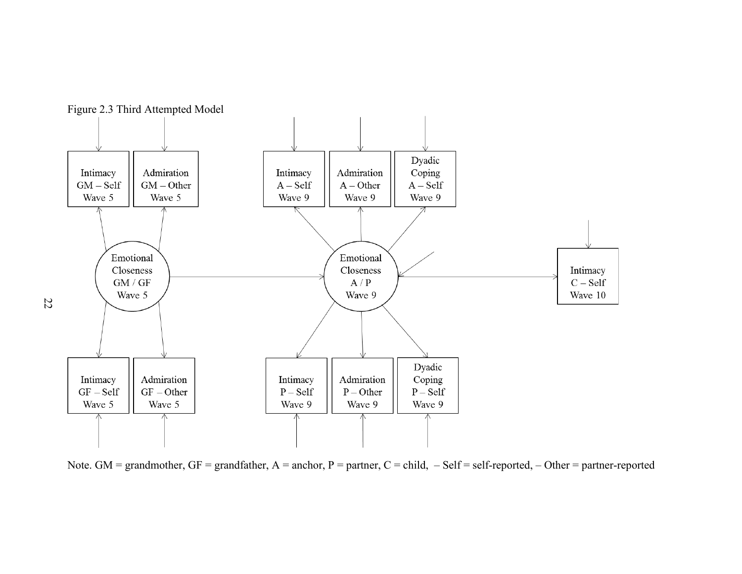Figure 2.3 Third Attempted Model

Intimacy GM – Self Wave 5

Admiration GM – Other Wave 5

Emotional Closeness GM / GF Wave 5

Intimacy GF – Self Wave 5

Admiration GF – Other Wave 5

Intimacy A – Self Wave 9

Admiration A – Other Wave 9

Dyadic Coping A – Self Wave 9

Emotional Closeness A / P Wave 9

Intimacy P – Self Wave 9

Admiration P – Other Wave 9

Dyadic Coping P – Self Wave 9

Intimacy C – Self Wave 10

Note. GM = grandmother, GF = grandfather, A = anchor, P = partner, C = child, – Self = self-reported, – Other = partner-reported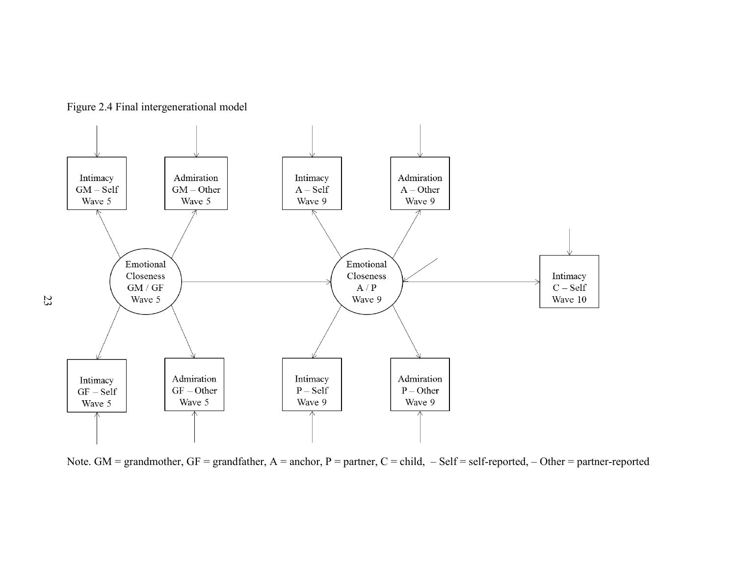Figure 2.4 Final intergenerational model

Intimacy GM – Self Wave 5

Admiration GM – Other Wave 5

Intimacy A – Self Wave 9

Admiration A – Other Wave 9

Emotional Closeness GM / GF Wave 5

Emotional Closeness A / P Wave 9

Intimacy C – Self Wave 10

Intimacy GF – Self Wave 5

Admiration GF – Other Wave 5

Intimacy P – Self Wave 9

Admiration P – Other Wave 9

Note. GM = grandmother, GF = grandfather, A = anchor, P = partner, C = child, – Self = self-reported, – Other = partner-reported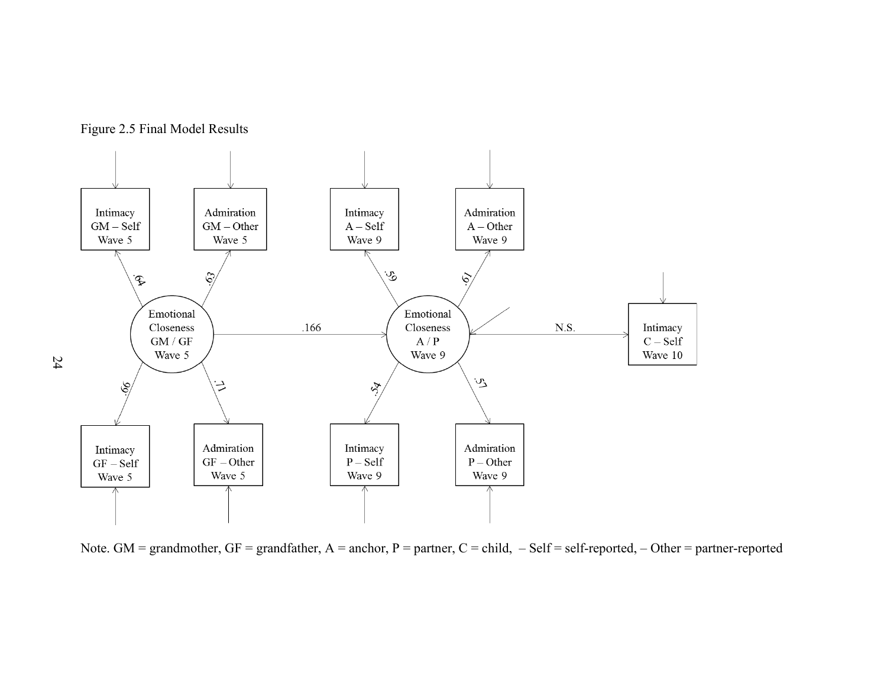Figure 2.5 Final Model Results

Intimacy GM – Self Wave 5

Admiration GM – Other Wave 5

Intimacy A – Self Wave 9

Admiration A – Other Wave 9

.64

.63

.59

.61

Emotional Closeness GM / GF Wave 5

.166

Emotional Closeness A / P Wave 9

N.S.

Intimacy C – Self Wave 10

.66

.71

.54

.57

Intimacy GF – Self Wave 5

Admiration GF – Other Wave 5

Intimacy P – Self Wave 9

Admiration P – Other Wave 9

Note. GM = grandmother, GF = grandfather, A = anchor, P = partner, C = child, – Self = self-reported, – Other = partner-reported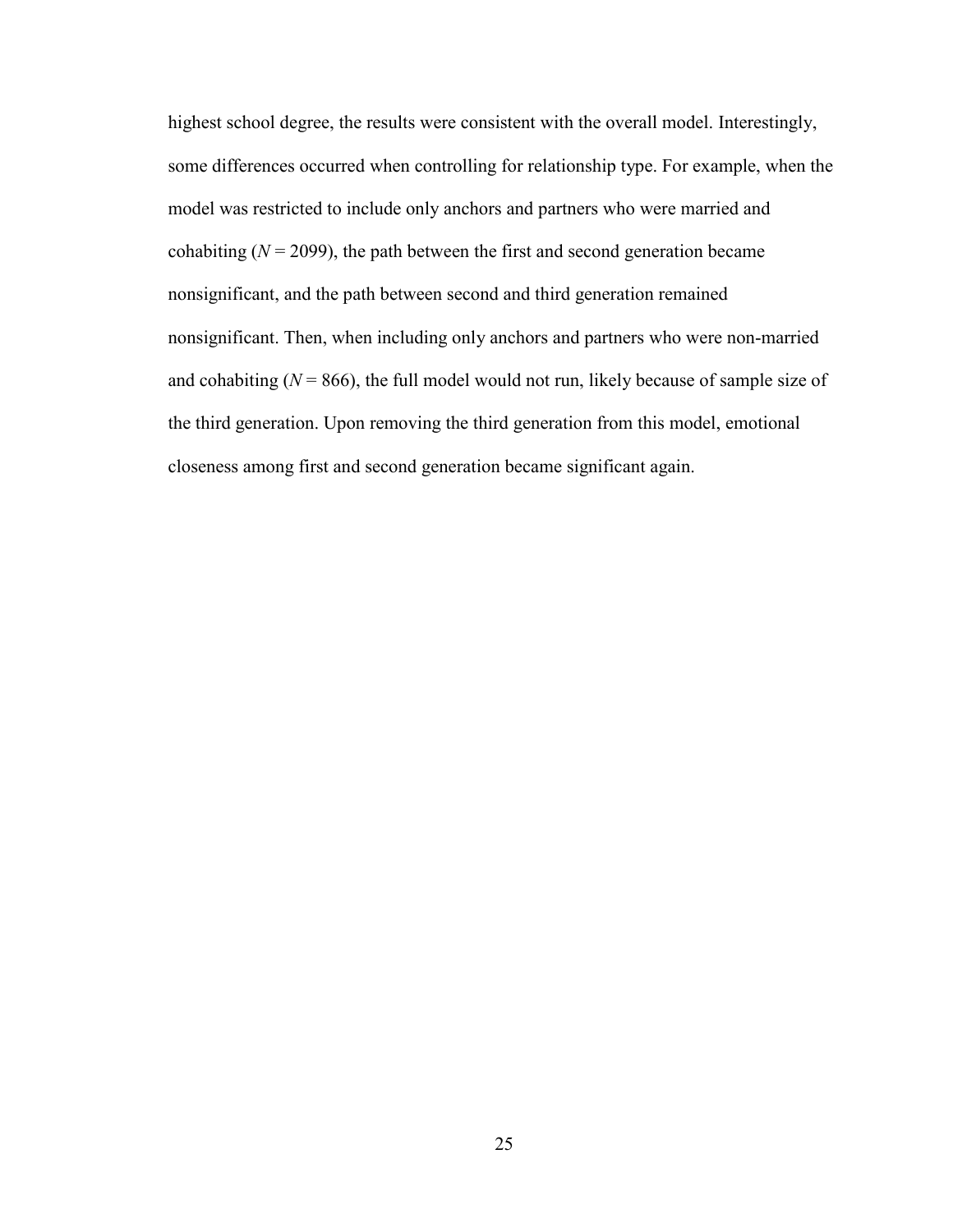highest school degree, the results were consistent with the overall model. Interestingly, some differences occurred when controlling for relationship type. For example, when the model was restricted to include only anchors and partners who were married and cohabiting ($N$ = 2099), the path between the first and second generation became nonsignificant, and the path between second and third generation remained nonsignificant. Then, when including only anchors and partners who were non-married and cohabiting ($N$ = 866), the full model would not run, likely because of sample size of the third generation. Upon removing the third generation from this model, emotional closeness among first and second generation became significant again.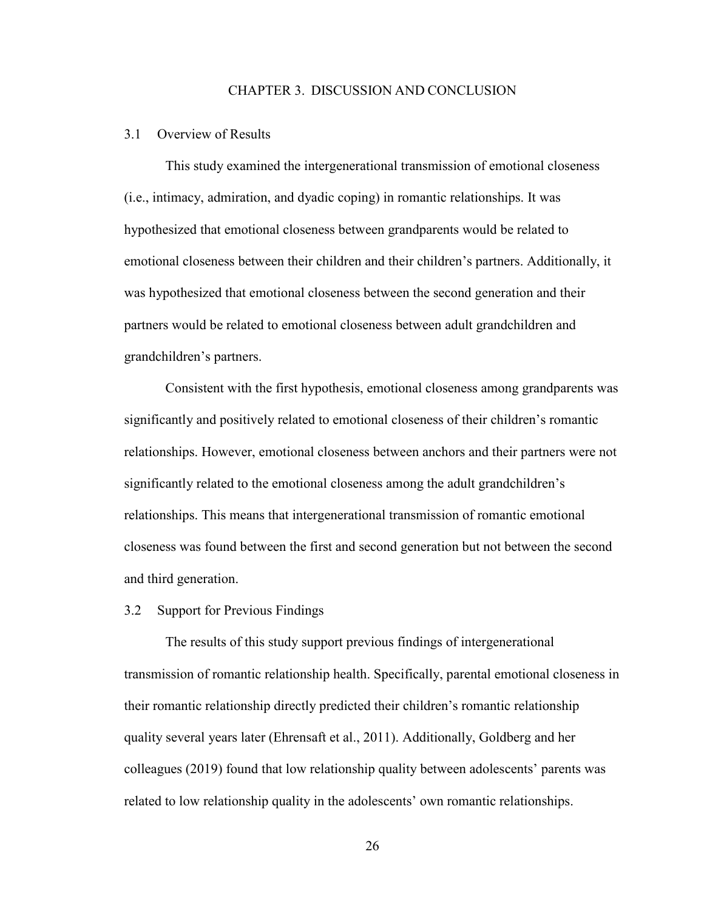# CHAPTER 3. DISCUSSION AND CONCLUSION

## 3.1 Overview of Results

This study examined the intergenerational transmission of emotional closeness (i.e., intimacy, admiration, and dyadic coping) in romantic relationships. It was hypothesized that emotional closeness between grandparents would be related to emotional closeness between their children and their children's partners. Additionally, it was hypothesized that emotional closeness between the second generation and their partners would be related to emotional closeness between adult grandchildren and grandchildren's partners.

Consistent with the first hypothesis, emotional closeness among grandparents was significantly and positively related to emotional closeness of their children's romantic relationships. However, emotional closeness between anchors and their partners were not significantly related to the emotional closeness among the adult grandchildren's relationships. This means that intergenerational transmission of romantic emotional closeness was found between the first and second generation but not between the second and third generation.

## 3.2 Support for Previous Findings

The results of this study support previous findings of intergenerational transmission of romantic relationship health. Specifically, parental emotional closeness in their romantic relationship directly predicted their children's romantic relationship quality several years later (Ehrensaft et al., 2011). Additionally, Goldberg and her colleagues (2019) found that low relationship quality between adolescents' parents was related to low relationship quality in the adolescents' own romantic relationships.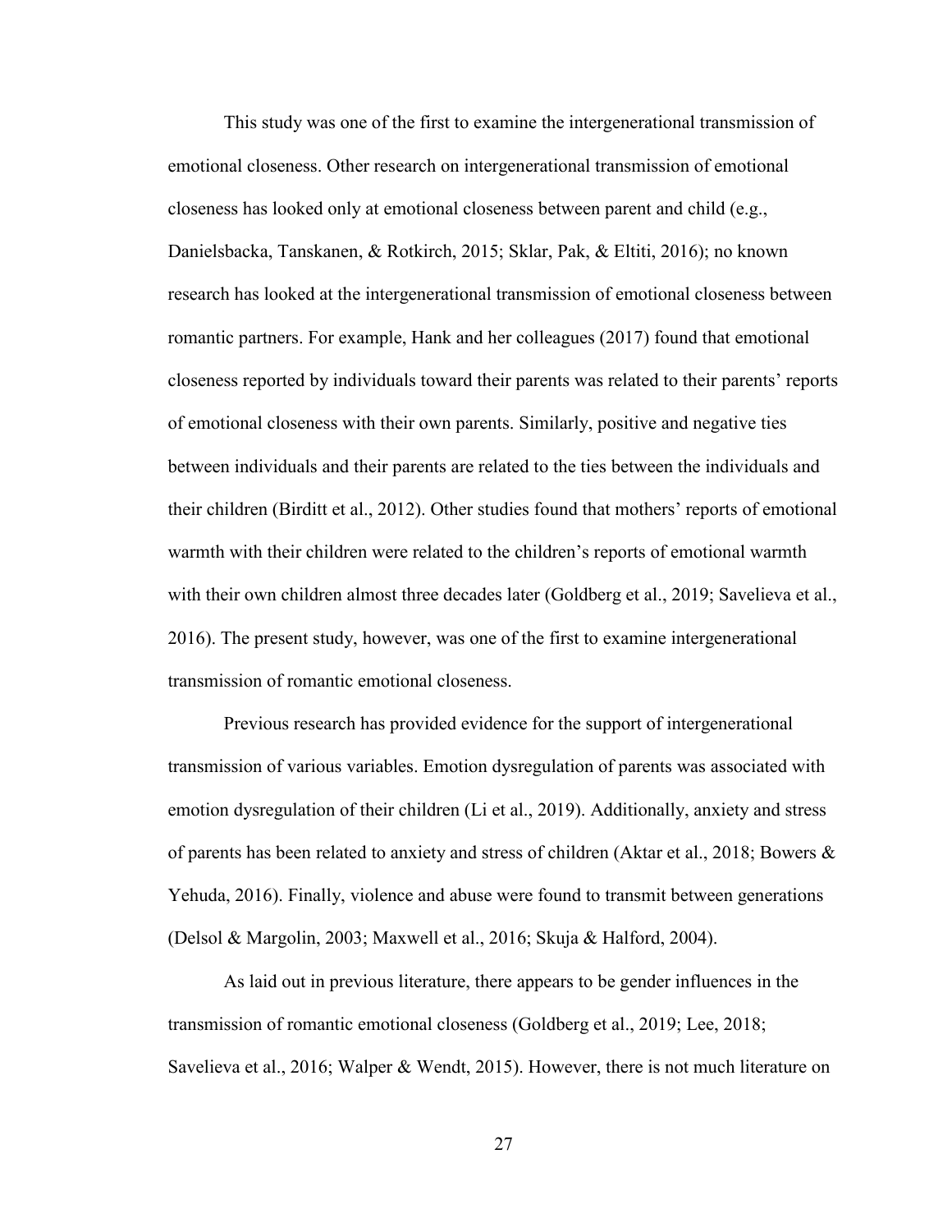This study was one of the first to examine the intergenerational transmission of emotional closeness. Other research on intergenerational transmission of emotional closeness has looked only at emotional closeness between parent and child (e.g., Danielsbacka, Tanskanen, & Rotkirch, 2015; Sklar, Pak, & Eltiti, 2016); no known research has looked at the intergenerational transmission of emotional closeness between romantic partners. For example, Hank and her colleagues (2017) found that emotional closeness reported by individuals toward their parents was related to their parents' reports of emotional closeness with their own parents. Similarly, positive and negative ties between individuals and their parents are related to the ties between the individuals and their children (Birditt et al., 2012). Other studies found that mothers' reports of emotional warmth with their children were related to the children's reports of emotional warmth with their own children almost three decades later (Goldberg et al., 2019; Savelieva et al., 2016). The present study, however, was one of the first to examine intergenerational transmission of romantic emotional closeness.

Previous research has provided evidence for the support of intergenerational transmission of various variables. Emotion dysregulation of parents was associated with emotion dysregulation of their children (Li et al., 2019). Additionally, anxiety and stress of parents has been related to anxiety and stress of children (Aktar et al., 2018; Bowers & Yehuda, 2016). Finally, violence and abuse were found to transmit between generations (Delsol & Margolin, 2003; Maxwell et al., 2016; Skuja & Halford, 2004).

As laid out in previous literature, there appears to be gender influences in the transmission of romantic emotional closeness (Goldberg et al., 2019; Lee, 2018; Savelieva et al., 2016; Walper & Wendt, 2015). However, there is not much literature on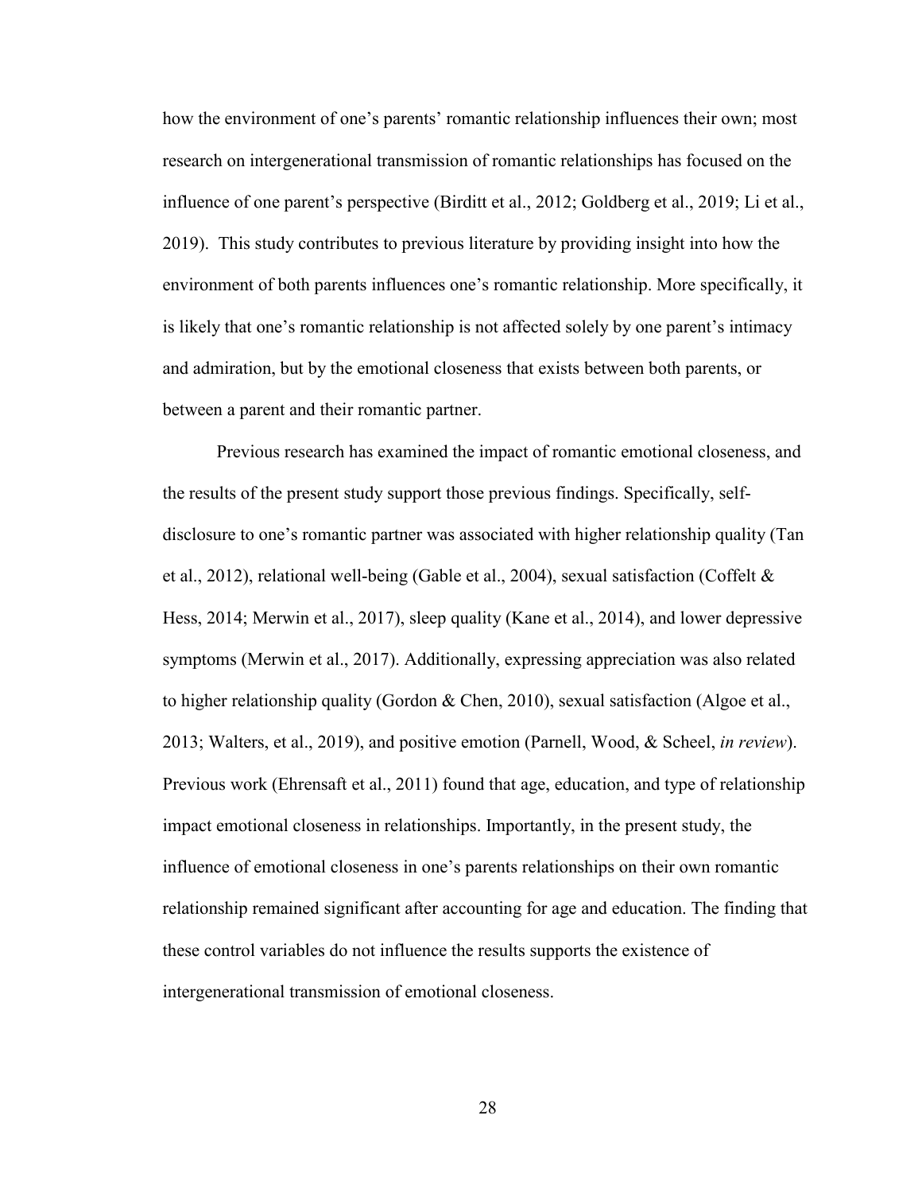how the environment of one's parents' romantic relationship influences their own; most research on intergenerational transmission of romantic relationships has focused on the influence of one parent's perspective (Birditt et al., 2012; Goldberg et al., 2019; Li et al., 2019). This study contributes to previous literature by providing insight into how the environment of both parents influences one's romantic relationship. More specifically, it is likely that one's romantic relationship is not affected solely by one parent's intimacy and admiration, but by the emotional closeness that exists between both parents, or between a parent and their romantic partner.

Previous research has examined the impact of romantic emotional closeness, and the results of the present study support those previous findings. Specifically, self-disclosure to one's romantic partner was associated with higher relationship quality (Tan et al., 2012), relational well-being (Gable et al., 2004), sexual satisfaction (Coffelt & Hess, 2014; Merwin et al., 2017), sleep quality (Kane et al., 2014), and lower depressive symptoms (Merwin et al., 2017). Additionally, expressing appreciation was also related to higher relationship quality (Gordon & Chen, 2010), sexual satisfaction (Algoe et al., 2013; Walters, et al., 2019), and positive emotion (Parnell, Wood, & Scheel, *in review*). Previous work (Ehrensaft et al., 2011) found that age, education, and type of relationship impact emotional closeness in relationships. Importantly, in the present study, the influence of emotional closeness in one's parents relationships on their own romantic relationship remained significant after accounting for age and education. The finding that these control variables do not influence the results supports the existence of intergenerational transmission of emotional closeness.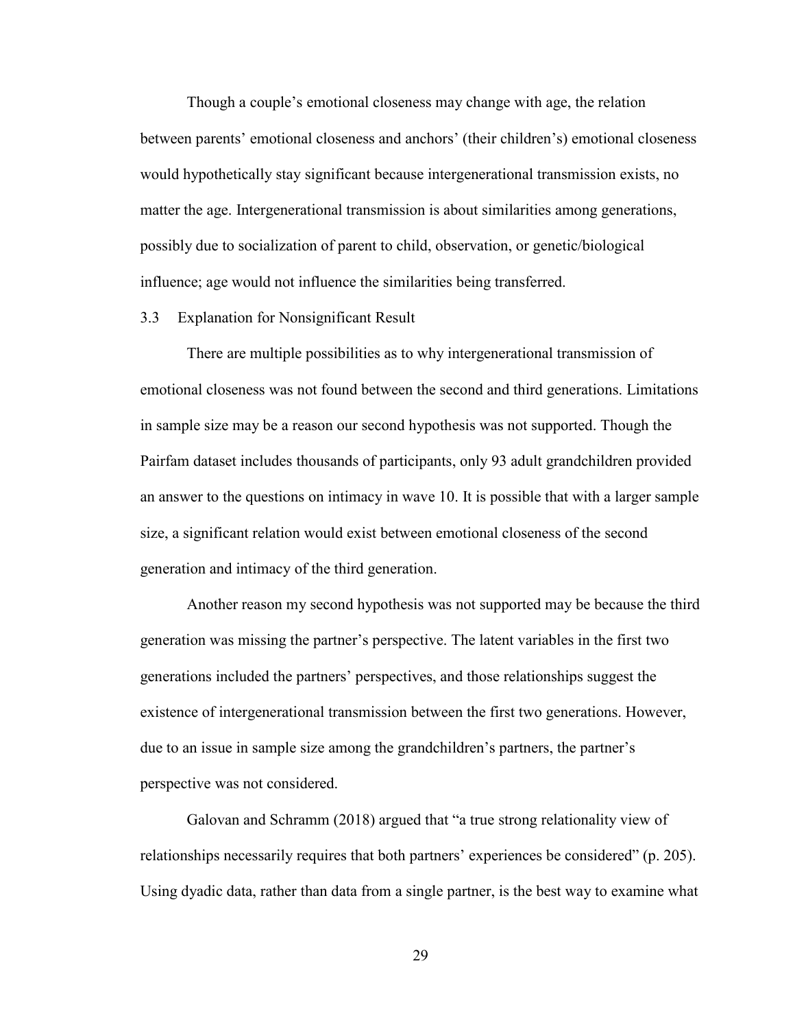Though a couple's emotional closeness may change with age, the relation between parents' emotional closeness and anchors' (their children's) emotional closeness would hypothetically stay significant because intergenerational transmission exists, no matter the age. Intergenerational transmission is about similarities among generations, possibly due to socialization of parent to child, observation, or genetic/biological influence; age would not influence the similarities being transferred.

### 3.3 Explanation for Nonsignificant Result

There are multiple possibilities as to why intergenerational transmission of emotional closeness was not found between the second and third generations. Limitations in sample size may be a reason our second hypothesis was not supported. Though the Pairfam dataset includes thousands of participants, only 93 adult grandchildren provided an answer to the questions on intimacy in wave 10. It is possible that with a larger sample size, a significant relation would exist between emotional closeness of the second generation and intimacy of the third generation.

Another reason my second hypothesis was not supported may be because the third generation was missing the partner's perspective. The latent variables in the first two generations included the partners' perspectives, and those relationships suggest the existence of intergenerational transmission between the first two generations. However, due to an issue in sample size among the grandchildren's partners, the partner's perspective was not considered.

Galovan and Schramm (2018) argued that "a true strong relationality view of relationships necessarily requires that both partners' experiences be considered" (p. 205). Using dyadic data, rather than data from a single partner, is the best way to examine what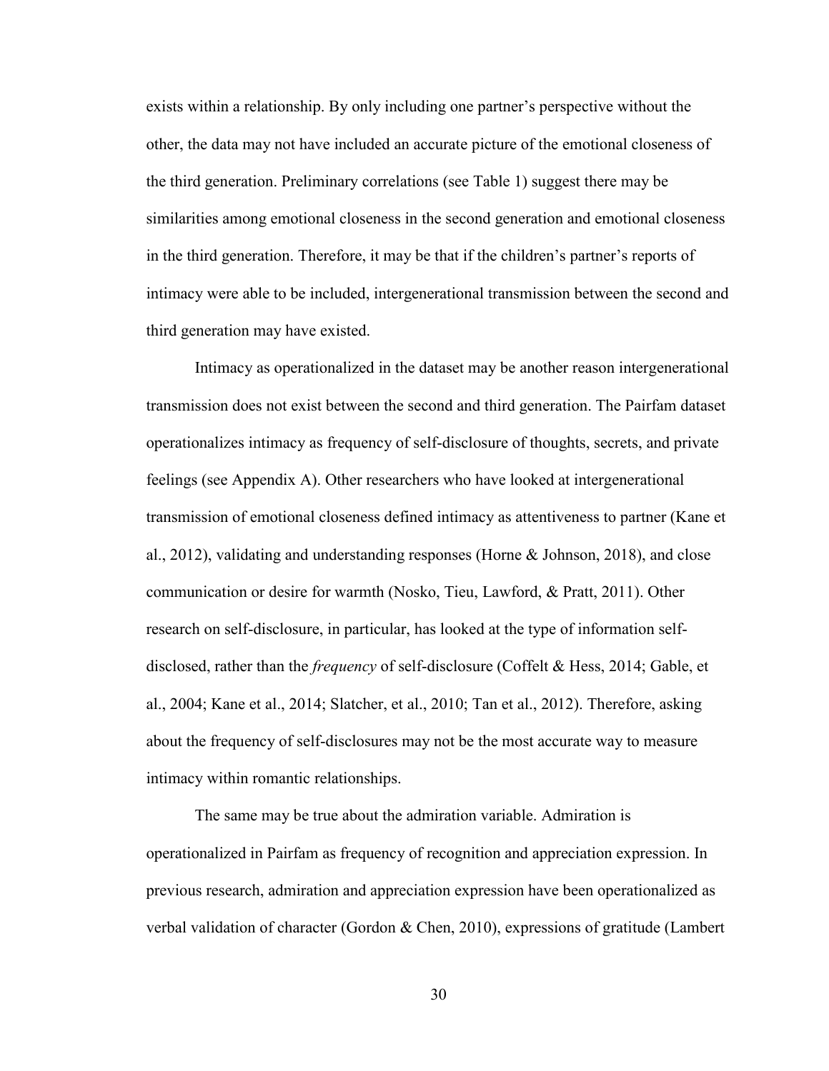exists within a relationship. By only including one partner's perspective without the other, the data may not have included an accurate picture of the emotional closeness of the third generation. Preliminary correlations (see Table 1) suggest there may be similarities among emotional closeness in the second generation and emotional closeness in the third generation. Therefore, it may be that if the children's partner's reports of intimacy were able to be included, intergenerational transmission between the second and third generation may have existed.

Intimacy as operationalized in the dataset may be another reason intergenerational transmission does not exist between the second and third generation. The Pairfam dataset operationalizes intimacy as frequency of self-disclosure of thoughts, secrets, and private feelings (see Appendix A). Other researchers who have looked at intergenerational transmission of emotional closeness defined intimacy as attentiveness to partner (Kane et al., 2012), validating and understanding responses (Horne & Johnson, 2018), and close communication or desire for warmth (Nosko, Tieu, Lawford, & Pratt, 2011). Other research on self-disclosure, in particular, has looked at the type of information self-disclosed, rather than the *frequency* of self-disclosure (Coffelt & Hess, 2014; Gable, et al., 2004; Kane et al., 2014; Slatcher, et al., 2010; Tan et al., 2012). Therefore, asking about the frequency of self-disclosures may not be the most accurate way to measure intimacy within romantic relationships.

The same may be true about the admiration variable. Admiration is operationalized in Pairfam as frequency of recognition and appreciation expression. In previous research, admiration and appreciation expression have been operationalized as verbal validation of character (Gordon & Chen, 2010), expressions of gratitude (Lambert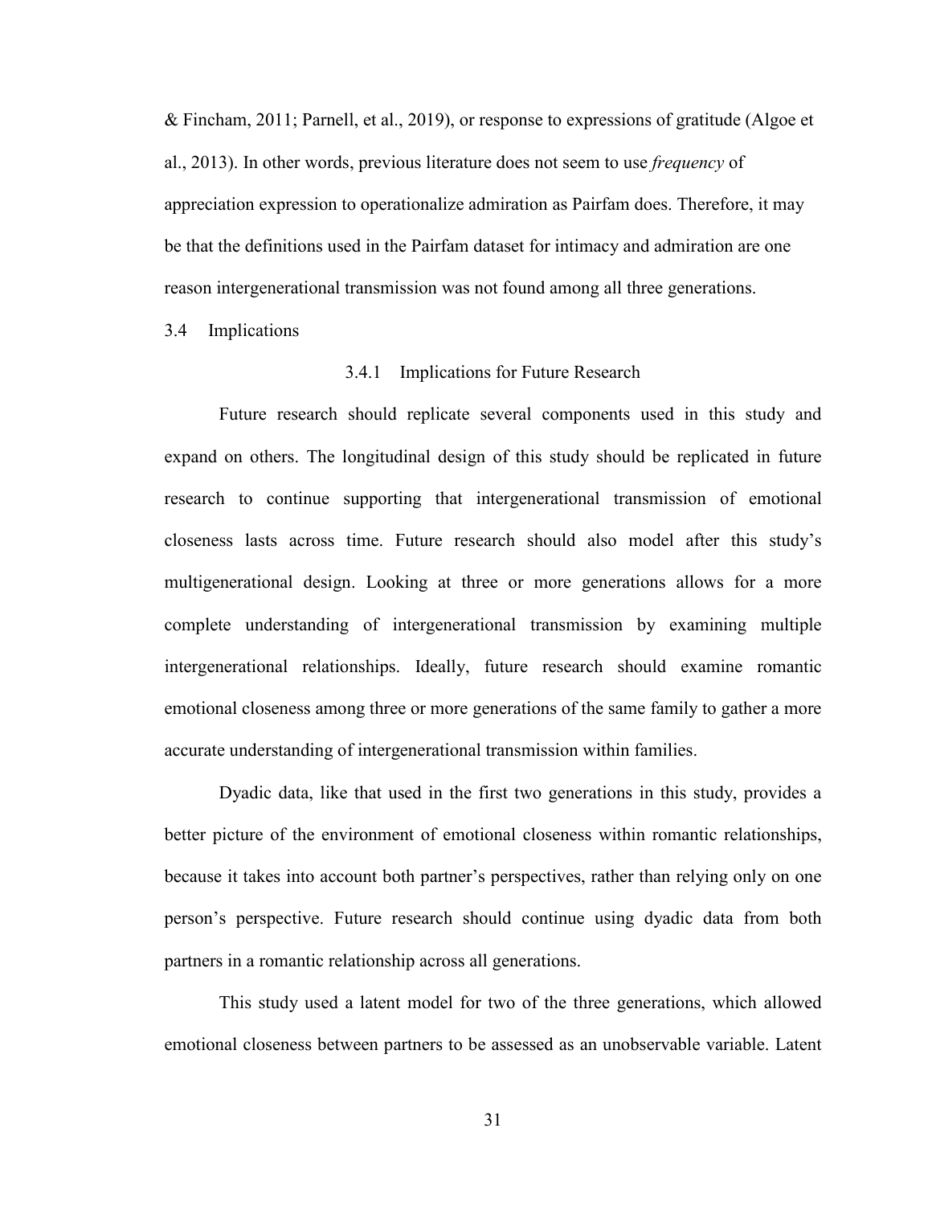& Fincham, 2011; Parnell, et al., 2019), or response to expressions of gratitude (Algoe et al., 2013). In other words, previous literature does not seem to use *frequency* of appreciation expression to operationalize admiration as Pairfam does. Therefore, it may be that the definitions used in the Pairfam dataset for intimacy and admiration are one reason intergenerational transmission was not found among all three generations.

## 3.4 Implications

### 3.4.1 Implications for Future Research

Future research should replicate several components used in this study and expand on others. The longitudinal design of this study should be replicated in future research to continue supporting that intergenerational transmission of emotional closeness lasts across time. Future research should also model after this study's multigenerational design. Looking at three or more generations allows for a more complete understanding of intergenerational transmission by examining multiple intergenerational relationships. Ideally, future research should examine romantic emotional closeness among three or more generations of the same family to gather a more accurate understanding of intergenerational transmission within families.

Dyadic data, like that used in the first two generations in this study, provides a better picture of the environment of emotional closeness within romantic relationships, because it takes into account both partner's perspectives, rather than relying only on one person's perspective. Future research should continue using dyadic data from both partners in a romantic relationship across all generations.

This study used a latent model for two of the three generations, which allowed emotional closeness between partners to be assessed as an unobservable variable. Latent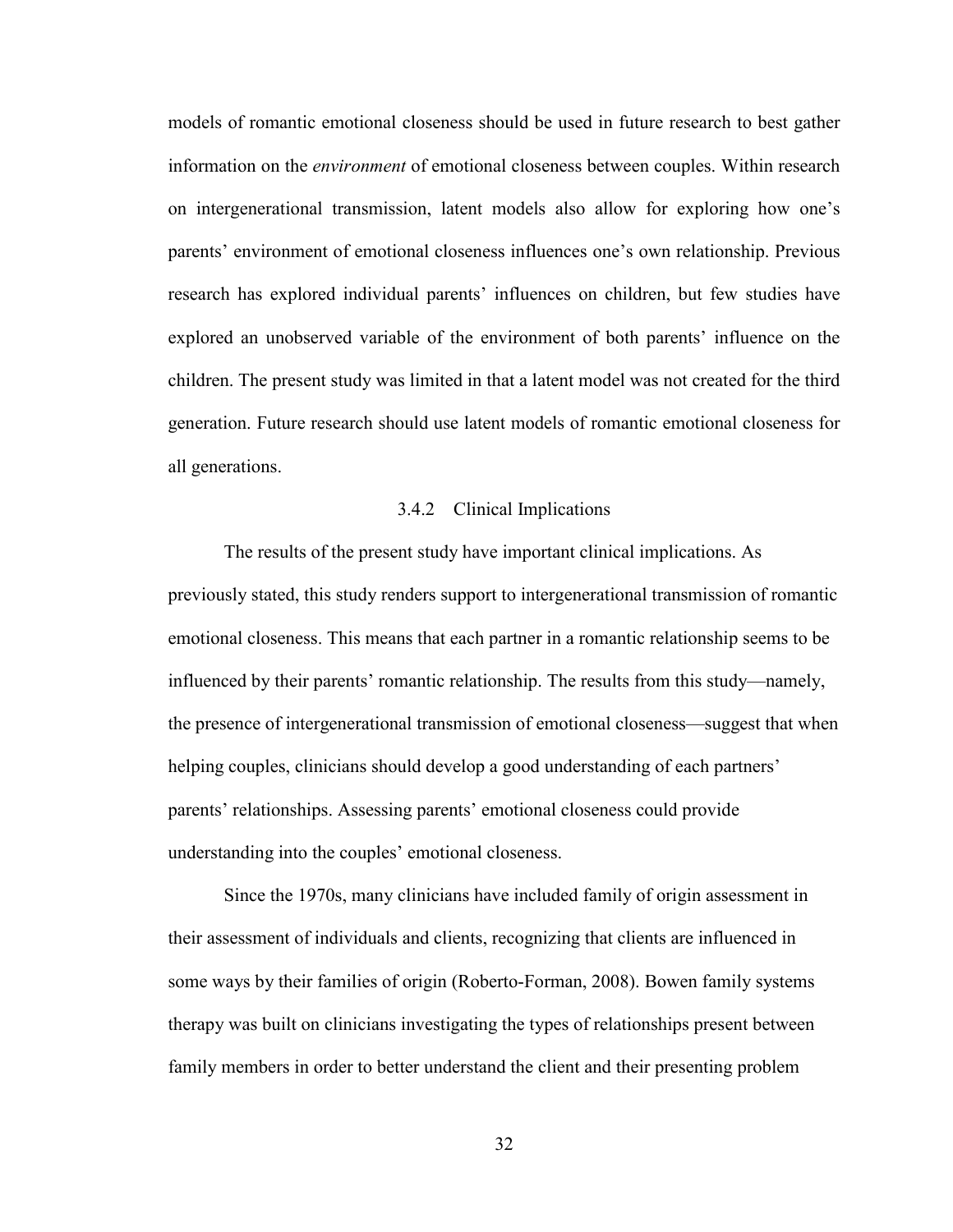models of romantic emotional closeness should be used in future research to best gather information on the *environment* of emotional closeness between couples. Within research on intergenerational transmission, latent models also allow for exploring how one's parents' environment of emotional closeness influences one's own relationship. Previous research has explored individual parents' influences on children, but few studies have explored an unobserved variable of the environment of both parents' influence on the children. The present study was limited in that a latent model was not created for the third generation. Future research should use latent models of romantic emotional closeness for all generations.

### 3.4.2 Clinical Implications

The results of the present study have important clinical implications. As previously stated, this study renders support to intergenerational transmission of romantic emotional closeness. This means that each partner in a romantic relationship seems to be influenced by their parents' romantic relationship. The results from this study—namely, the presence of intergenerational transmission of emotional closeness—suggest that when helping couples, clinicians should develop a good understanding of each partners' parents' relationships. Assessing parents' emotional closeness could provide understanding into the couples' emotional closeness.

Since the 1970s, many clinicians have included family of origin assessment in their assessment of individuals and clients, recognizing that clients are influenced in some ways by their families of origin (Roberto-Forman, 2008). Bowen family systems therapy was built on clinicians investigating the types of relationships present between family members in order to better understand the client and their presenting problem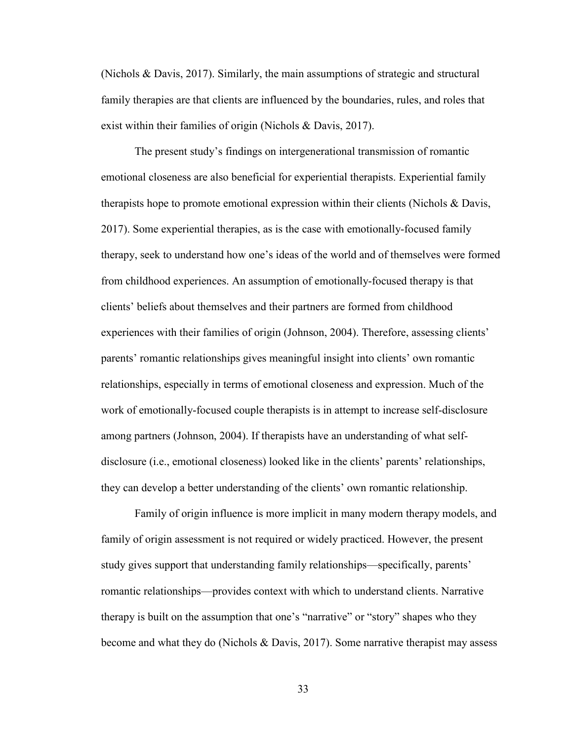(Nichols & Davis, 2017). Similarly, the main assumptions of strategic and structural family therapies are that clients are influenced by the boundaries, rules, and roles that exist within their families of origin (Nichols & Davis, 2017).

The present study's findings on intergenerational transmission of romantic emotional closeness are also beneficial for experiential therapists. Experiential family therapists hope to promote emotional expression within their clients (Nichols & Davis, 2017). Some experiential therapies, as is the case with emotionally-focused family therapy, seek to understand how one's ideas of the world and of themselves were formed from childhood experiences. An assumption of emotionally-focused therapy is that clients' beliefs about themselves and their partners are formed from childhood experiences with their families of origin (Johnson, 2004). Therefore, assessing clients' parents' romantic relationships gives meaningful insight into clients' own romantic relationships, especially in terms of emotional closeness and expression. Much of the work of emotionally-focused couple therapists is in attempt to increase self-disclosure among partners (Johnson, 2004). If therapists have an understanding of what self-disclosure (i.e., emotional closeness) looked like in the clients' parents' relationships, they can develop a better understanding of the clients' own romantic relationship.

Family of origin influence is more implicit in many modern therapy models, and family of origin assessment is not required or widely practiced. However, the present study gives support that understanding family relationships—specifically, parents' romantic relationships—provides context with which to understand clients. Narrative therapy is built on the assumption that one's "narrative" or "story" shapes who they become and what they do (Nichols & Davis, 2017). Some narrative therapist may assess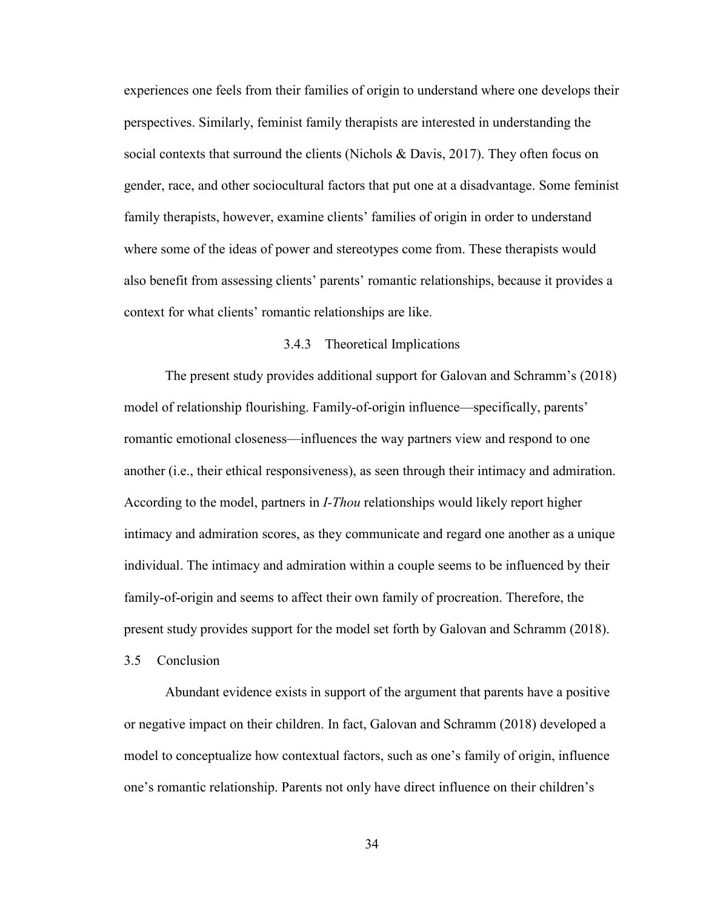experiences one feels from their families of origin to understand where one develops their perspectives. Similarly, feminist family therapists are interested in understanding the social contexts that surround the clients (Nichols & Davis, 2017). They often focus on gender, race, and other sociocultural factors that put one at a disadvantage. Some feminist family therapists, however, examine clients' families of origin in order to understand where some of the ideas of power and stereotypes come from. These therapists would also benefit from assessing clients' parents' romantic relationships, because it provides a context for what clients' romantic relationships are like.

### 3.4.3 Theoretical Implications

The present study provides additional support for Galovan and Schramm's (2018) model of relationship flourishing. Family-of-origin influence—specifically, parents' romantic emotional closeness—influences the way partners view and respond to one another (i.e., their ethical responsiveness), as seen through their intimacy and admiration. According to the model, partners in *I-Thou* relationships would likely report higher intimacy and admiration scores, as they communicate and regard one another as a unique individual. The intimacy and admiration within a couple seems to be influenced by their family-of-origin and seems to affect their own family of procreation. Therefore, the present study provides support for the model set forth by Galovan and Schramm (2018).

## 3.5 Conclusion

Abundant evidence exists in support of the argument that parents have a positive or negative impact on their children. In fact, Galovan and Schramm (2018) developed a model to conceptualize how contextual factors, such as one's family of origin, influence one's romantic relationship. Parents not only have direct influence on their children's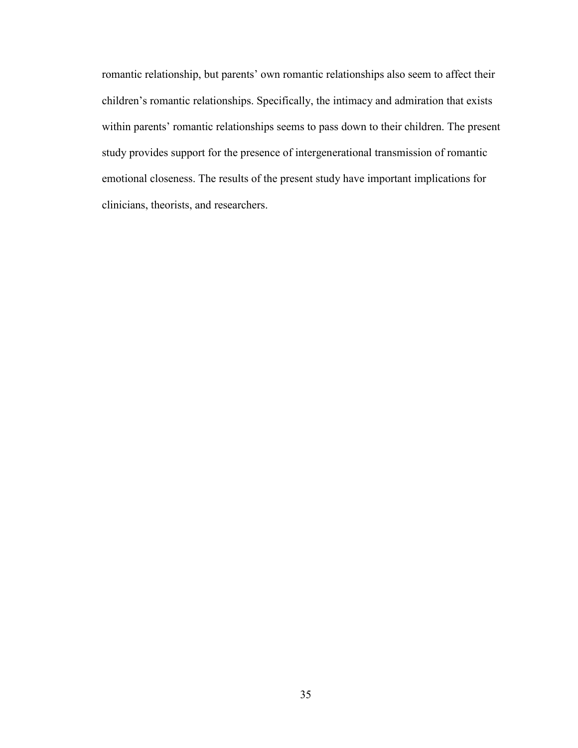romantic relationship, but parents' own romantic relationships also seem to affect their children's romantic relationships. Specifically, the intimacy and admiration that exists within parents' romantic relationships seems to pass down to their children. The present study provides support for the presence of intergenerational transmission of romantic emotional closeness. The results of the present study have important implications for clinicians, theorists, and researchers.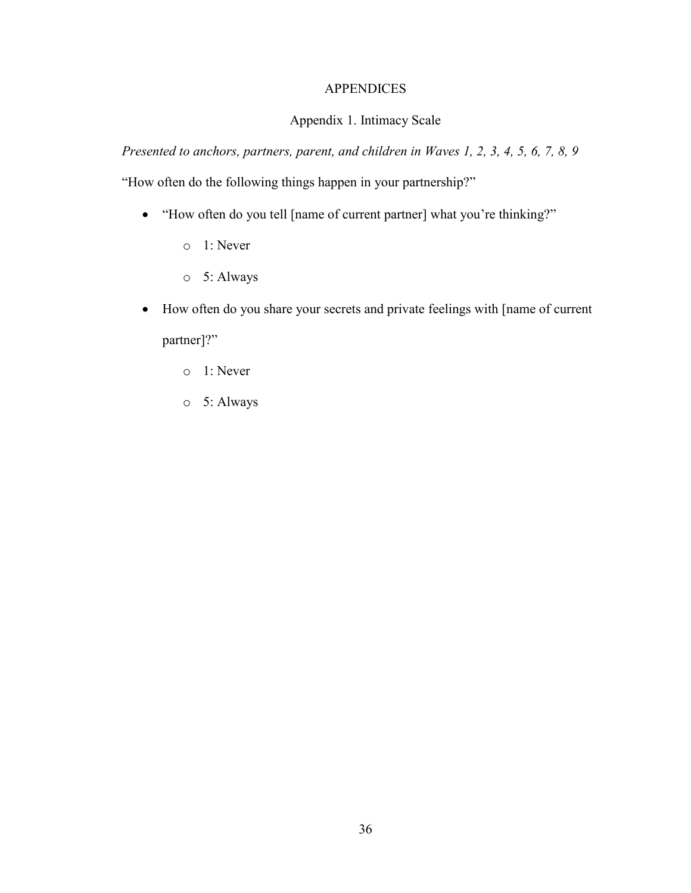# APPENDICES

## Appendix 1. Intimacy Scale

*Presented to anchors, partners, parent, and children in Waves 1, 2, 3, 4, 5, 6, 7, 8, 9*

"How often do the following things happen in your partnership?"

- "How often do you tell [name of current partner] what you're thinking?"
  - 1: Never
  - 5: Always
- How often do you share your secrets and private feelings with [name of current partner]?"
  - 1: Never
  - 5: Always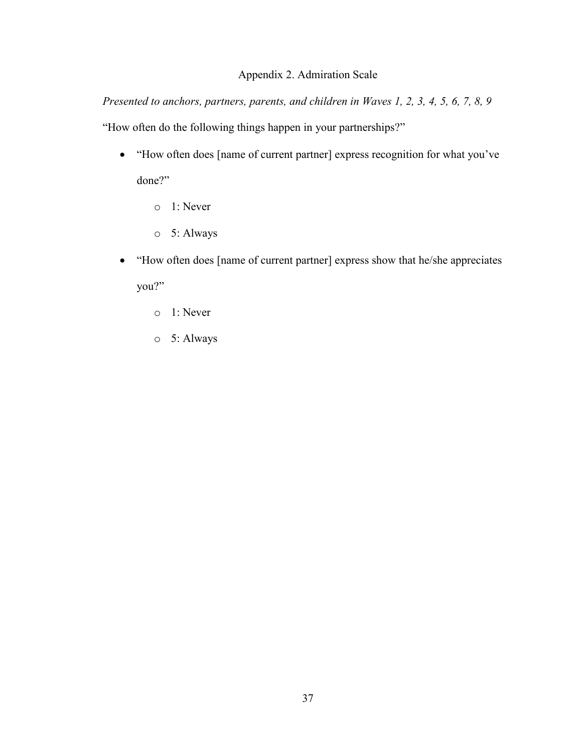# Appendix 2. Admiration Scale

*Presented to anchors, partners, parents, and children in Waves 1, 2, 3, 4, 5, 6, 7, 8, 9*

"How often do the following things happen in your partnerships?"

- "How often does [name of current partner] express recognition for what you've done?"
  - 1: Never
  - 5: Always
- "How often does [name of current partner] express show that he/she appreciates you?"
  - 1: Never
  - 5: Always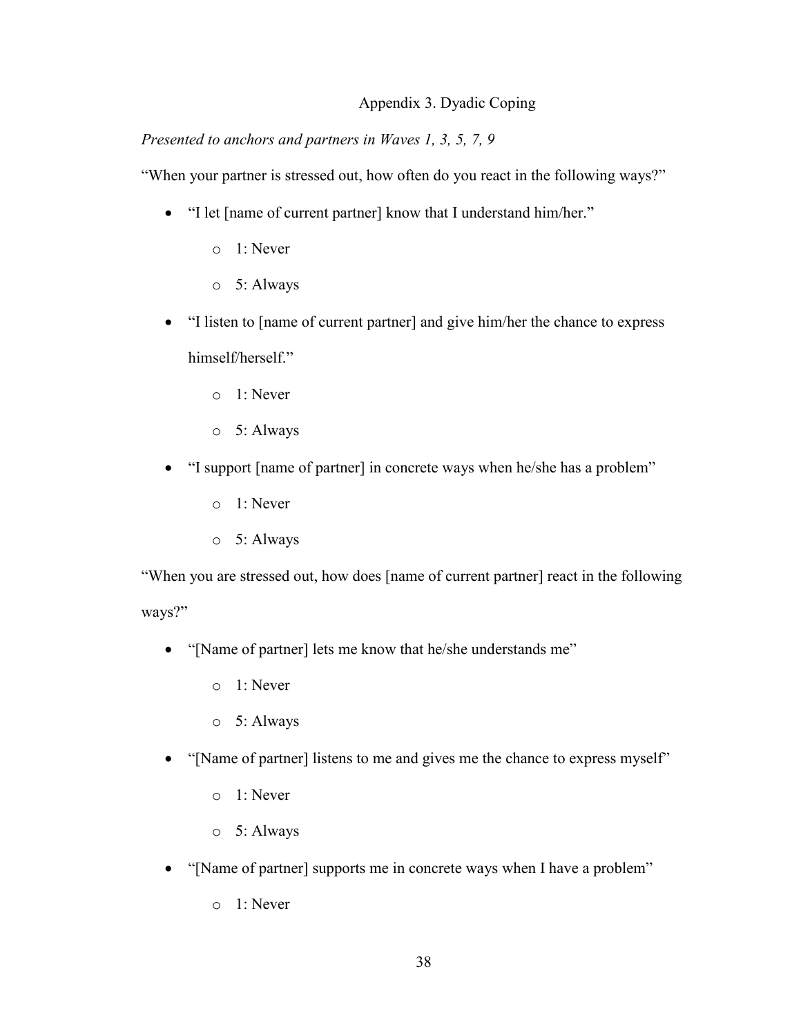# Appendix 3. Dyadic Coping

*Presented to anchors and partners in Waves 1, 3, 5, 7, 9*

"When your partner is stressed out, how often do you react in the following ways?"

- "I let [name of current partner] know that I understand him/her."
  - 1: Never
  - 5: Always
- "I listen to [name of current partner] and give him/her the chance to express himself/herself."
  - 1: Never
  - 5: Always
- "I support [name of partner] in concrete ways when he/she has a problem"
  - 1: Never
  - 5: Always

"When you are stressed out, how does [name of current partner] react in the following ways?"

- "[Name of partner] lets me know that he/she understands me"
  - 1: Never
  - 5: Always
- "[Name of partner] listens to me and gives me the chance to express myself"
  - 1: Never
  - 5: Always
- "[Name of partner] supports me in concrete ways when I have a problem"
  - 1: Never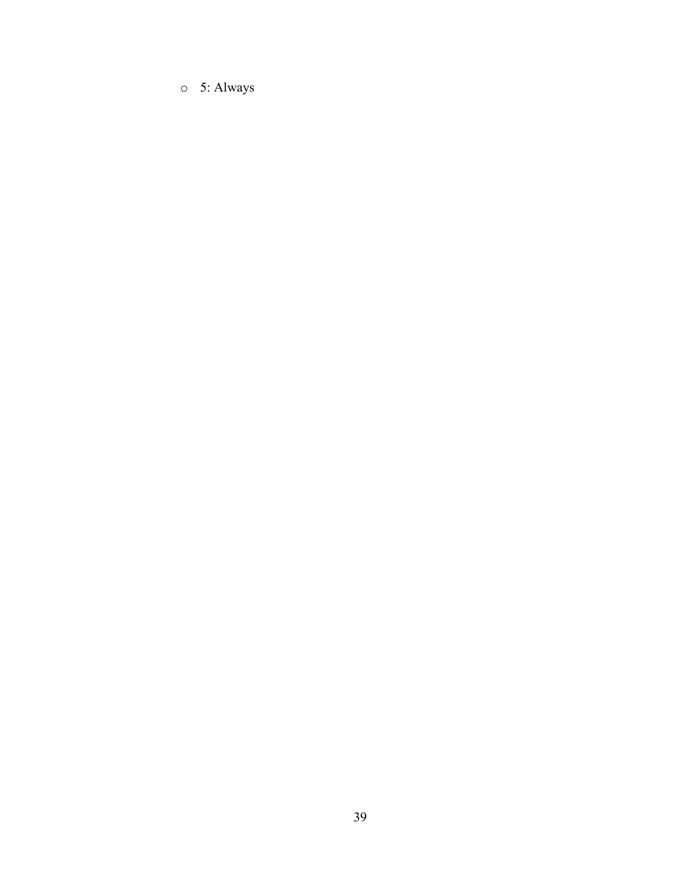- 5: Always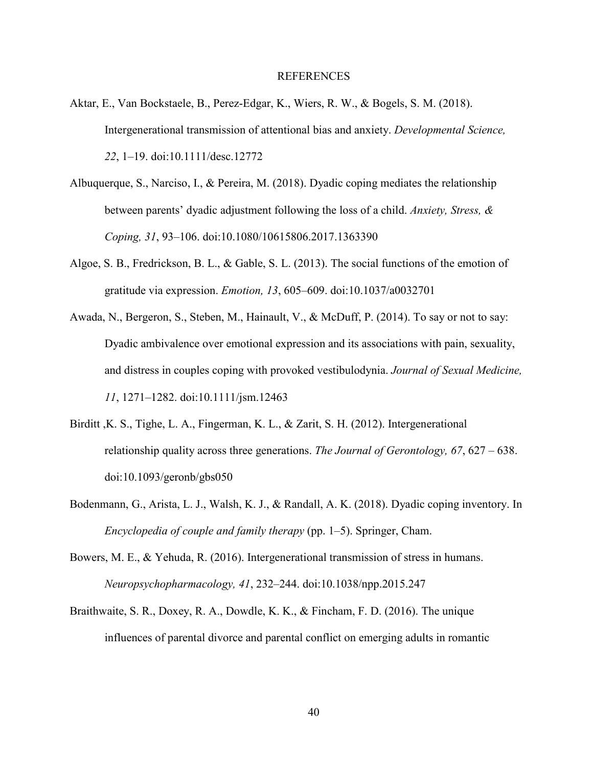# REFERENCES

Aktar, E., Van Bockstaele, B., Perez-Edgar, K., Wiers, R. W., & Bogels, S. M. (2018). Intergenerational transmission of attentional bias and anxiety. *Developmental Science, 22*, 1–19. doi:10.1111/desc.12772

Albuquerque, S., Narciso, I., & Pereira, M. (2018). Dyadic coping mediates the relationship between parents' dyadic adjustment following the loss of a child. *Anxiety, Stress, & Coping, 31*, 93–106. doi:10.1080/10615806.2017.1363390

Algoe, S. B., Fredrickson, B. L., & Gable, S. L. (2013). The social functions of the emotion of gratitude via expression. *Emotion, 13*, 605–609. doi:10.1037/a0032701

Awada, N., Bergeron, S., Steben, M., Hainault, V., & McDuff, P. (2014). To say or not to say: Dyadic ambivalence over emotional expression and its associations with pain, sexuality, and distress in couples coping with provoked vestibulodynia. *Journal of Sexual Medicine, 11*, 1271–1282. doi:10.1111/jsm.12463

Birditt ,K. S., Tighe, L. A., Fingerman, K. L., & Zarit, S. H. (2012). Intergenerational relationship quality across three generations. *The Journal of Gerontology, 67*, 627 – 638. doi:10.1093/geronb/gbs050

Bodenmann, G., Arista, L. J., Walsh, K. J., & Randall, A. K. (2018). Dyadic coping inventory. In *Encyclopedia of couple and family therapy* (pp. 1–5). Springer, Cham.

Bowers, M. E., & Yehuda, R. (2016). Intergenerational transmission of stress in humans. *Neuropsychopharmacology, 41*, 232–244. doi:10.1038/npp.2015.247

Braithwaite, S. R., Doxey, R. A., Dowdle, K. K., & Fincham, F. D. (2016). The unique influences of parental divorce and parental conflict on emerging adults in romantic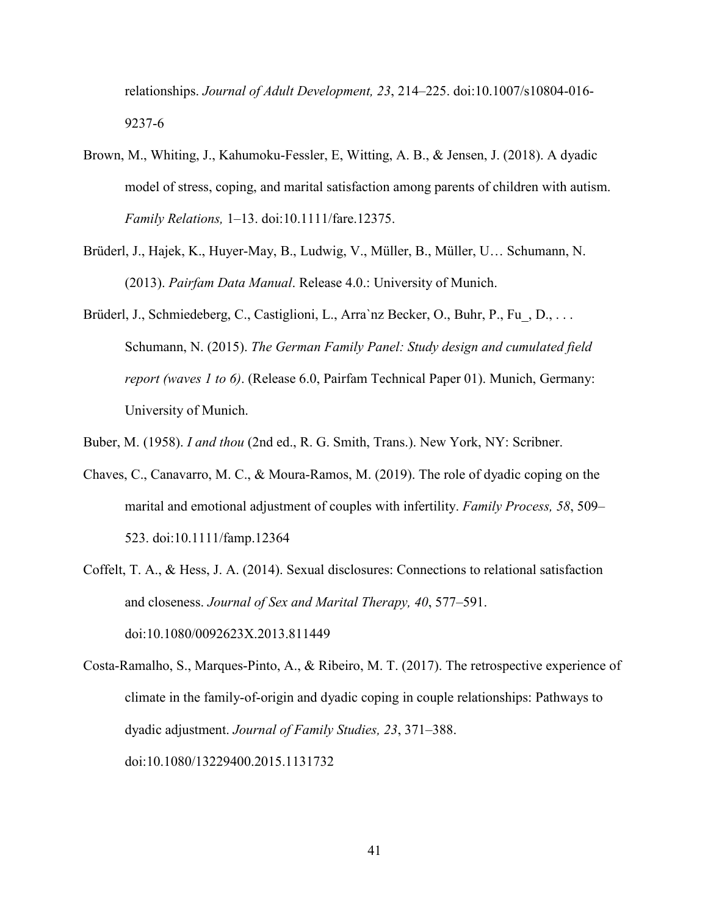relationships. *Journal of Adult Development, 23*, 214–225. doi:10.1007/s10804-016-9237-6

Brown, M., Whiting, J., Kahumoku-Fessler, E, Witting, A. B., & Jensen, J. (2018). A dyadic model of stress, coping, and marital satisfaction among parents of children with autism. *Family Relations,* 1–13. doi:10.1111/fare.12375.

Brüderl, J., Hajek, K., Huyer-May, B., Ludwig, V., Müller, B., Müller, U… Schumann, N. (2013). *Pairfam Data Manual*. Release 4.0.: University of Munich.

Brüderl, J., Schmiedeberg, C., Castiglioni, L., Arra`nz Becker, O., Buhr, P., Fu_, D., . . . Schumann, N. (2015). *The German Family Panel: Study design and cumulated field report (waves 1 to 6)*. (Release 6.0, Pairfam Technical Paper 01). Munich, Germany: University of Munich.

Buber, M. (1958). *I and thou* (2nd ed., R. G. Smith, Trans.). New York, NY: Scribner.

Chaves, C., Canavarro, M. C., & Moura-Ramos, M. (2019). The role of dyadic coping on the marital and emotional adjustment of couples with infertility. *Family Process, 58*, 509–523. doi:10.1111/famp.12364

Coffelt, T. A., & Hess, J. A. (2014). Sexual disclosures: Connections to relational satisfaction and closeness. *Journal of Sex and Marital Therapy, 40*, 577–591. doi:10.1080/0092623X.2013.811449

Costa-Ramalho, S., Marques-Pinto, A., & Ribeiro, M. T. (2017). The retrospective experience of climate in the family-of-origin and dyadic coping in couple relationships: Pathways to dyadic adjustment. *Journal of Family Studies, 23*, 371–388. doi:10.1080/13229400.2015.1131732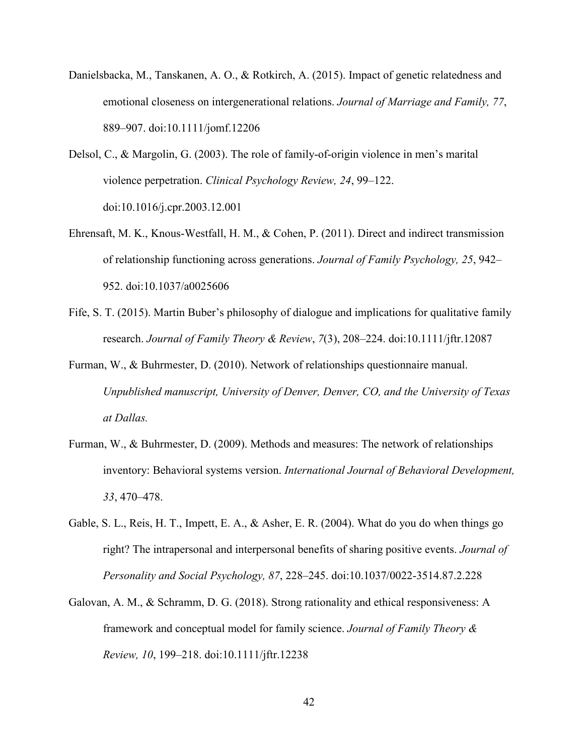Danielsbacka, M., Tanskanen, A. O., & Rotkirch, A. (2015). Impact of genetic relatedness and emotional closeness on intergenerational relations. *Journal of Marriage and Family, 77*, 889–907. doi:10.1111/jomf.12206

Delsol, C., & Margolin, G. (2003). The role of family-of-origin violence in men's marital violence perpetration. *Clinical Psychology Review, 24*, 99–122. doi:10.1016/j.cpr.2003.12.001

Ehrensaft, M. K., Knous-Westfall, H. M., & Cohen, P. (2011). Direct and indirect transmission of relationship functioning across generations. *Journal of Family Psychology, 25*, 942–952. doi:10.1037/a0025606

Fife, S. T. (2015). Martin Buber's philosophy of dialogue and implications for qualitative family research. *Journal of Family Theory & Review*, *7*(3), 208–224. doi:10.1111/jftr.12087

Furman, W., & Buhrmester, D. (2010). Network of relationships questionnaire manual. *Unpublished manuscript, University of Denver, Denver, CO, and the University of Texas at Dallas.*

Furman, W., & Buhrmester, D. (2009). Methods and measures: The network of relationships inventory: Behavioral systems version. *International Journal of Behavioral Development, 33*, 470–478.

Gable, S. L., Reis, H. T., Impett, E. A., & Asher, E. R. (2004). What do you do when things go right? The intrapersonal and interpersonal benefits of sharing positive events. *Journal of Personality and Social Psychology, 87*, 228–245. doi:10.1037/0022-3514.87.2.228

Galovan, A. M., & Schramm, D. G. (2018). Strong rationality and ethical responsiveness: A framework and conceptual model for family science. *Journal of Family Theory & Review, 10*, 199–218. doi:10.1111/jftr.12238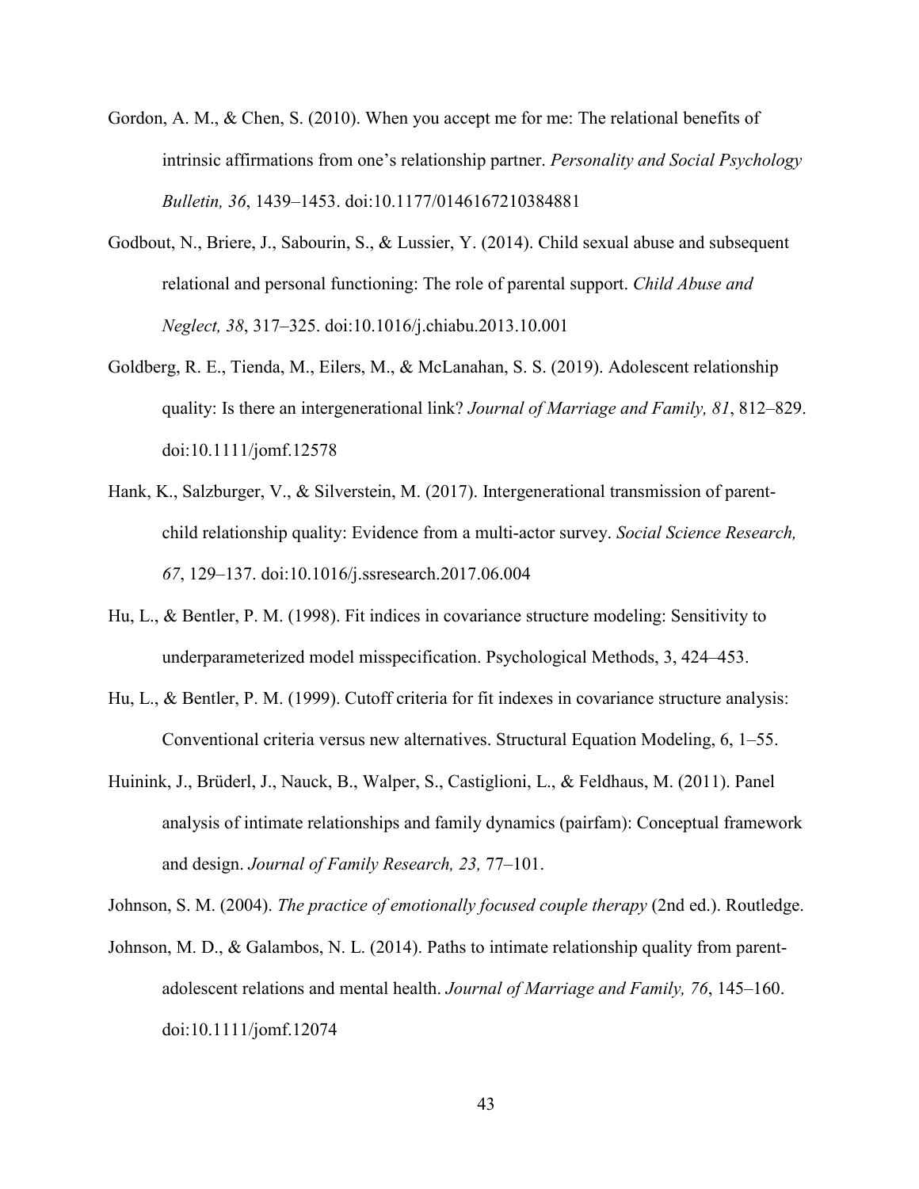Gordon, A. M., & Chen, S. (2010). When you accept me for me: The relational benefits of intrinsic affirmations from one's relationship partner. *Personality and Social Psychology Bulletin, 36*, 1439–1453. doi:10.1177/0146167210384881

Godbout, N., Briere, J., Sabourin, S., & Lussier, Y. (2014). Child sexual abuse and subsequent relational and personal functioning: The role of parental support. *Child Abuse and Neglect, 38*, 317–325. doi:10.1016/j.chiabu.2013.10.001

Goldberg, R. E., Tienda, M., Eilers, M., & McLanahan, S. S. (2019). Adolescent relationship quality: Is there an intergenerational link? *Journal of Marriage and Family, 81*, 812–829. doi:10.1111/jomf.12578

Hank, K., Salzburger, V., & Silverstein, M. (2017). Intergenerational transmission of parent-child relationship quality: Evidence from a multi-actor survey. *Social Science Research, 67*, 129–137. doi:10.1016/j.ssresearch.2017.06.004

Hu, L., & Bentler, P. M. (1998). Fit indices in covariance structure modeling: Sensitivity to underparameterized model misspecification. Psychological Methods, 3, 424–453.

Hu, L., & Bentler, P. M. (1999). Cutoff criteria for fit indexes in covariance structure analysis: Conventional criteria versus new alternatives. Structural Equation Modeling, 6, 1–55.

Huinink, J., Brüderl, J., Nauck, B., Walper, S., Castiglioni, L., & Feldhaus, M. (2011). Panel analysis of intimate relationships and family dynamics (pairfam): Conceptual framework and design. *Journal of Family Research, 23,* 77–101.

Johnson, S. M. (2004). *The practice of emotionally focused couple therapy* (2nd ed.). Routledge.

Johnson, M. D., & Galambos, N. L. (2014). Paths to intimate relationship quality from parent-adolescent relations and mental health. *Journal of Marriage and Family, 76*, 145–160. doi:10.1111/jomf.12074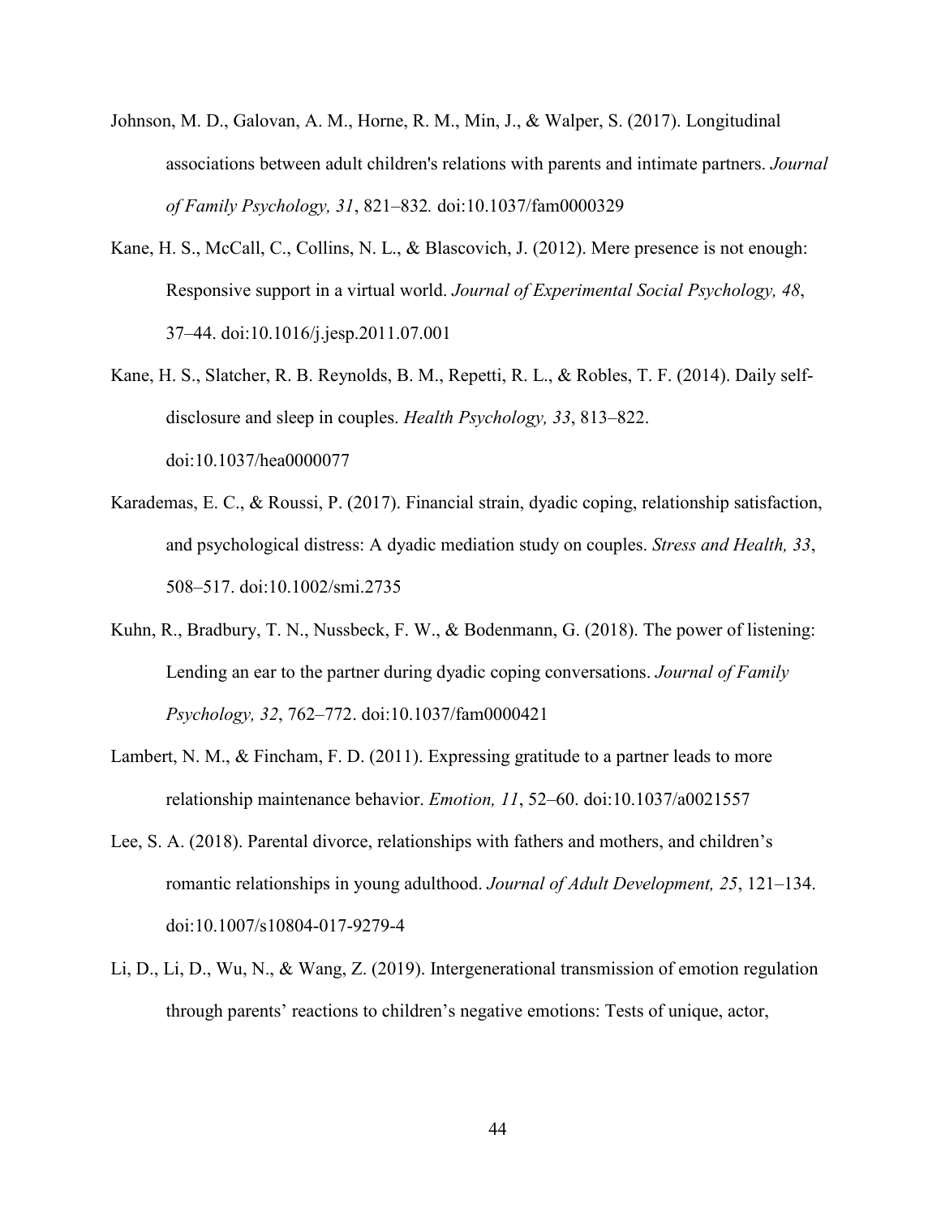Johnson, M. D., Galovan, A. M., Horne, R. M., Min, J., & Walper, S. (2017). Longitudinal associations between adult children's relations with parents and intimate partners. *Journal of Family Psychology, 31*, 821–832. doi:10.1037/fam0000329

Kane, H. S., McCall, C., Collins, N. L., & Blascovich, J. (2012). Mere presence is not enough: Responsive support in a virtual world. *Journal of Experimental Social Psychology, 48*, 37–44. doi:10.1016/j.jesp.2011.07.001

Kane, H. S., Slatcher, R. B. Reynolds, B. M., Repetti, R. L., & Robles, T. F. (2014). Daily self-disclosure and sleep in couples. *Health Psychology, 33*, 813–822. doi:10.1037/hea0000077

Karademas, E. C., & Roussi, P. (2017). Financial strain, dyadic coping, relationship satisfaction, and psychological distress: A dyadic mediation study on couples. *Stress and Health, 33*, 508–517. doi:10.1002/smi.2735

Kuhn, R., Bradbury, T. N., Nussbeck, F. W., & Bodenmann, G. (2018). The power of listening: Lending an ear to the partner during dyadic coping conversations. *Journal of Family Psychology, 32*, 762–772. doi:10.1037/fam0000421

Lambert, N. M., & Fincham, F. D. (2011). Expressing gratitude to a partner leads to more relationship maintenance behavior. *Emotion, 11*, 52–60. doi:10.1037/a0021557

Lee, S. A. (2018). Parental divorce, relationships with fathers and mothers, and children's romantic relationships in young adulthood. *Journal of Adult Development, 25*, 121–134. doi:10.1007/s10804-017-9279-4

Li, D., Li, D., Wu, N., & Wang, Z. (2019). Intergenerational transmission of emotion regulation through parents' reactions to children's negative emotions: Tests of unique, actor,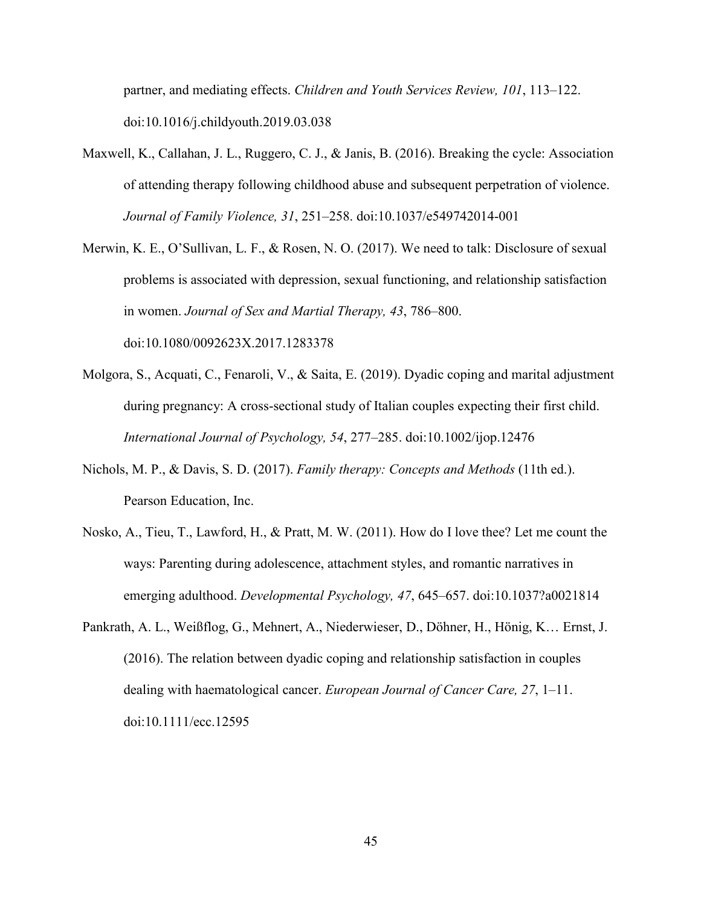partner, and mediating effects. *Children and Youth Services Review, 101*, 113–122. doi:10.1016/j.childyouth.2019.03.038

Maxwell, K., Callahan, J. L., Ruggero, C. J., & Janis, B. (2016). Breaking the cycle: Association of attending therapy following childhood abuse and subsequent perpetration of violence. *Journal of Family Violence, 31*, 251–258. doi:10.1037/e549742014-001

Merwin, K. E., O'Sullivan, L. F., & Rosen, N. O. (2017). We need to talk: Disclosure of sexual problems is associated with depression, sexual functioning, and relationship satisfaction in women. *Journal of Sex and Martial Therapy, 43*, 786–800. doi:10.1080/0092623X.2017.1283378

Molgora, S., Acquati, C., Fenaroli, V., & Saita, E. (2019). Dyadic coping and marital adjustment during pregnancy: A cross-sectional study of Italian couples expecting their first child. *International Journal of Psychology, 54*, 277–285. doi:10.1002/ijop.12476

Nichols, M. P., & Davis, S. D. (2017). *Family therapy: Concepts and Methods* (11th ed.). Pearson Education, Inc.

Nosko, A., Tieu, T., Lawford, H., & Pratt, M. W. (2011). How do I love thee? Let me count the ways: Parenting during adolescence, attachment styles, and romantic narratives in emerging adulthood. *Developmental Psychology, 47*, 645–657. doi:10.1037?a0021814

Pankrath, A. L., Weißflog, G., Mehnert, A., Niederwieser, D., Döhner, H., Hönig, K… Ernst, J. (2016). The relation between dyadic coping and relationship satisfaction in couples dealing with haematological cancer. *European Journal of Cancer Care, 27*, 1–11. doi:10.1111/ecc.12595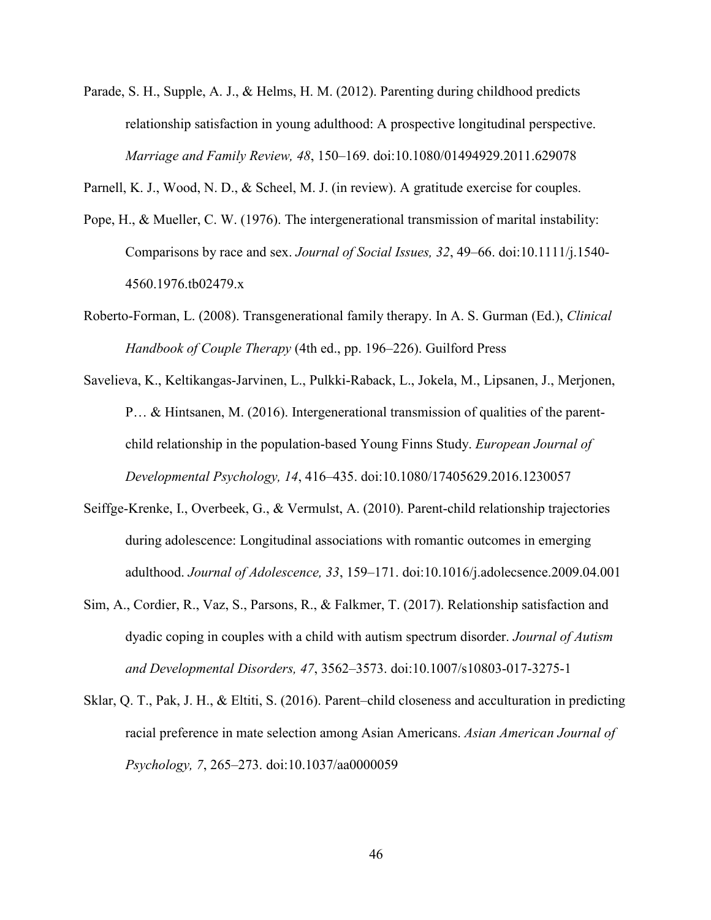Parade, S. H., Supple, A. J., & Helms, H. M. (2012). Parenting during childhood predicts relationship satisfaction in young adulthood: A prospective longitudinal perspective. *Marriage and Family Review, 48*, 150–169. doi:10.1080/01494929.2011.629078

Parnell, K. J., Wood, N. D., & Scheel, M. J. (in review). A gratitude exercise for couples.

Pope, H., & Mueller, C. W. (1976). The intergenerational transmission of marital instability: Comparisons by race and sex. *Journal of Social Issues, 32*, 49–66. doi:10.1111/j.1540-4560.1976.tb02479.x

Roberto-Forman, L. (2008). Transgenerational family therapy. In A. S. Gurman (Ed.), *Clinical Handbook of Couple Therapy* (4th ed., pp. 196–226). Guilford Press

Savelieva, K., Keltikangas-Jarvinen, L., Pulkki-Raback, L., Jokela, M., Lipsanen, J., Merjonen, P… & Hintsanen, M. (2016). Intergenerational transmission of qualities of the parent-child relationship in the population-based Young Finns Study. *European Journal of Developmental Psychology, 14*, 416–435. doi:10.1080/17405629.2016.1230057

Seiffge-Krenke, I., Overbeek, G., & Vermulst, A. (2010). Parent-child relationship trajectories during adolescence: Longitudinal associations with romantic outcomes in emerging adulthood. *Journal of Adolescence, 33*, 159–171. doi:10.1016/j.adolecsence.2009.04.001

Sim, A., Cordier, R., Vaz, S., Parsons, R., & Falkmer, T. (2017). Relationship satisfaction and dyadic coping in couples with a child with autism spectrum disorder. *Journal of Autism and Developmental Disorders, 47*, 3562–3573. doi:10.1007/s10803-017-3275-1

Sklar, Q. T., Pak, J. H., & Eltiti, S. (2016). Parent–child closeness and acculturation in predicting racial preference in mate selection among Asian Americans. *Asian American Journal of Psychology, 7*, 265–273. doi:10.1037/aa0000059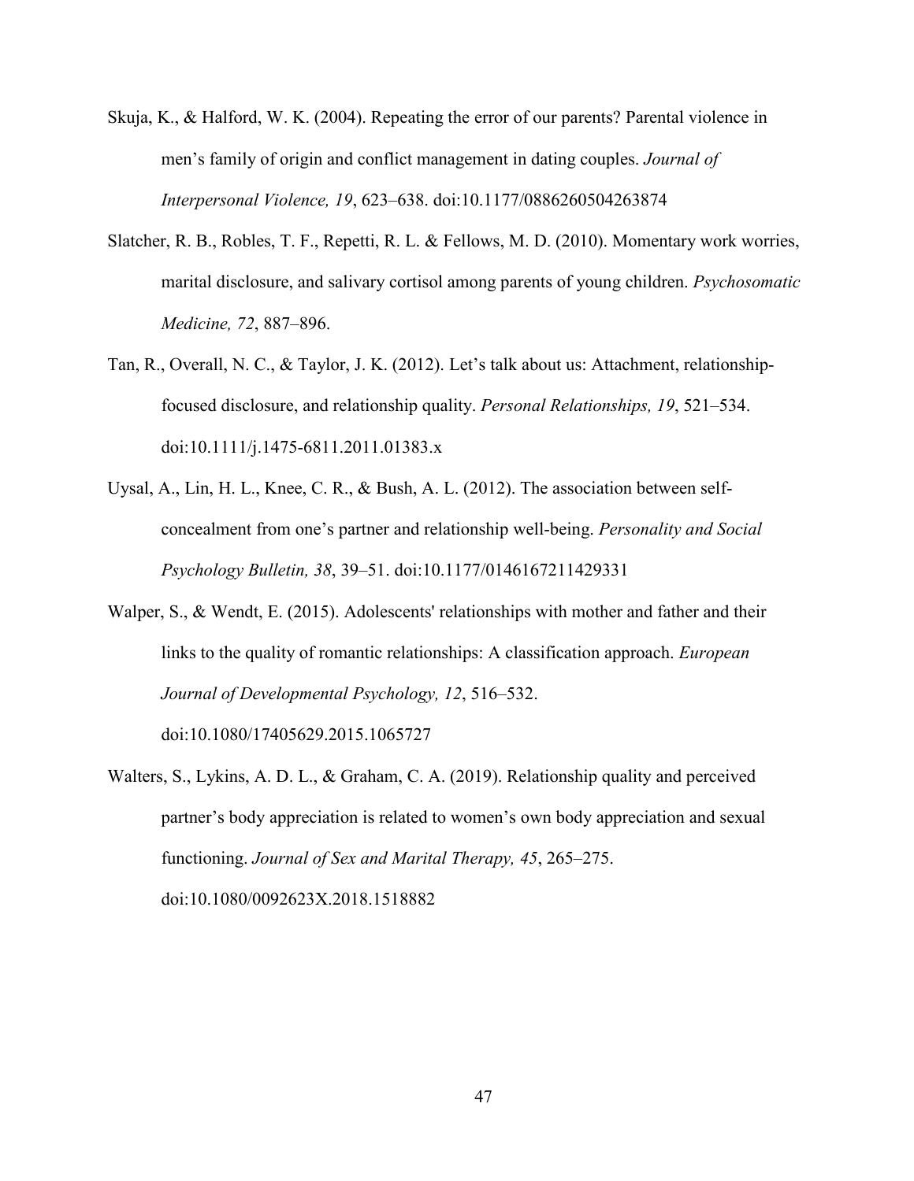Skuja, K., & Halford, W. K. (2004). Repeating the error of our parents? Parental violence in men's family of origin and conflict management in dating couples. *Journal of Interpersonal Violence, 19*, 623–638. doi:10.1177/0886260504263874

Slatcher, R. B., Robles, T. F., Repetti, R. L. & Fellows, M. D. (2010). Momentary work worries, marital disclosure, and salivary cortisol among parents of young children. *Psychosomatic Medicine, 72*, 887–896.

Tan, R., Overall, N. C., & Taylor, J. K. (2012). Let's talk about us: Attachment, relationship-focused disclosure, and relationship quality. *Personal Relationships, 19*, 521–534. doi:10.1111/j.1475-6811.2011.01383.x

Uysal, A., Lin, H. L., Knee, C. R., & Bush, A. L. (2012). The association between self-concealment from one's partner and relationship well-being. *Personality and Social Psychology Bulletin, 38*, 39–51. doi:10.1177/0146167211429331

Walper, S., & Wendt, E. (2015). Adolescents' relationships with mother and father and their links to the quality of romantic relationships: A classification approach. *European Journal of Developmental Psychology, 12*, 516–532. doi:10.1080/17405629.2015.1065727

Walters, S., Lykins, A. D. L., & Graham, C. A. (2019). Relationship quality and perceived partner's body appreciation is related to women's own body appreciation and sexual functioning. *Journal of Sex and Marital Therapy, 45*, 265–275. doi:10.1080/0092623X.2018.1518882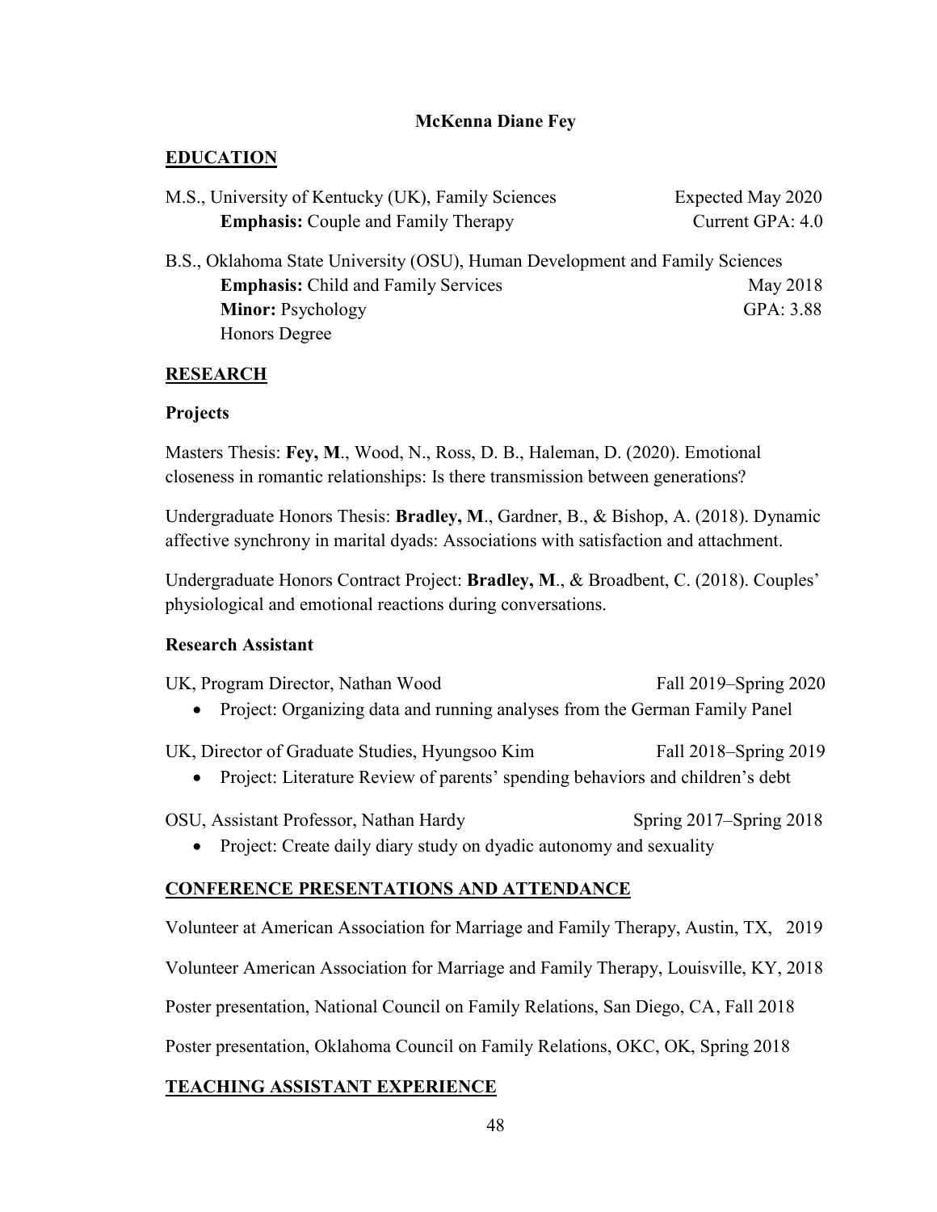**McKenna Diane Fey**

## EDUCATION

M.S., University of Kentucky (UK), Family Sciences — Expected May 2020
**Emphasis:** Couple and Family Therapy — Current GPA: 4.0

B.S., Oklahoma State University (OSU), Human Development and Family Sciences
**Emphasis:** Child and Family Services — May 2018
**Minor:** Psychology — GPA: 3.88
Honors Degree

## RESEARCH

### Projects

Masters Thesis: **Fey, M**., Wood, N., Ross, D. B., Haleman, D. (2020). Emotional closeness in romantic relationships: Is there transmission between generations?

Undergraduate Honors Thesis: **Bradley, M**., Gardner, B., & Bishop, A. (2018). Dynamic affective synchrony in marital dyads: Associations with satisfaction and attachment.

Undergraduate Honors Contract Project: **Bradley, M**., & Broadbent, C. (2018). Couples' physiological and emotional reactions during conversations.

### Research Assistant

UK, Program Director, Nathan Wood — Fall 2019–Spring 2020

- Project: Organizing data and running analyses from the German Family Panel

UK, Director of Graduate Studies, Hyungsoo Kim — Fall 2018–Spring 2019

- Project: Literature Review of parents' spending behaviors and children's debt

OSU, Assistant Professor, Nathan Hardy — Spring 2017–Spring 2018

- Project: Create daily diary study on dyadic autonomy and sexuality

## CONFERENCE PRESENTATIONS AND ATTENDANCE

Volunteer at American Association for Marriage and Family Therapy, Austin, TX, 2019

Volunteer American Association for Marriage and Family Therapy, Louisville, KY, 2018

Poster presentation, National Council on Family Relations, San Diego, CA, Fall 2018

Poster presentation, Oklahoma Council on Family Relations, OKC, OK, Spring 2018

## TEACHING ASSISTANT EXPERIENCE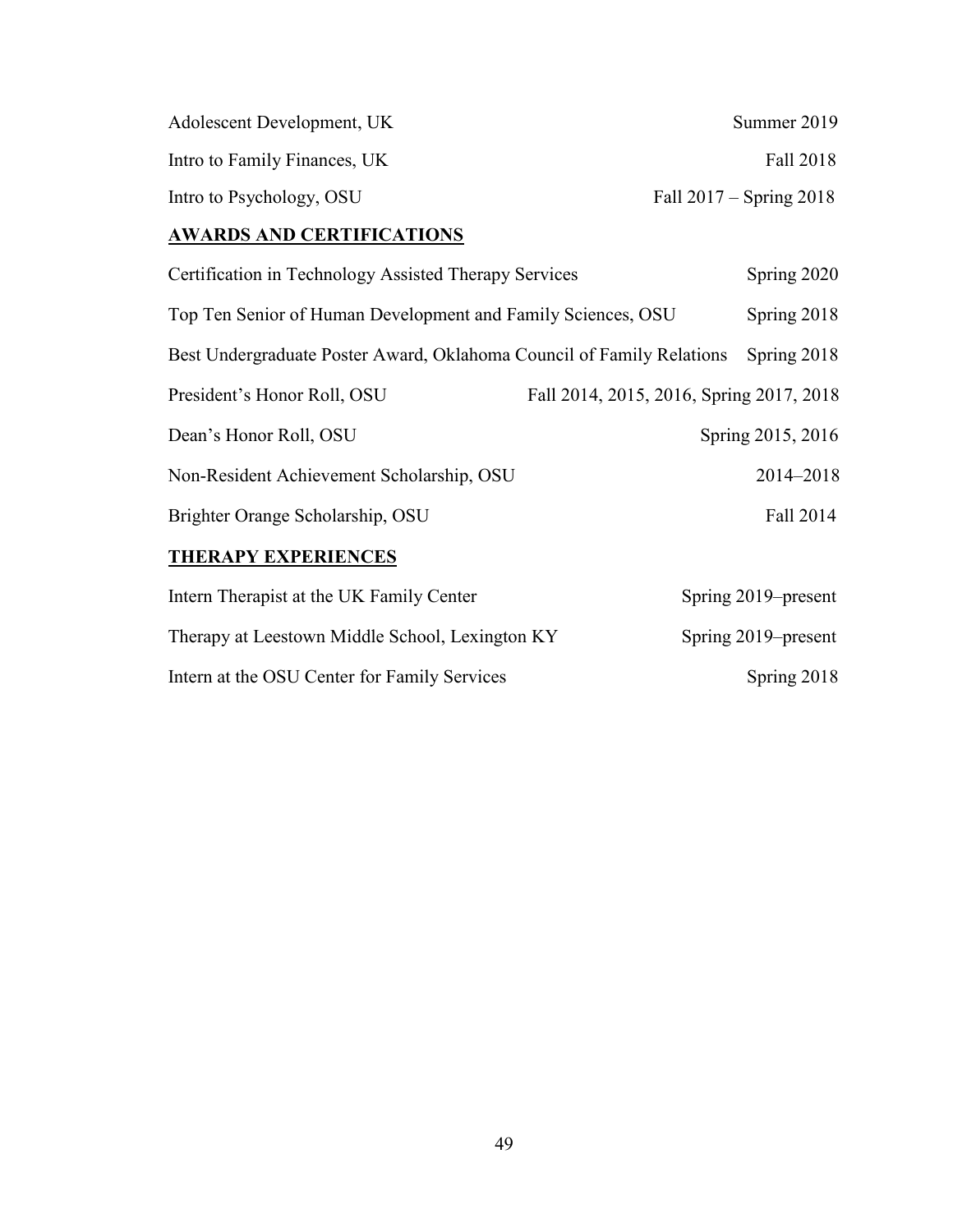Adolescent Development, UK Summer 2019

Intro to Family Finances, UK Fall 2018

Intro to Psychology, OSU Fall 2017 – Spring 2018

**AWARDS AND CERTIFICATIONS**

Certification in Technology Assisted Therapy Services Spring 2020

Top Ten Senior of Human Development and Family Sciences, OSU Spring 2018

Best Undergraduate Poster Award, Oklahoma Council of Family Relations Spring 2018

President's Honor Roll, OSU Fall 2014, 2015, 2016, Spring 2017, 2018

Dean's Honor Roll, OSU Spring 2015, 2016

Non-Resident Achievement Scholarship, OSU 2014–2018

Brighter Orange Scholarship, OSU Fall 2014

**THERAPY EXPERIENCES**

Intern Therapist at the UK Family Center Spring 2019–present

Therapy at Leestown Middle School, Lexington KY Spring 2019–present

Intern at the OSU Center for Family Services Spring 2018